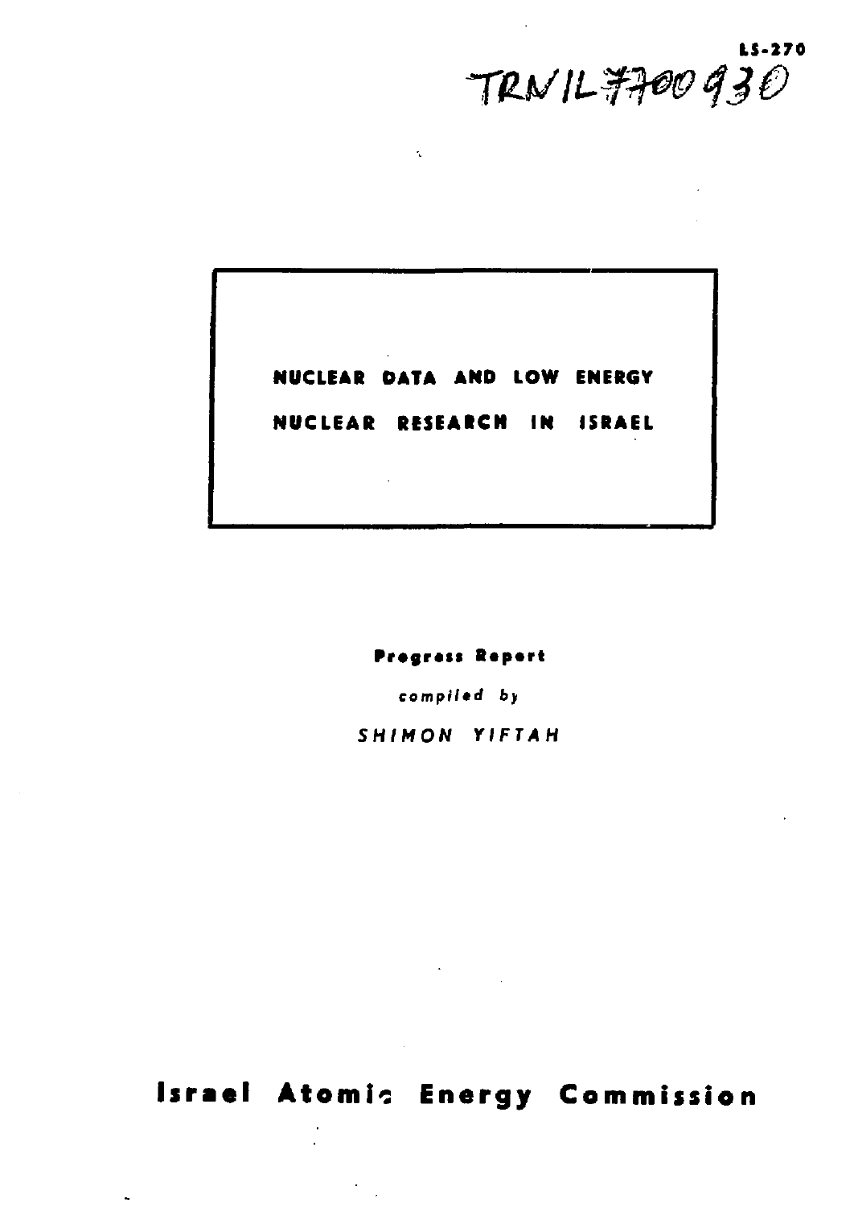LS-270

TRN/IL 7700930

# NUCLEAR DATA AND LOW ENERGY NUCLEAR RESEARCH IN ISRAEL

**Progress Report**

*compiled by*

*SHIMON YIFTAH*

**Israel Atomic Energy Commission**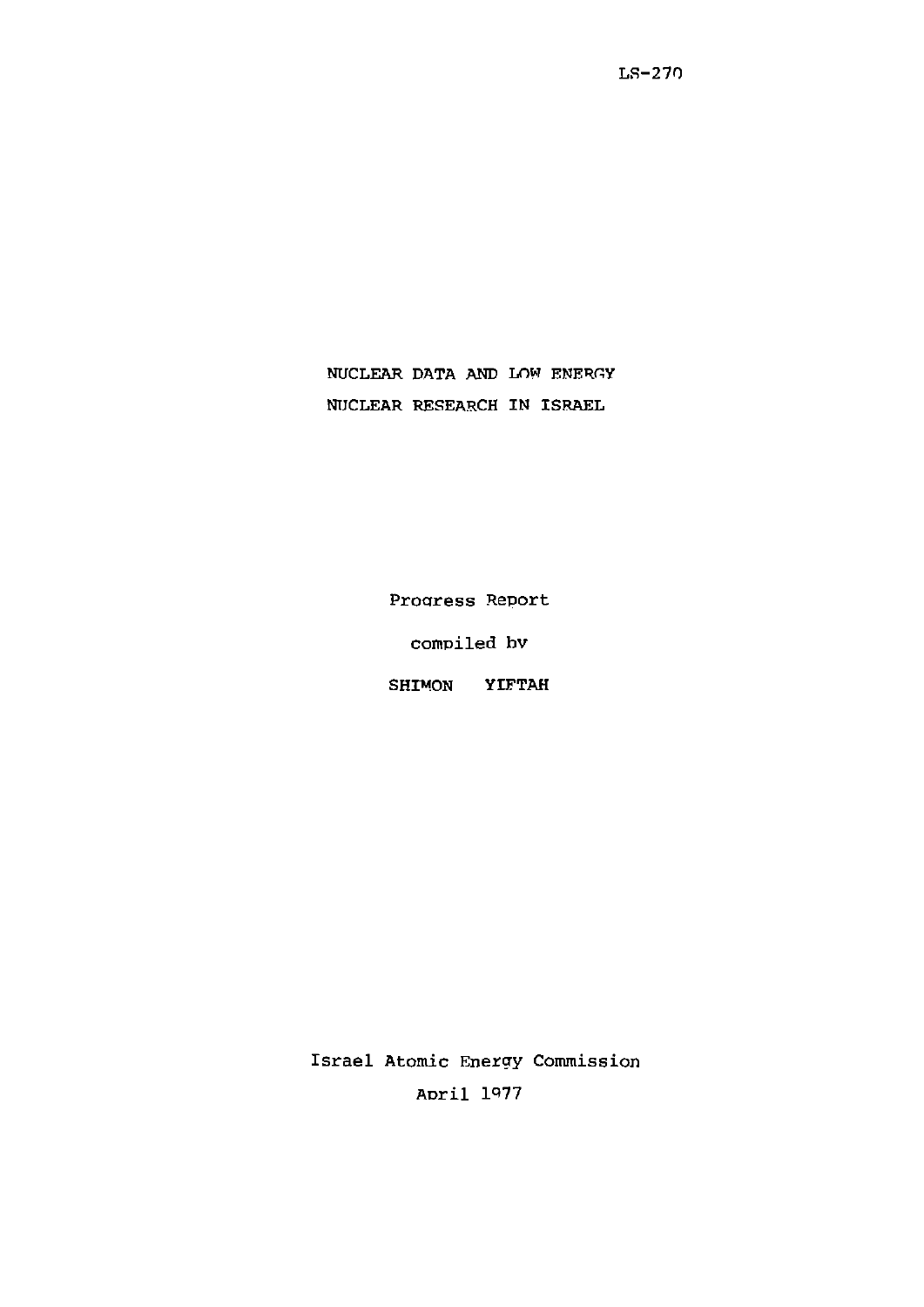LS-270

# NUCLEAR DATA AND LOW ENERGY NUCLEAR RESEARCH IN ISRAEL

Progress Report

compiled by

SHIMON YIFTAH

Israel Atomic Energy Commission

April 1977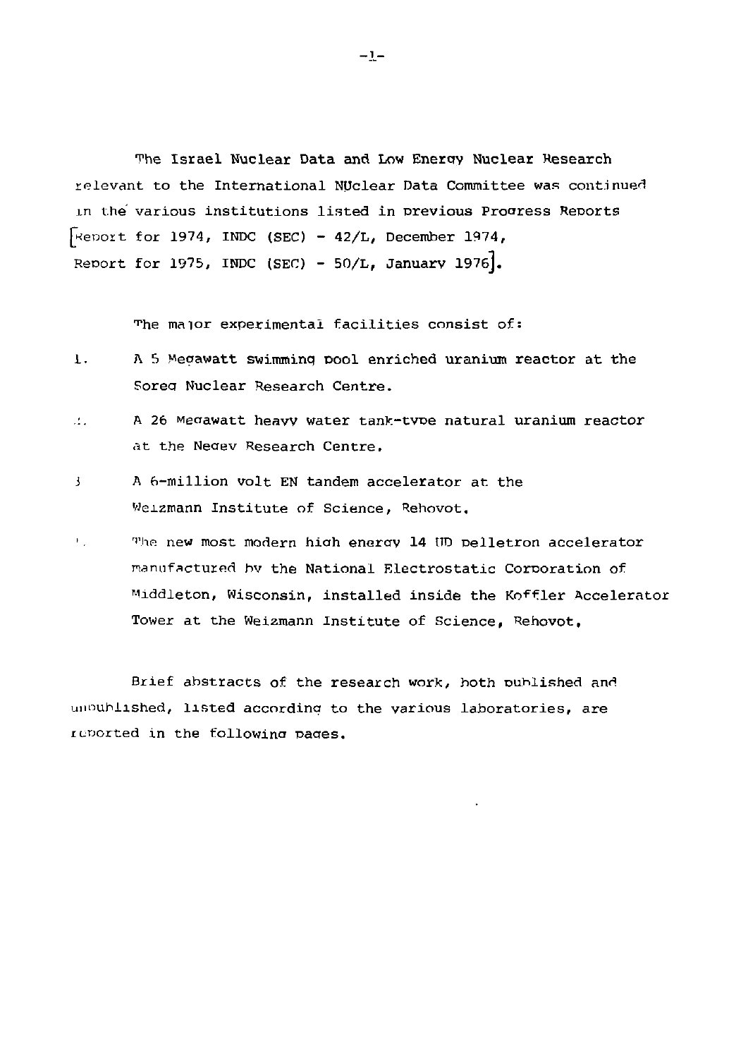The Israel Nuclear Data and Low Energy Nuclear Research relevant to the International NUclear Data Committee was continued in the various institutions listed in previous Progress Reports [Report for 1974, INDC (SEC) - 42/L, December 1974, Report for 1975, INDC (SEC) - 50/L, January 1976].

The major experimental facilities consist of:

1. A 5 Megawatt swimming pool enriched uranium reactor at the Soreq Nuclear Research Centre.
2. A 26 Megawatt heavy water tank-type natural uranium reactor at the Negev Research Centre.
3. A 6-million volt EN tandem accelerator at the Weizmann Institute of Science, Rehovot.
4. The new most modern high energy 14 UD pelletron accelerator manufactured by the National Electrostatic Corporation of Middleton, Wisconsin, installed inside the Koffler Accelerator Tower at the Weizmann Institute of Science, Rehovot.

Brief abstracts of the research work, both published and unpublished, listed according to the various laboratories, are reported in the following pages.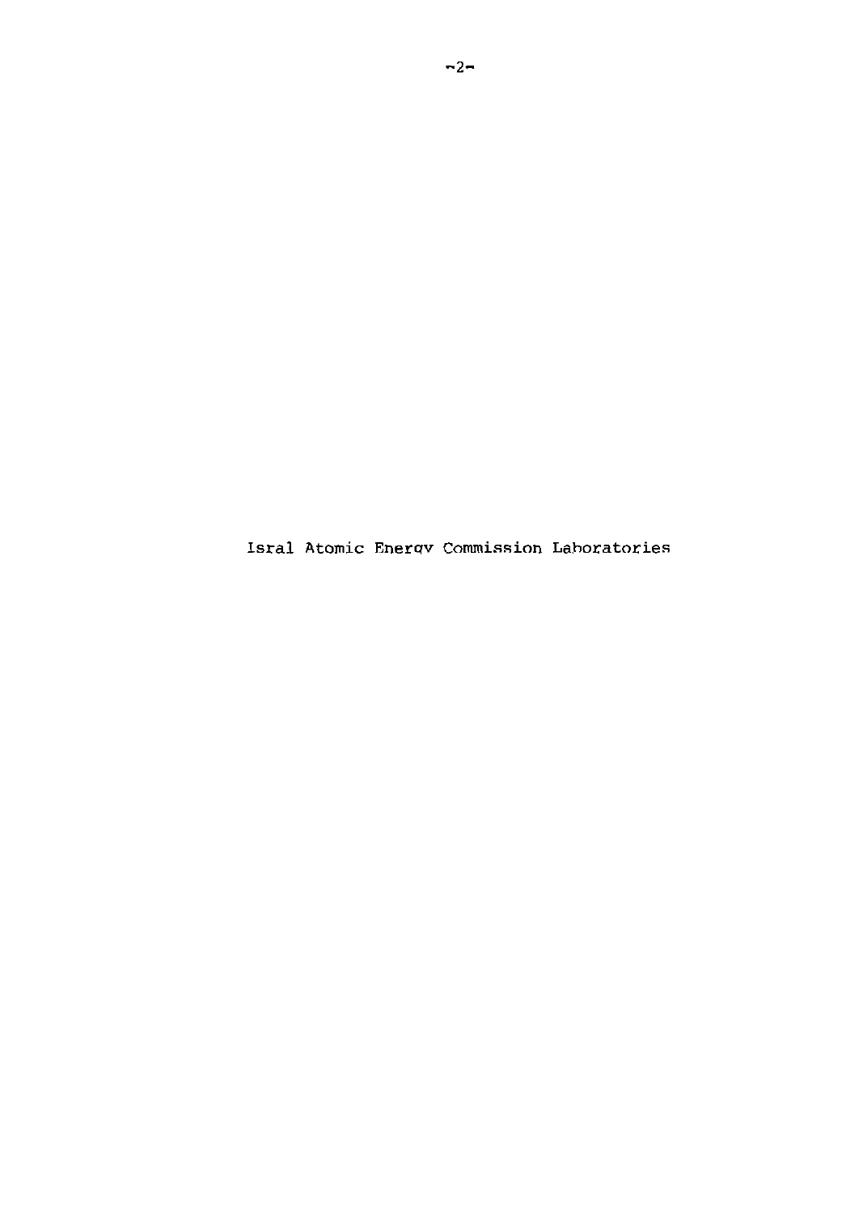Isral Atomic Energv Commission Laboratories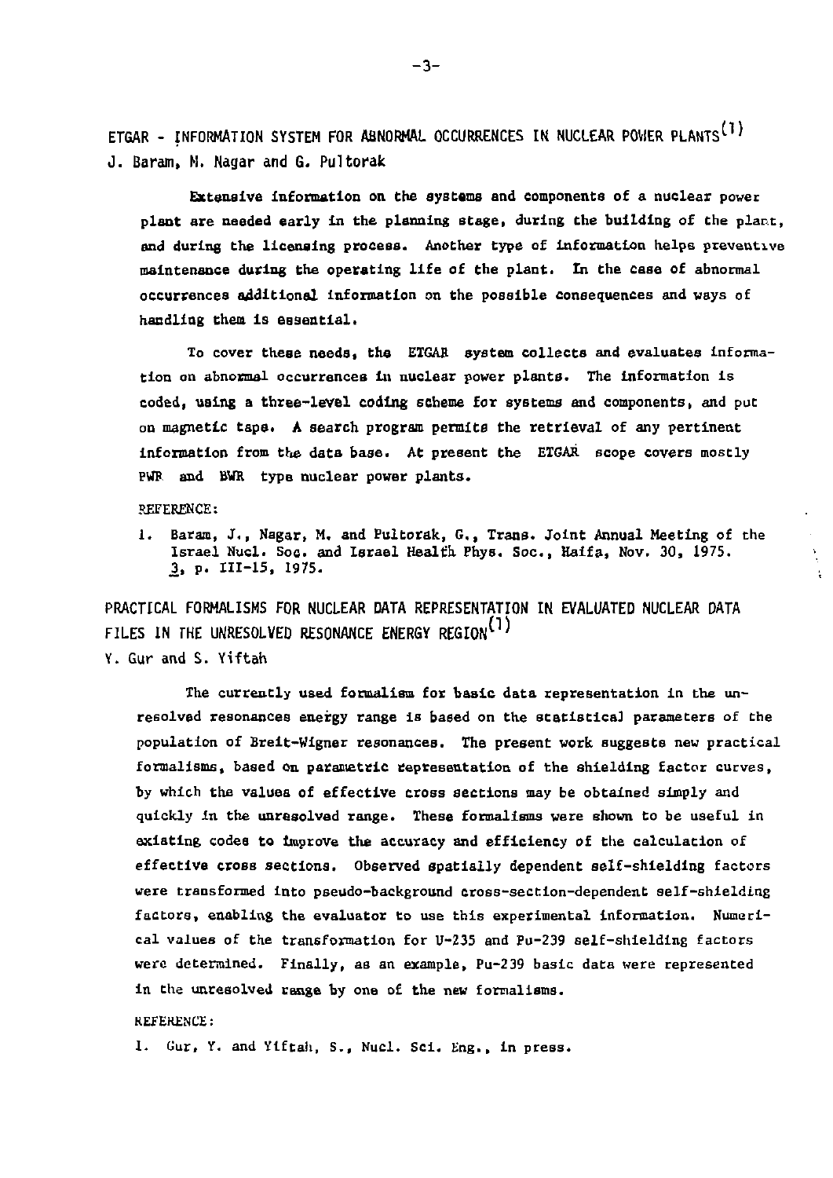## ETGAR - INFORMATION SYSTEM FOR ABNORMAL OCCURRENCES IN NUCLEAR POWER PLANTS[1]

J. Baram, M. Nagar and G. Pultorak

Extensive information on the systems and components of a nuclear power plant are needed early in the planning stage, during the building of the plant, and during the licensing process. Another type of information helps preventive maintenance during the operating life of the plant. In the case of abnormal occurrences additional information on the possible consequences and ways of handling them is essential.

To cover these needs, the ETGAR system collects and evaluates information on abnormal occurrences in nuclear power plants. The information is coded, using a three-level coding scheme for systems and components, and put on magnetic tape. A search program permits the retrieval of any pertinent information from the data base. At present the ETGAR scope covers mostly PWR and BWR type nuclear power plants.

REFERENCE:

1. Baram, J., Nagar, M. and Pultorak, G., Trans. Joint Annual Meeting of the Israel Nucl. Soc. and Israel Health Phys. Soc., Haifa, Nov. 30, 1975. 3, p. III-15, 1975.

## PRACTICAL FORMALISMS FOR NUCLEAR DATA REPRESENTATION IN EVALUATED NUCLEAR DATA FILES IN THE UNRESOLVED RESONANCE ENERGY REGION[1]

Y. Gur and S. Yiftah

The currently used formalism for basic data representation in the unresolved resonances energy range is based on the statistical parameters of the population of Breit-Wigner resonances. The present work suggests new practical formalisms, based on parametric representation of the shielding factor curves, by which the values of effective cross sections may be obtained simply and quickly in the unresolved range. These formalisms were shown to be useful in existing codes to improve the accuracy and efficiency of the calculation of effective cross sections. Observed spatially dependent self-shielding factors were transformed into pseudo-background cross-section-dependent self-shielding factors, enabling the evaluator to use this experimental information. Numerical values of the transformation for U-235 and Pu-239 self-shielding factors were determined. Finally, as an example, Pu-239 basic data were represented in the unresolved range by one of the new formalisms.

REFERENCE:

1. Gur, Y. and Yiftah, S., Nucl. Sci. Eng., in press.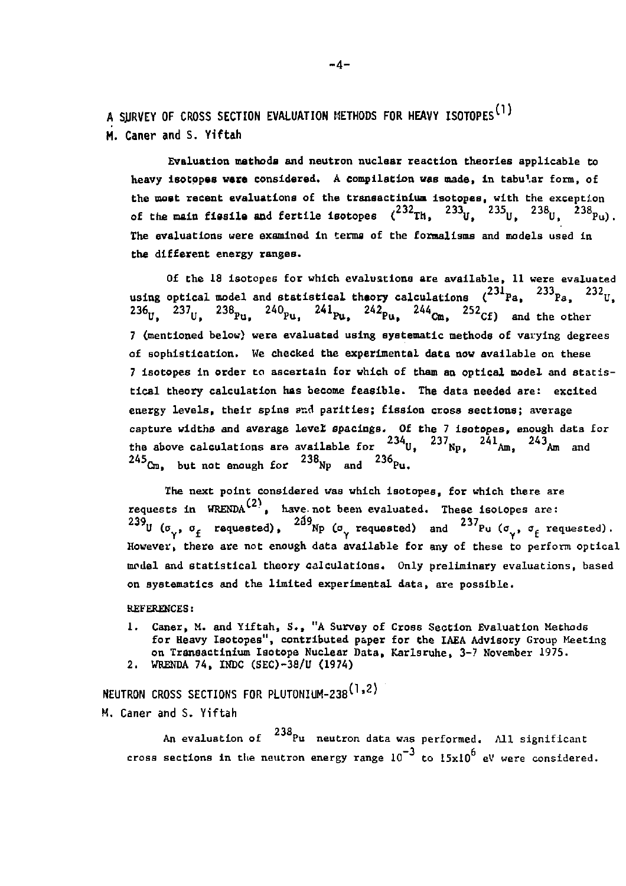## A SURVEY OF CROSS SECTION EVALUATION METHODS FOR HEAVY ISOTOPES[1]

M. Caner and S. Yiftah

Evaluation methods and neutron nuclear reaction theories applicable to heavy isotopes were considered. A compilation was made, in tabular form, of the most recent evaluations of the transactinium isotopes, with the exception of the main fissile and fertile isotopes ($^{232}$Th, $^{233}$U, $^{235}$U, $^{238}$U, $^{238}$Pu). The evaluations were examined in terms of the formalisms and models used in the different energy ranges.

Of the 18 isotopes for which evaluations are available, 11 were evaluated using optical model and statistical theory calculations ($^{231}$Pa, $^{233}$Pa, $^{232}$U, $^{236}$U, $^{237}$U, $^{238}$Pu, $^{240}$Pu, $^{241}$Pu, $^{242}$Pu, $^{244}$Cm, $^{252}$Cf) and the other 7 (mentioned below) were evaluated using systematic methods of varying degrees of sophistication. We checked the experimental data now available on these 7 isotopes in order to ascertain for which of them an optical model and statistical theory calculation has become feasible. The data needed are: excited energy levels, their spins and parities; fission cross sections; average capture widths and average level spacings. Of the 7 isotopes, enough data for the above calculations are available for $^{234}$U, $^{237}$Np, $^{241}$Am, $^{243}$Am and $^{245}$Cm, but not enough for $^{238}$Np and $^{236}$Pu.

The next point considered was which isotopes, for which there are requests in WRENDA[2], have not been evaluated. These isotopes are: $^{239}$U ($\sigma_\gamma$, $\sigma_f$ requested), $^{239}$Np ($\sigma_\gamma$ requested) and $^{237}$Pu ($\sigma_\gamma$, $\sigma_f$ requested). However, there are not enough data available for any of these to perform optical model and statistical theory calculations. Only preliminary evaluations, based on systematics and the limited experimental data, are possible.

REFERENCES:

1. Caner, M. and Yiftah, S., "A Survey of Cross Section Evaluation Methods for Heavy Isotopes", contributed paper for the IAEA Advisory Group Meeting on Transactinium Isotope Nuclear Data, Karlsruhe, 3-7 November 1975.
2. WRENDA 74, INDC (SEC)-38/U (1974)

## NEUTRON CROSS SECTIONS FOR PLUTONIUM-238[1,2]

M. Caner and S. Yiftah

An evaluation of $^{238}$Pu neutron data was performed. All significant cross sections in the neutron energy range $10^{-3}$ to $15\times10^{6}$ eV were considered.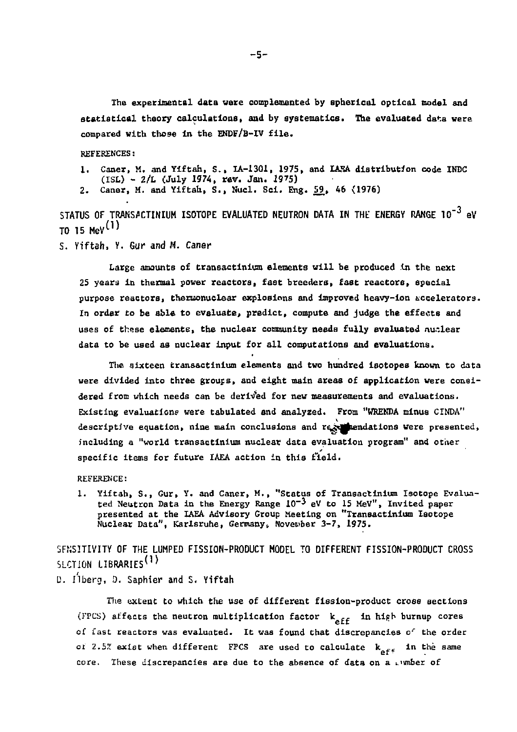The experimental data were complemented by spherical optical model and statistical theory calculations, and by systematics. The evaluated data were compared with those in the ENDF/B-IV file.

REFERENCES:

1. Caner, M. and Yiftah, S., IA-1301, 1975, and IAEA distribution code INDC (ISL) - 2/L (July 1974, rev. Jan. 1975)
2. Caner, M. and Yiftah, S., Nucl. Sci. Eng. 59, 46 (1976)

## STATUS OF TRANSACTINIUM ISOTOPE EVALUATED NEUTRON DATA IN THE ENERGY RANGE $10^{-3}$ eV TO 15 MeV[1]

S. Yiftah, Y. Gur and M. Caner

Large amounts of transactinium elements will be produced in the next 25 years in thermal power reactors, fast breeders, fast reactors, special purpose reactors, thermonuclear explosions and improved heavy-ion accelerators. In order to be able to evaluate, predict, compute and judge the effects and uses of these elements, the nuclear community needs fully evaluated nuclear data to be used as nuclear input for all computations and evaluations.

The sixteen transactinium elements and two hundred isotopes known to data were divided into three groups, and eight main areas of application were considered from which needs can be derived for new measurements and evaluations. Existing evaluations were tabulated and analyzed. From "WRENDA minus CINDA" descriptive equation, nine main conclusions and recommendations were presented, including a "world transactinium nuclear data evaluation program" and other specific items for future IAEA action in this field.

REFERENCE:

1. Yiftah, S., Gur, Y. and Caner, M., "Status of Transactinium Isotope Evaluated Neutron Data in the Energy Range $10^{-3}$ eV to 15 MeV", Invited paper presented at the IAEA Advisory Group Meeting on "Transactinium Isotope Nuclear Data", Karlsruhe, Germany, November 3-7, 1975.

## SENSITIVITY OF THE LUMPED FISSION-PRODUCT MODEL TO DIFFERENT FISSION-PRODUCT CROSS SECTION LIBRARIES[1]

D. Ilberg, D. Saphier and S. Yiftah

The extent to which the use of different fission-product cross sections (FPCS) affects the neutron multiplication factor $k_{eff}$ in high burnup cores of fast reactors was evaluated. It was found that discrepancies of the order of 2.5% exist when different FPCS are used to calculate $k_{eff}$ in the same core. These discrepancies are due to the absence of data on a number of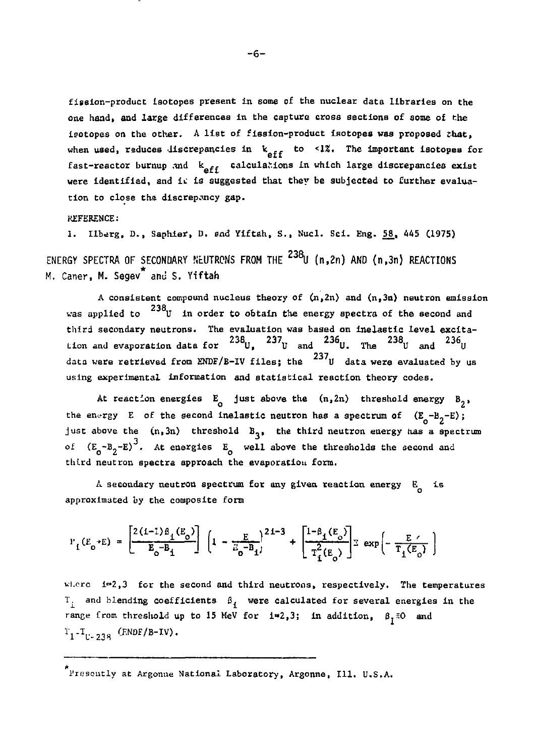fission-product isotopes present in some of the nuclear data libraries on the one hand, and large differences in the capture cross sections of some of the isotopes on the other. A list of fission-product isotopes was proposed that, when used, reduces discrepancies in $k_{eff}$ to <1%. The important isotopes for fast-reactor burnup and $k_{eff}$ calculations in which large discrepancies exist were identified, and it is suggested that they be subjected to further evaluation to close the discrepancy gap.

REFERENCE:

1. Ilberg, D., Saphier, D. and Yiftah, S., Nucl. Sci. Eng. 58, 445 (1975)

## ENERGY SPECTRA OF SECONDARY NEUTRONS FROM THE $^{238}$U (n,2n) AND (n,3n) REACTIONS

M. Caner, M. Segev* and S. Yiftah

A consistent compound nucleus theory of (n,2n) and (n,3n) neutron emission was applied to $^{238}$U in order to obtain the energy spectra of the second and third secondary neutrons. The evaluation was based on inelastic level excitation and evaporation data for $^{238}$U, $^{237}$U and $^{236}$U. The $^{238}$U and $^{236}$U data were retrieved from ENDF/B-IV files; the $^{237}$U data were evaluated by us using experimental information and statistical reaction theory codes.

At reaction energies $E_o$ just above the (n,2n) threshold energy $B_2$, the energy $E$ of the second inelastic neutron has a spectrum of $(E_o-B_2-E)$; just above the (n,3n) threshold $B_3$, the third neutron energy has a spectrum of $(E_o-B_2-E)^3$. At energies $E_o$ well above the thresholds the second and third neutron spectra approach the evaporation form.

A secondary neutron spectrum for any given reaction energy $E_o$ is approximated by the composite form

$$P_i(E_o \to E) = \left[\frac{2(i-1)\beta_i(E_o)}{E_o-B_i}\right] \left(1 - \frac{E}{E_o-B_i}\right)^{2i-3} + \left[\frac{1-\beta_i(E_o)}{T_i^2(E_o)}\right] E \exp\left(-\frac{E}{T_i(E_o)}\right)$$

where $i=2,3$ for the second and third neutrons, respectively. The temperatures $T_i$ and blending coefficients $\beta_i$ were calculated for several energies in the range from threshold up to 15 MeV for $i=2,3$; in addition, $\beta_1 \equiv 0$ and $T_1 = T_{U-238}$ (ENDF/B-IV).

---

*Presently at Argonne National Laboratory, Argonne, Ill. U.S.A.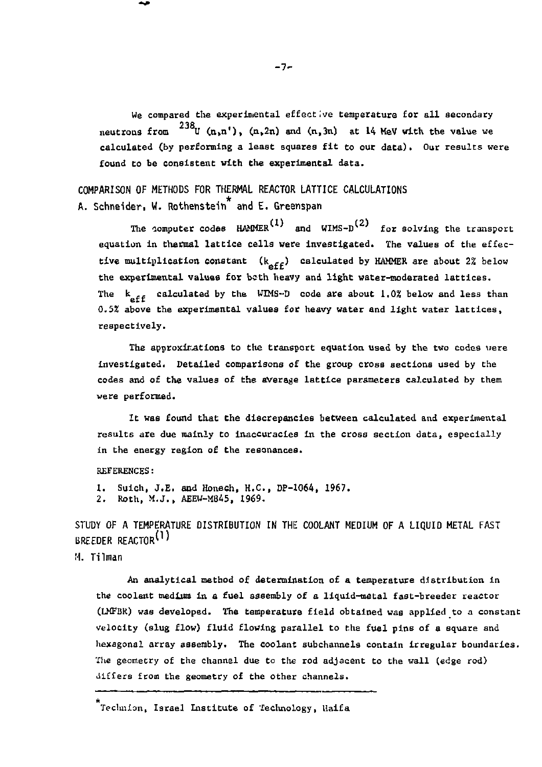We compared the experimental effective temperature for all secondary neutrons from $^{238}U$ (n,n'), (n,2n) and (n,3n) at 14 MeV with the value we calculated (by performing a least squares fit to our data). Our results were found to be consistent with the experimental data.

## COMPARISON OF METHODS FOR THERMAL REACTOR LATTICE CALCULATIONS

A. Schneider, W. Rothenstein* and E. Greenspan

The computer codes HAMMER[1] and WIMS-D[2] for solving the transport equation in thermal lattice cells were investigated. The values of the effective multiplication constant ($k_{eff}$) calculated by HAMMER are about 2% below the experimental values for both heavy and light water-moderated lattices. The $k_{eff}$ calculated by the WIMS-D code are about 1.0% below and less than 0.5% above the experimental values for heavy water and light water lattices, respectively.

The approximations to the transport equation used by the two codes were investigated. Detailed comparisons of the group cross sections used by the codes and of the values of the average lattice parameters calculated by them were performed.

It was found that the discrepancies between calculated and experimental results are due mainly to inaccuracies in the cross section data, especially in the energy region of the resonances.

REFERENCES:

1. Suich, J.E. and Honech, H.C., DP-1064, 1967.
2. Roth, M.J., AEEW-M845, 1969.

## STUDY OF A TEMPERATURE DISTRIBUTION IN THE COOLANT MEDIUM OF A LIQUID METAL FAST BREEDER REACTOR[1]

M. Tilman

An analytical method of determination of a temperature distribution in the coolant medium in a fuel assembly of a liquid-metal fast-breeder reactor (LMFBR) was developed. The temperature field obtained was applied to a constant velocity (slug flow) fluid flowing parallel to the fuel pins of a square and hexagonal array assembly. The coolant subchannels contain irregular boundaries. The geometry of the channel due to the rod adjacent to the wall (edge rod) differs from the geometry of the other channels.

---

*Technion, Israel Institute of Technology, Haifa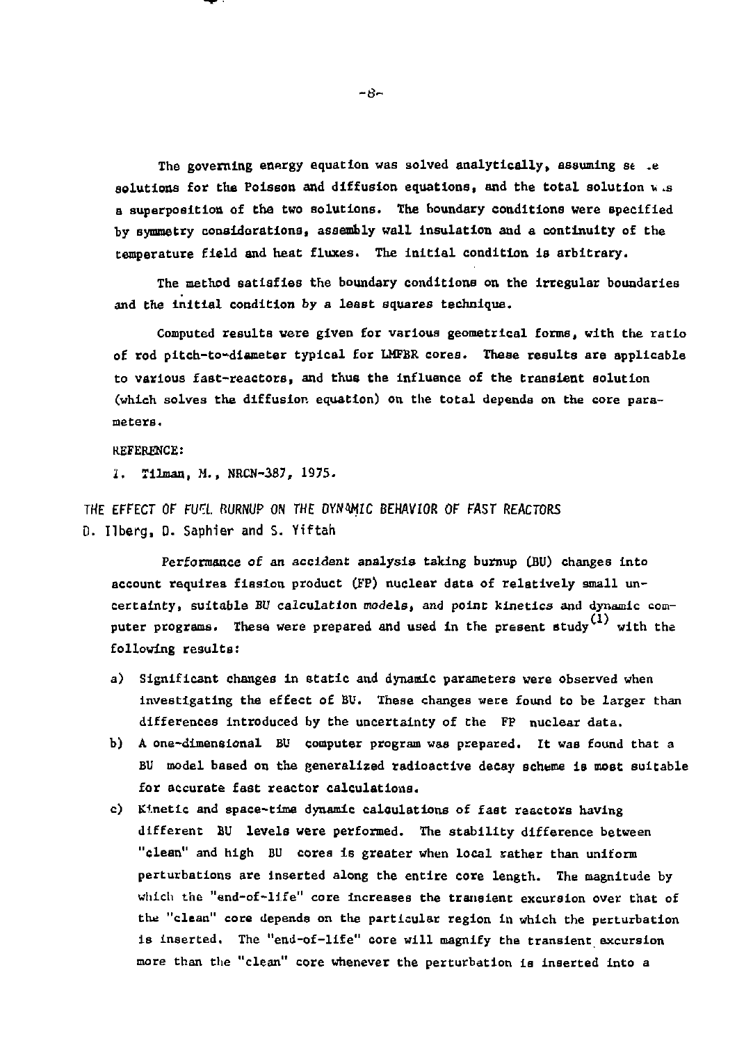The governing energy equation was solved analytically, assuming se .e solutions for the Poisson and diffusion equations, and the total solution w.s a superposition of the two solutions. The boundary conditions were specified by symmetry considerations, assembly wall insulation and a continuity of the temperature field and heat fluxes. The initial condition is arbitrary.

The method satisfies the boundary conditions on the irregular boundaries and the initial condition by a least squares technique.

Computed results were given for various geometrical forms, with the ratio of rod pitch-to-diameter typical for LMFBR cores. These results are applicable to various fast-reactors, and thus the influence of the transient solution (which solves the diffusion equation) on the total depends on the core parameters.

REFERENCE:

1. Tilman, M., NRCN-387, 1975.

## THE EFFECT OF FUEL BURNUP ON THE DYNAMIC BEHAVIOR OF FAST REACTORS

D. Ilberg, D. Saphier and S. Yiftah

Performance of an accident analysis taking burnup (BU) changes into account requires fission product (FP) nuclear data of relatively small uncertainty, suitable BU calculation models, and point kinetics and dynamic computer programs. These were prepared and used in the present study[1] with the following results:

a) Significant changes in static and dynamic parameters were observed when investigating the effect of BU. These changes were found to be larger than differences introduced by the uncertainty of the FP nuclear data.

b) A one-dimensional BU computer program was prepared. It was found that a BU model based on the generalized radioactive decay scheme is most suitable for accurate fast reactor calculations.

c) Kinetic and space-time dynamic calculations of fast reactors having different BU levels were performed. The stability difference between "clean" and high BU cores is greater when local rather than uniform perturbations are inserted along the entire core length. The magnitude by which the "end-of-life" core increases the transient excursion over that of the "clean" core depends on the particular region in which the perturbation is inserted. The "end-of-life" core will magnify the transient excursion more than the "clean" core whenever the perturbation is inserted into a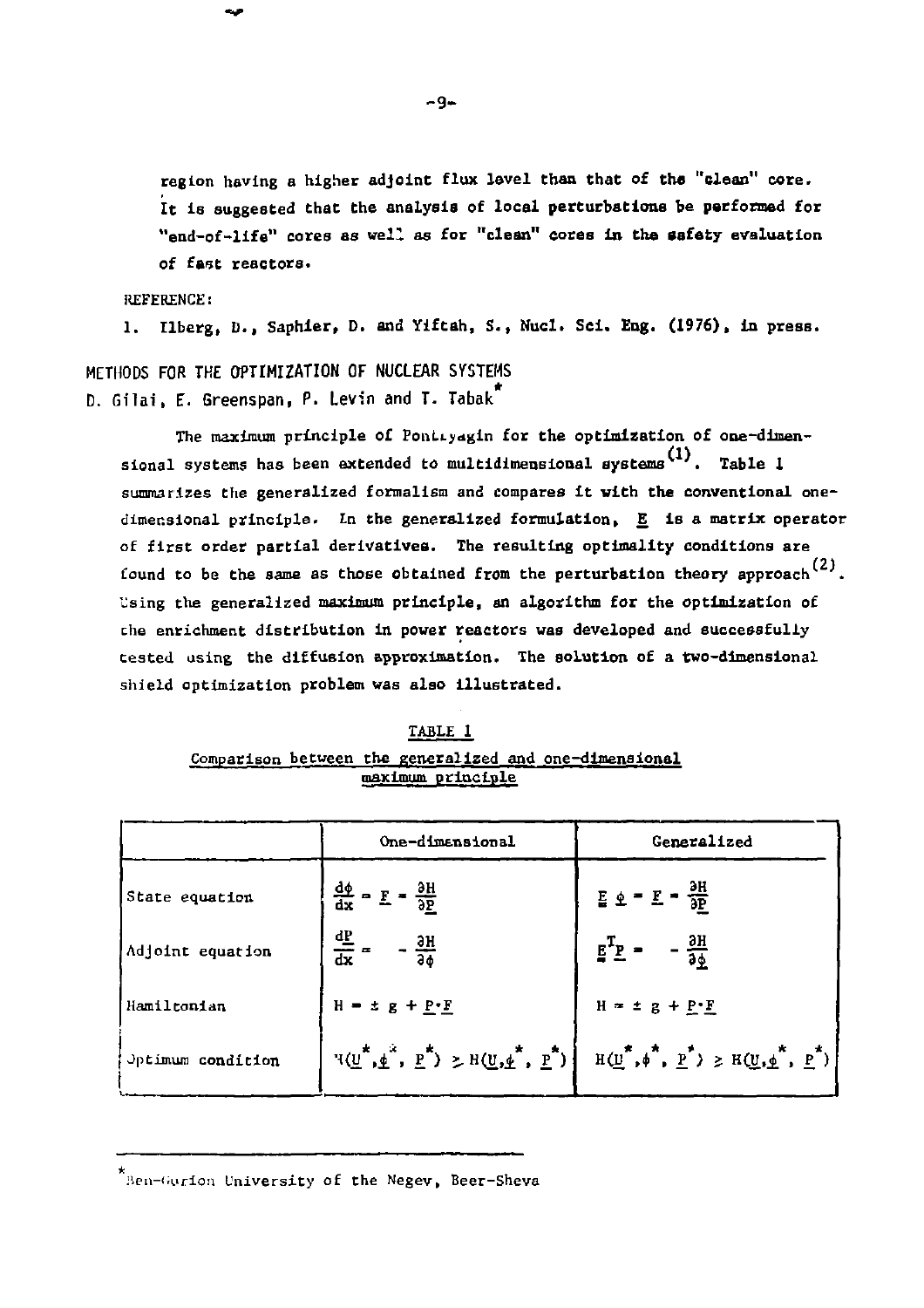region having a higher adjoint flux level than that of the "clean" core. It is suggested that the analysis of local perturbations be performed for "end-of-life" cores as well as for "clean" cores in the safety evaluation of fast reactors.

REFERENCE:

1. Ilberg, D., Saphier, D. and Yiftah, S., Nucl. Sci. Eng. (1976), in press.

## METHODS FOR THE OPTIMIZATION OF NUCLEAR SYSTEMS

D. Gilai, E. Greenspan, P. Levin and T. Tabak*

The maximum principle of Pontryagin for the optimization of one-dimensional systems has been extended to multidimensional systems[1]. Table 1 summarizes the generalized formalism and compares it with the conventional one-dimensional principle. In the generalized formulation, $\underline{\underline{E}}$ is a matrix operator of first order partial derivatives. The resulting optimality conditions are found to be the same as those obtained from the perturbation theory approach[2]. Using the generalized maximum principle, an algorithm for the optimization of the enrichment distribution in power reactors was developed and successfully tested using the diffusion approximation. The solution of a two-dimensional shield optimization problem was also illustrated.

TABLE 1

Comparison between the generalized and one-dimensional maximum principle

| | One-dimensional | Generalized |
|---|---|---|
| State equation | $\frac{d\phi}{dx} = \underline{F} = \frac{\partial H}{\partial \underline{P}}$ | $\underline{\underline{E}}\ \underline{\phi} = \underline{F} = \frac{\partial H}{\partial \underline{P}}$ |
| Adjoint equation | $\frac{dP}{dx} = -\frac{\partial H}{\partial \phi}$ | $\underline{\underline{E}}^T \underline{P} = -\frac{\partial H}{\partial \underline{\phi}}$ |
| Hamiltonian | $H = \pm\ g + \underline{P} \cdot \underline{F}$ | $H = \pm\ g + \underline{P} \cdot \underline{F}$ |
| Optimum condition | $H(\underline{U}^*, \underline{\phi}^*, \underline{P}^*) \geq H(\underline{U}, \underline{\phi}^*, \underline{P}^*)$ | $H(\underline{U}^*, \phi^*, \underline{P}^*) \geq H(\underline{U}, \underline{\phi}^*, \underline{P}^*)$ |

*Ben-Gurion University of the Negev, Beer-Sheva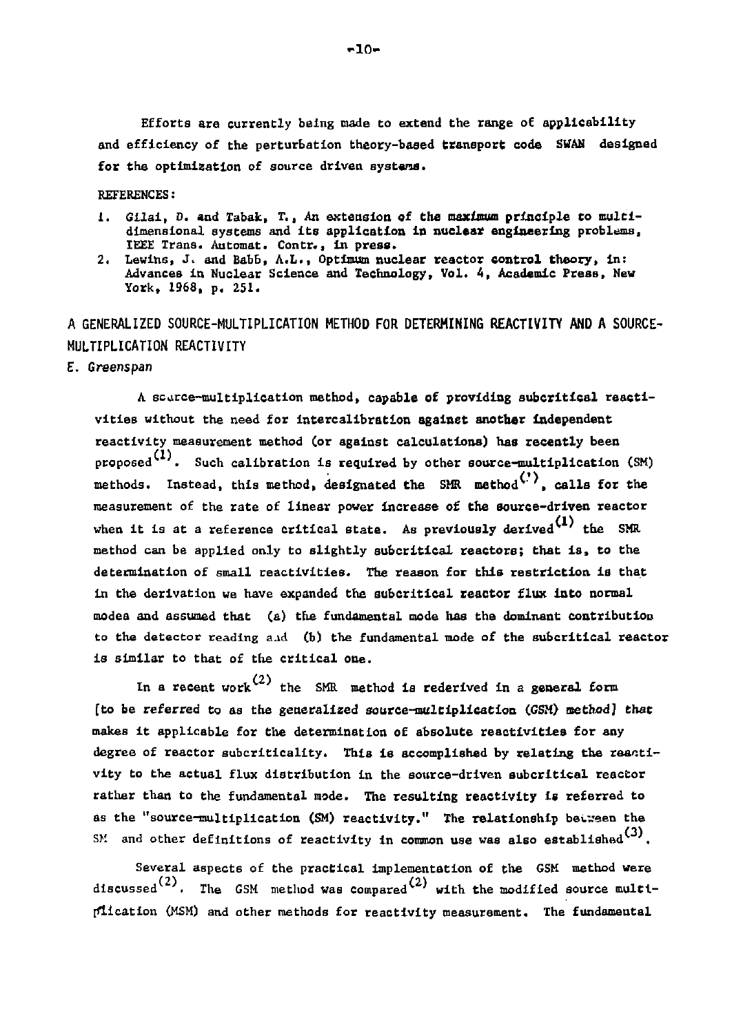Efforts are currently being made to extend the range of applicability and efficiency of the perturbation theory-based transport code SWAN designed for the optimization of source driven systems.

REFERENCES:

1. Gilai, D. and Tabak, T., An extension of the maximum principle to multidimensional systems and its application in nuclear engineering problems, IEEE Trans. Automat. Contr., in press.
2. Lewins, J. and Babb, A.L., Optimum nuclear reactor control theory, in: Advances in Nuclear Science and Technology, Vol. 4, Academic Press, New York, 1968, p. 251.

## A GENERALIZED SOURCE-MULTIPLICATION METHOD FOR DETERMINING REACTIVITY AND A SOURCE-MULTIPLICATION REACTIVITY

*E. Greenspan*

A source-multiplication method, capable of providing subcritical reactivities without the need for intercalibration against another independent reactivity measurement method (or against calculations) has recently been proposed[1]. Such calibration is required by other source-multiplication (SM) methods. Instead, this method, designated the SMR method[1], calls for the measurement of the rate of linear power increase of the source-driven reactor when it is at a reference critical state. As previously derived[1] the SMR method can be applied only to slightly subcritical reactors; that is, to the determination of small reactivities. The reason for this restriction is that in the derivation we have expanded the subcritical reactor flux into normal modes and assumed that (a) the fundamental mode has the dominant contribution to the detector reading and (b) the fundamental mode of the subcritical reactor is similar to that of the critical one.

In a recent work[2] the SMR method is rederived in a general form [to be referred to as the generalized source-multiplication (GSM) method] that makes it applicable for the determination of absolute reactivities for any degree of reactor subcriticality. This is accomplished by relating the reactivity to the actual flux distribution in the source-driven subcritical reactor rather than to the fundamental mode. The resulting reactivity is referred to as the "source-multiplication (SM) reactivity." The relationship between the SM and other definitions of reactivity in common use was also established[3].

Several aspects of the practical implementation of the GSM method were discussed[2]. The GSM method was compared[2] with the modified source multiplication (MSM) and other methods for reactivity measurement. The fundamental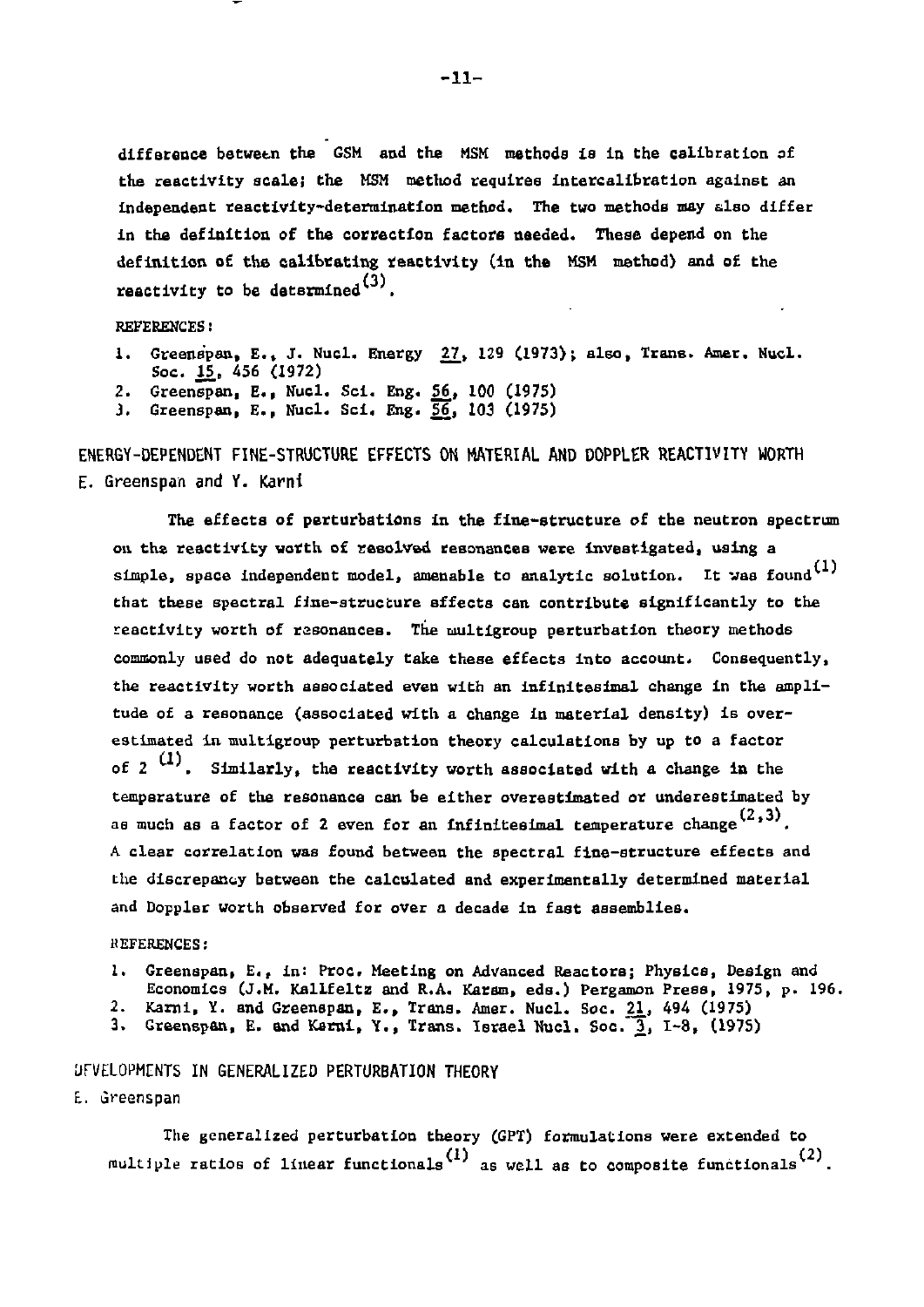difference between the GSM and the MSM methods is in the calibration of the reactivity scale; the MSM method requires intercalibration against an independent reactivity-determination method. The two methods may also differ in the definition of the correction factors needed. These depend on the definition of the calibrating reactivity (in the MSM method) and of the reactivity to be determined[3].

REFERENCES:

1. Greenspan, E., J. Nucl. Energy 27, 129 (1973); also, Trans. Amer. Nucl. Soc. 15, 456 (1972)
2. Greenspan, E., Nucl. Sci. Eng. 56, 100 (1975)
3. Greenspan, E., Nucl. Sci. Eng. 56, 103 (1975)

## ENERGY-DEPENDENT FINE-STRUCTURE EFFECTS ON MATERIAL AND DOPPLER REACTIVITY WORTH

E. Greenspan and Y. Karni

The effects of perturbations in the fine-structure of the neutron spectrum on the reactivity worth of resolved resonances were investigated, using a simple, space independent model, amenable to analytic solution. It was found[1] that these spectral fine-structure effects can contribute significantly to the reactivity worth of resonances. The multigroup perturbation theory methods commonly used do not adequately take these effects into account. Consequently, the reactivity worth associated even with an infinitesimal change in the amplitude of a resonance (associated with a change in material density) is overestimated in multigroup perturbation theory calculations by up to a factor of 2 [1]. Similarly, the reactivity worth associated with a change in the temperature of the resonance can be either overestimated or underestimated by as much as a factor of 2 even for an infinitesimal temperature change[2,3]. A clear correlation was found between the spectral fine-structure effects and the discrepancy between the calculated and experimentally determined material and Doppler worth observed for over a decade in fast assemblies.

REFERENCES:

1. Greenspan, E., in: Proc. Meeting on Advanced Reactors; Physics, Design and Economics (J.M. Kallfeltz and R.A. Karam, eds.) Pergamon Press, 1975, p. 196.
2. Karni, Y. and Greenspan, E., Trans. Amer. Nucl. Soc. 21, 494 (1975)
3. Greenspan, E. and Karni, Y., Trans. Israel Nucl. Soc. 3, I-8, (1975)

## DEVELOPMENTS IN GENERALIZED PERTURBATION THEORY

E. Greenspan

The generalized perturbation theory (GPT) formulations were extended to multiple ratios of linear functionals[1] as well as to composite functionals[2].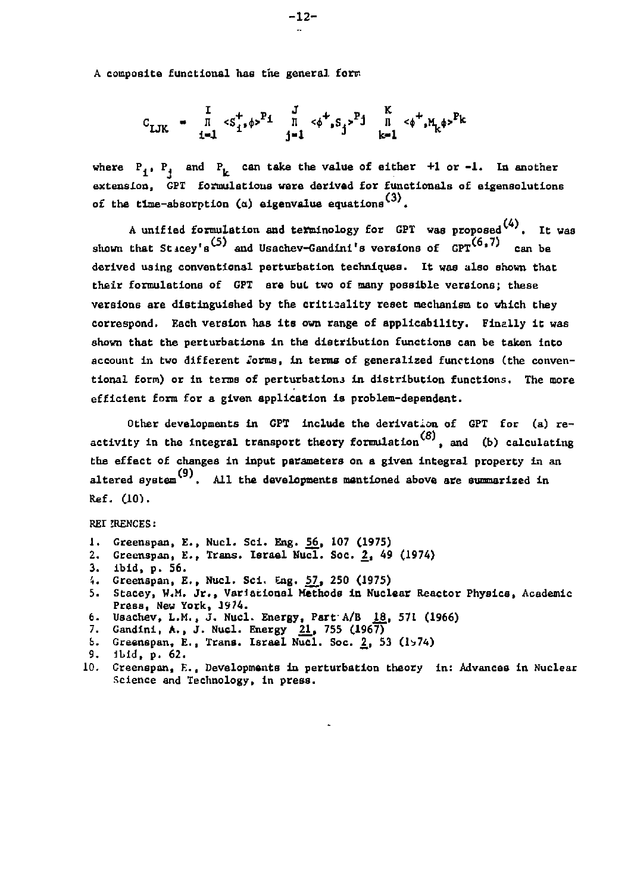A composite functional has the general form

$$C_{IJK} = \prod_{i=1}^{I} \langle S_i^+, \phi \rangle^{P_i} \prod_{j=1}^{J} \langle \phi^+, S_j \rangle^{P_j} \prod_{k=1}^{K} \langle \phi^+, M_k \phi \rangle^{P_k}$$

where $P_i$, $P_j$ and $P_k$ can take the value of either +1 or -1. In another extension, GPT formulations were derived for functionals of eigensolutions of the time-absorption ($\alpha$) eigenvalue equations[3].

A unified formulation and terminology for GPT was proposed[4]. It was shown that Stacey's[5] and Usachev-Gandini's versions of GPT[6,7] can be derived using conventional perturbation techniques. It was also shown that their formulations of GPT are but two of many possible versions; these versions are distinguished by the criticality reset mechanism to which they correspond. Each version has its own range of applicability. Finally it was shown that the perturbations in the distribution functions can be taken into account in two different forms, in terms of generalized functions (the conventional form) or in terms of perturbations in distribution functions. The more efficient form for a given application is problem-dependent.

Other developments in GPT include the derivation of GPT for (a) reactivity in the integral transport theory formulation[8], and (b) calculating the effect of changes in input parameters on a given integral property in an altered system[9]. All the developments mentioned above are summarized in Ref. (10).

REFERENCES:

1. Greenspan, E., Nucl. Sci. Eng. 56, 107 (1975)
2. Greenspan, E., Trans. Israel Nucl. Soc. 2, 49 (1974)
3. ibid, p. 56.
4. Greenspan, E., Nucl. Sci. Eng. 57, 250 (1975)
5. Stacey, W.M. Jr., Variational Methods in Nuclear Reactor Physics, Academic Press, New York, 1974.
6. Usachev, L.M., J. Nucl. Energy, Part A/B 18, 571 (1966)
7. Gandini, A., J. Nucl. Energy 21, 755 (1967)
8. Greenspan, E., Trans. Israel Nucl. Soc. 2, 53 (1974)
9. ibid, p. 62.
10. Greenspan, E., Developments in perturbation theory in: Advances in Nuclear Science and Technology, in press.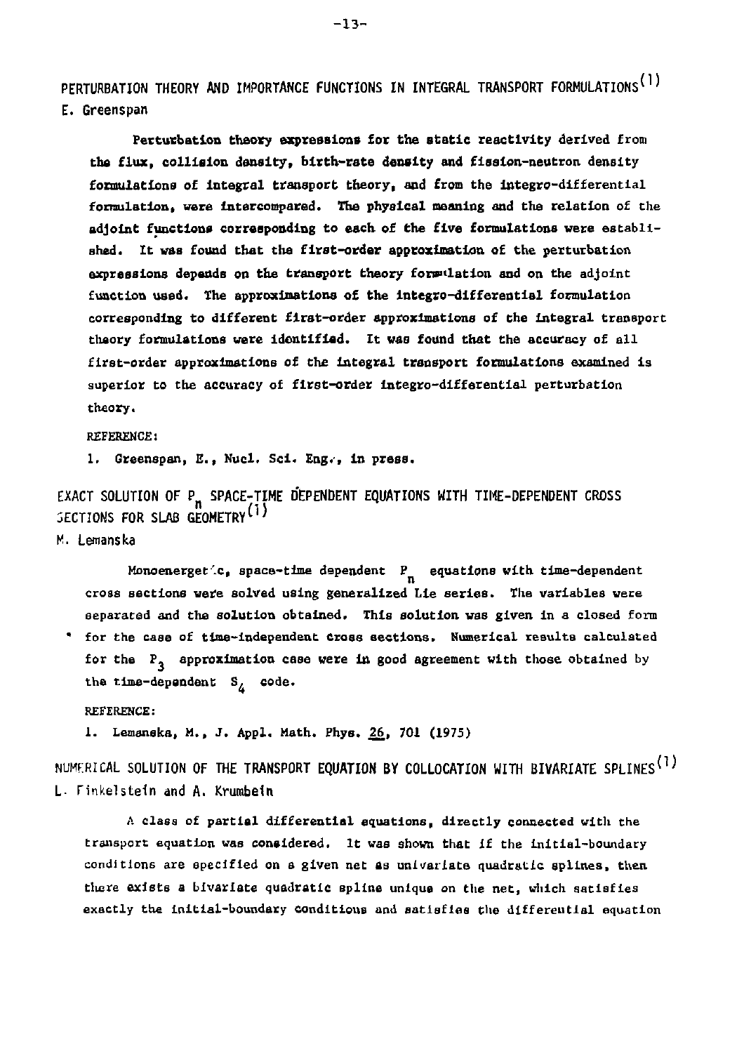## PERTURBATION THEORY AND IMPORTANCE FUNCTIONS IN INTEGRAL TRANSPORT FORMULATIONS[1]

E. Greenspan

Perturbation theory expressions for the static reactivity derived from the flux, collision density, birth-rate density and fission-neutron density formulations of integral transport theory, and from the integro-differential formulation, were intercompared. The physical meaning and the relation of the adjoint functions corresponding to each of the five formulations were established. It was found that the first-order approximation of the perturbation expressions depends on the transport theory formulation and on the adjoint function used. The approximations of the integro-differential formulation corresponding to different first-order approximations of the integral transport theory formulations were identified. It was found that the accuracy of all first-order approximations of the integral transport formulations examined is superior to the accuracy of first-order integro-differential perturbation theory.

REFERENCE:

1. Greenspan, E., Nucl. Sci. Eng., in press.

## EXACT SOLUTION OF $P_n$ SPACE-TIME DEPENDENT EQUATIONS WITH TIME-DEPENDENT CROSS SECTIONS FOR SLAB GEOMETRY[1]

M. Lemanska

Monoenergetic, space-time dependent $P_n$ equations with time-dependent cross sections were solved using generalized Lie series. The variables were separated and the solution obtained. This solution was given in a closed form for the case of time-independent cross sections. Numerical results calculated for the $P_3$ approximation case were in good agreement with those obtained by the time-dependent $S_4$ code.

REFERENCE:

1. Lemanska, M., J. Appl. Math. Phys. 26, 701 (1975)

## NUMERICAL SOLUTION OF THE TRANSPORT EQUATION BY COLLOCATION WITH BIVARIATE SPLINES[1]

L. Finkelstein and A. Krumbein

A class of partial differential equations, directly connected with the transport equation was considered. It was shown that if the initial-boundary conditions are specified on a given net as univariate quadratic splines, then there exists a bivariate quadratic spline unique on the net, which satisfies exactly the initial-boundary conditions and satisfies the differential equation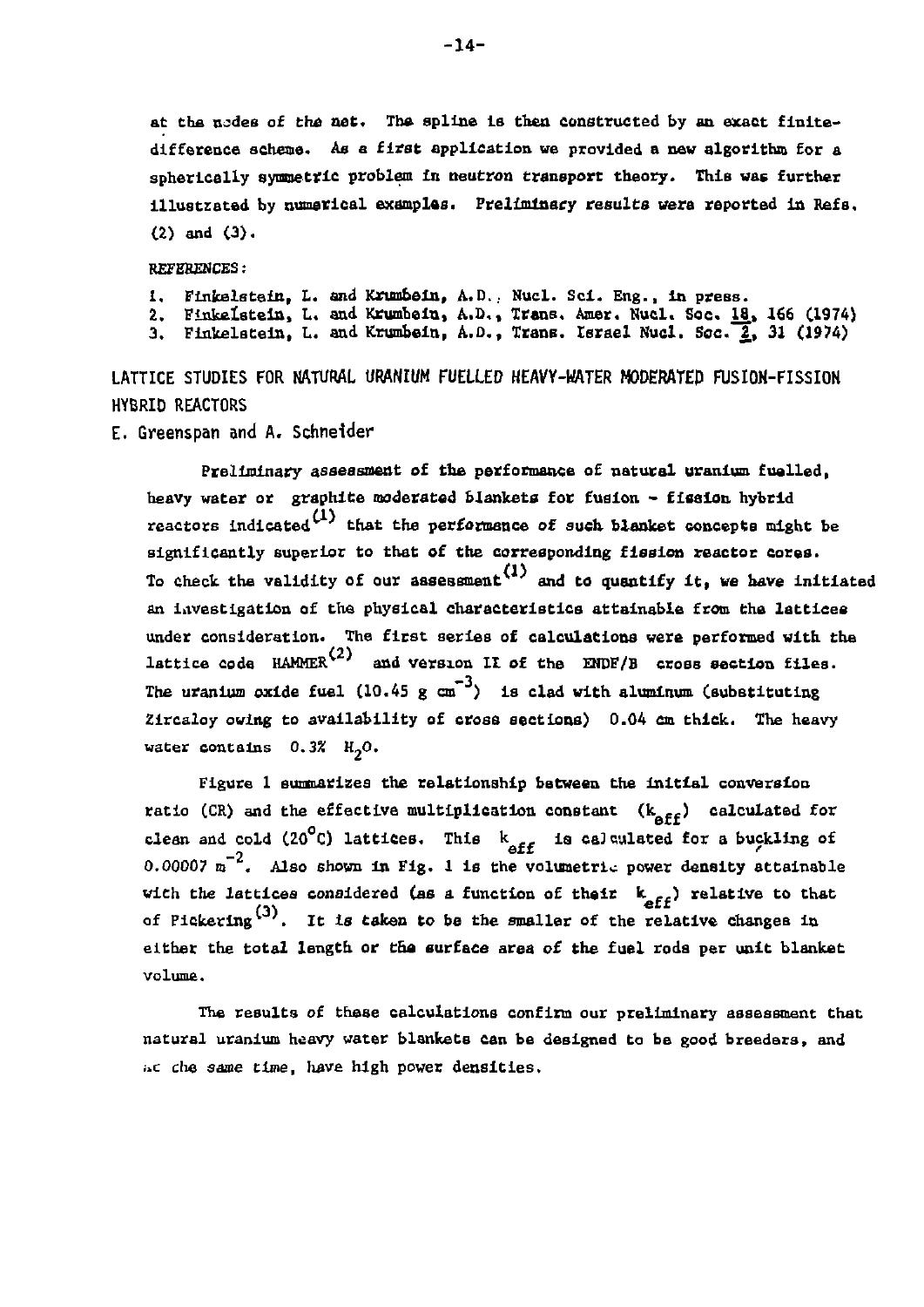at the nodes of the net. The spline is then constructed by an exact finite-difference scheme. As a first application we provided a new algorithm for a spherically symmetric problem in neutron transport theory. This was further illustrated by numerical examples. Preliminary results were reported in Refs. (2) and (3).

REFERENCES:

1. Finkelstein, L. and Krumbein, A.D., Nucl. Sci. Eng., in press.
2. Finkelstein, L. and Krumbein, A.D., Trans. Amer. Nucl. Soc. 18, 166 (1974)
3. Finkelstein, L. and Krumbein, A.D., Trans. Israel Nucl. Soc. 2, 31 (1974)

## LATTICE STUDIES FOR NATURAL URANIUM FUELLED HEAVY-WATER MODERATED FUSION-FISSION HYBRID REACTORS

E. Greenspan and A. Schneider

Preliminary assessment of the performance of natural uranium fuelled, heavy water or graphite moderated blankets for fusion - fission hybrid reactors indicated[1] that the performance of such blanket concepts might be significantly superior to that of the corresponding fission reactor cores. To check the validity of our assessment[1] and to quantify it, we have initiated an investigation of the physical characteristics attainable from the lattices under consideration. The first series of calculations were performed with the lattice code HAMMER[2] and version II of the ENDF/B cross section files. The uranium oxide fuel (10.45 g $cm^{-3}$) is clad with aluminum (substituting Zircaloy owing to availability of cross sections) 0.04 cm thick. The heavy water contains 0.3% $H_2O$.

Figure 1 summarizes the relationship between the initial conversion ratio (CR) and the effective multiplication constant ($k_{eff}$) calculated for clean and cold (20°C) lattices. This $k_{eff}$ is calculated for a buckling of 0.00007 $m^{-2}$. Also shown in Fig. 1 is the volumetric power density attainable with the lattices considered (as a function of their $k_{eff}$) relative to that of Pickering[3]. It is taken to be the smaller of the relative changes in either the total length or the surface area of the fuel rods per unit blanket volume.

The results of these calculations confirm our preliminary assessment that natural uranium heavy water blankets can be designed to be good breeders, and at the same time, have high power densities.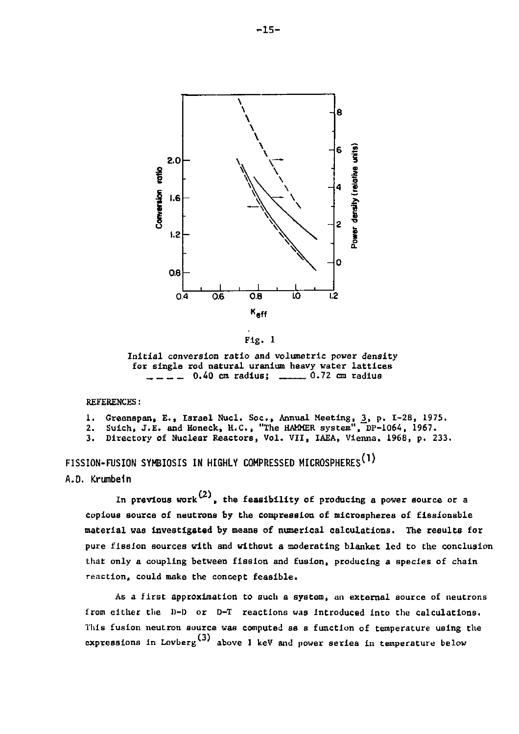Fig. 1

Initial conversion ratio and volumetric power density for single rod natural uranium heavy water lattices
– – – – 0.40 cm radius; ——— 0.72 cm radius

REFERENCES:

1. Greenspan, E., Israel Nucl. Soc., Annual Meeting, 3, p. I-28, 1975.
2. Suich, J.E. and Honeck, H.C., "The HAMMER system", DP-1064, 1967.
3. Directory of Nuclear Reactors, Vol. VII, IAEA, Vienna, 1968, p. 233.

## FISSION-FUSION SYMBIOSIS IN HIGHLY COMPRESSED MICROSPHERES[1]

A.D. Krumbein

In previous work[2], the feasibility of producing a power source or a copious source of neutrons by the compression of microspheres of fissionable material was investigated by means of numerical calculations. The results for pure fission sources with and without a moderating blanket led to the conclusion that only a coupling between fission and fusion, producing a species of chain reaction, could make the concept feasible.

As a first approximation to such a system, an external source of neutrons from either the D-D or D-T reactions was introduced into the calculations. This fusion neutron source was computed as a function of temperature using the expressions in Lovberg[3] above 1 keV and power series in temperature below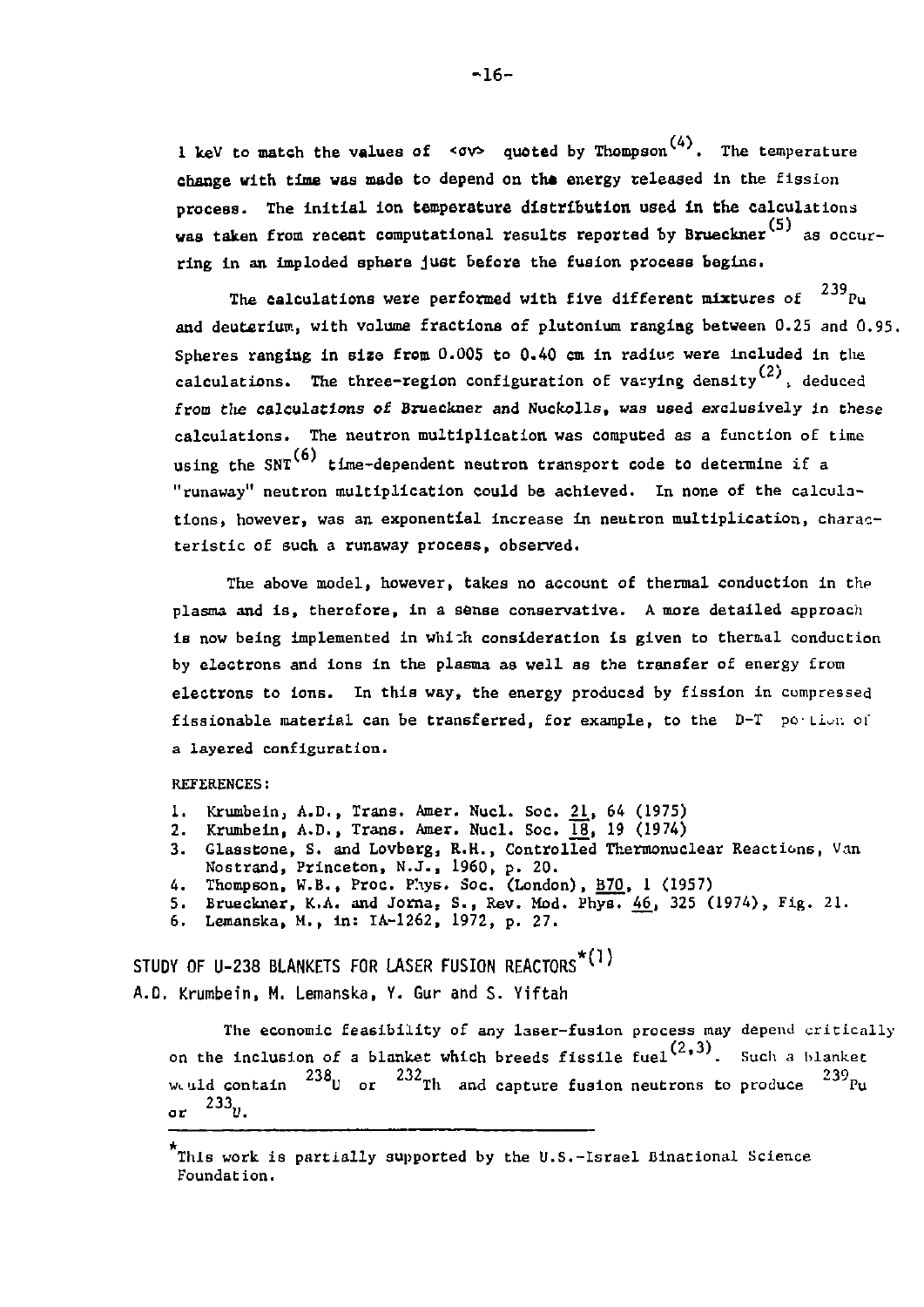1 keV to match the values of $<\sigma v>$ quoted by Thompson[4]. The temperature change with time was made to depend on the energy released in the fission process. The initial ion temperature distribution used in the calculations was taken from recent computational results reported by Brueckner[5] as occurring in an imploded sphere just before the fusion process begins.

The calculations were performed with five different mixtures of $^{239}$Pu and deuterium, with volume fractions of plutonium ranging between 0.25 and 0.95. Spheres ranging in size from 0.005 to 0.40 cm in radius were included in the calculations. The three-region configuration of varying density[2], deduced from the calculations of Brueckner and Nuckolls, was used exclusively in these calculations. The neutron multiplication was computed as a function of time using the SNT[6] time-dependent neutron transport code to determine if a "runaway" neutron multiplication could be achieved. In none of the calculations, however, was an exponential increase in neutron multiplication, characteristic of such a runaway process, observed.

The above model, however, takes no account of thermal conduction in the plasma and is, therefore, in a sense conservative. A more detailed approach is now being implemented in which consideration is given to thermal conduction by electrons and ions in the plasma as well as the transfer of energy from electrons to ions. In this way, the energy produced by fission in compressed fissionable material can be transferred, for example, to the D-T portion of a layered configuration.

REFERENCES:

1. Krumbein, A.D., Trans. Amer. Nucl. Soc. 21, 64 (1975)
2. Krumbein, A.D., Trans. Amer. Nucl. Soc. 18, 19 (1974)
3. Glasstone, S. and Lovberg, R.H., Controlled Thermonuclear Reactions, Van Nostrand, Princeton, N.J., 1960, p. 20.
4. Thompson, W.B., Proc. Phys. Soc. (London), B70, 1 (1957)
5. Brueckner, K.A. and Jorna, S., Rev. Mod. Phys. 46, 325 (1974), Fig. 21.
6. Lemanska, M., in: IA-1262, 1972, p. 27.

## STUDY OF U-238 BLANKETS FOR LASER FUSION REACTORS*[1]

A.D. Krumbein, M. Lemanska, Y. Gur and S. Yiftah

The economic feasibility of any laser-fusion process may depend critically on the inclusion of a blanket which breeds fissile fuel[2,3]. Such a blanket would contain $^{238}$U or $^{232}$Th and capture fusion neutrons to produce $^{239}$Pu or $^{233}$U.

---

*This work is partially supported by the U.S.-Israel Binational Science Foundation.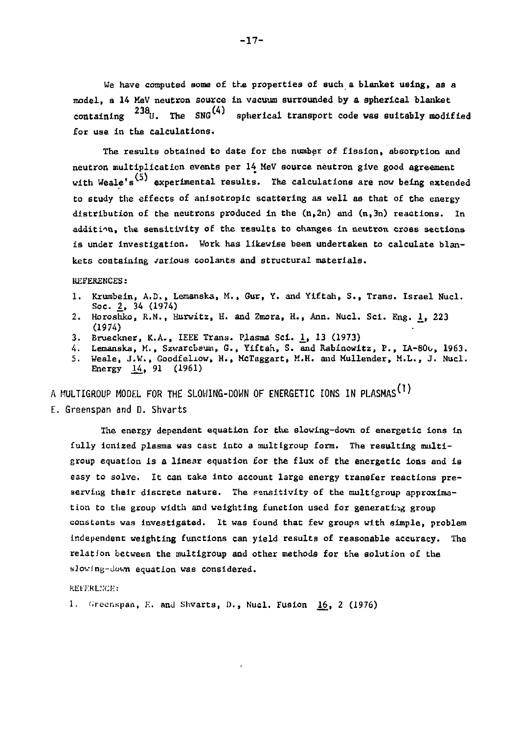We have computed some of the properties of such a blanket using, as a model, a 14 MeV neutron source in vacuum surrounded by a spherical blanket containing $^{238}U$. The SNG[4] spherical transport code was suitably modified for use in the calculations.

The results obtained to date for the number of fission, absorption and neutron multiplication events per 14 MeV source neutron give good agreement with Weale's[5] experimental results. The calculations are now being extended to study the effects of anisotropic scattering as well as that of the energy distribution of the neutrons produced in the (n,2n) and (n,3n) reactions. In addition, the sensitivity of the results to changes in neutron cross sections is under investigation. Work has likewise been undertaken to calculate blankets containing various coolants and structural materials.

REFERENCES:

1. Krumbein, A.D., Lemanska, M., Gur, Y. and Yiftah, S., Trans. Israel Nucl. Soc. 2, 34 (1974)
2. Horoshko, R.N., Hurwitz, H. and Zmora, H., Ann. Nucl. Sci. Eng. 1, 223 (1974)
3. Brueckner, K.A., IEEE Trans. Plasma Sci. 1, 13 (1973)
4. Lemanska, M., Szwarcbaum, G., Yiftah, S. and Rabinowitz, P., IA-800, 1963.
5. Weale, J.W., Goodfellow, H., McTaggart, M.H. and Mullender, M.L., J. Nucl. Energy 14, 91 (1961)

## A MULTIGROUP MODEL FOR THE SLOWING-DOWN OF ENERGETIC IONS IN PLASMAS[1]

E. Greenspan and D. Shvarts

The energy dependent equation for the slowing-down of energetic ions in fully ionized plasma was cast into a multigroup form. The resulting multigroup equation is a linear equation for the flux of the energetic ions and is easy to solve. It can take into account large energy transfer reactions preserving their discrete nature. The sensitivity of the multigroup approximation to the group width and weighting function used for generating group constants was investigated. It was found that few groups with simple, problem independent weighting functions can yield results of reasonable accuracy. The relation between the multigroup and other methods for the solution of the slowing-down equation was considered.

REFERENCE:

1. Greenspan, E. and Shvarts, D., Nucl. Fusion 16, 2 (1976)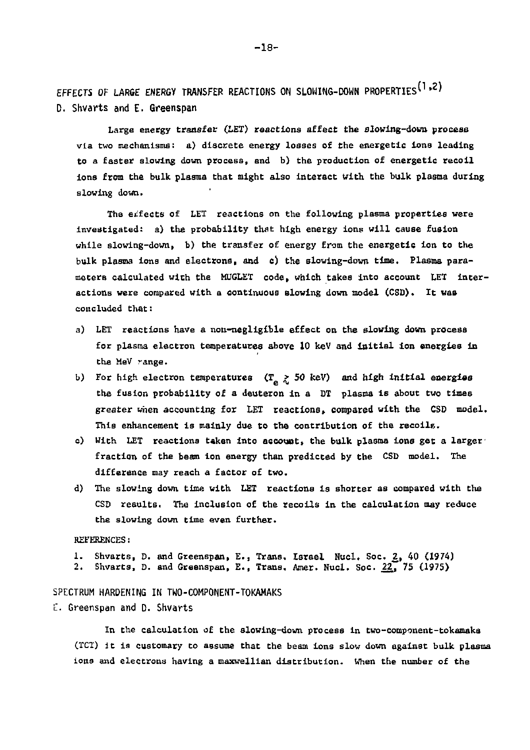## EFFECTS OF LARGE ENERGY TRANSFER REACTIONS ON SLOWING-DOWN PROPERTIES[1,2]

D. Shvarts and E. Greenspan

Large energy transfer (LET) reactions affect the slowing-down process via two mechanisms: a) discrete energy losses of the energetic ions leading to a faster slowing down process, and b) the production of energetic recoil ions from the bulk plasma that might also interact with the bulk plasma during slowing down.

The effects of LET reactions on the following plasma properties were investigated: a) the probability that high energy ions will cause fusion while slowing-down, b) the transfer of energy from the energetic ion to the bulk plasma ions and electrons, and c) the slowing-down time. Plasma parameters calculated with the MUGLET code, which takes into account LET interactions were compared with a continuous slowing down model (CSD). It was concluded that:

a) LET reactions have a non-negligible effect on the slowing down process for plasma electron temperatures above 10 keV and initial ion energies in the MeV range.
b) For high electron temperatures ($T_e \gtrsim 50$ keV) and high initial energies the fusion probability of a deuteron in a DT plasma is about two times greater when accounting for LET reactions, compared with the CSD model. This enhancement is mainly due to the contribution of the recoils.
c) With LET reactions taken into account, the bulk plasma ions get a larger fraction of the beam ion energy than predicted by the CSD model. The difference may reach a factor of two.
d) The slowing down time with LET reactions is shorter as compared with the CSD results. The inclusion of the recoils in the calculation may reduce the slowing down time even further.

REFERENCES:

1. Shvarts, D. and Greenspan, E., Trans. Israel Nucl. Soc. 2, 40 (1974)
2. Shvarts, D. and Greenspan, E., Trans. Amer. Nucl. Soc. 22, 75 (1975)

## SPECTRUM HARDENING IN TWO-COMPONENT-TOKAMAKS

E. Greenspan and D. Shvarts

In the calculation of the slowing-down process in two-component-tokamaks (TCT) it is customary to assume that the beam ions slow down against bulk plasma ions and electrons having a maxwellian distribution. When the number of the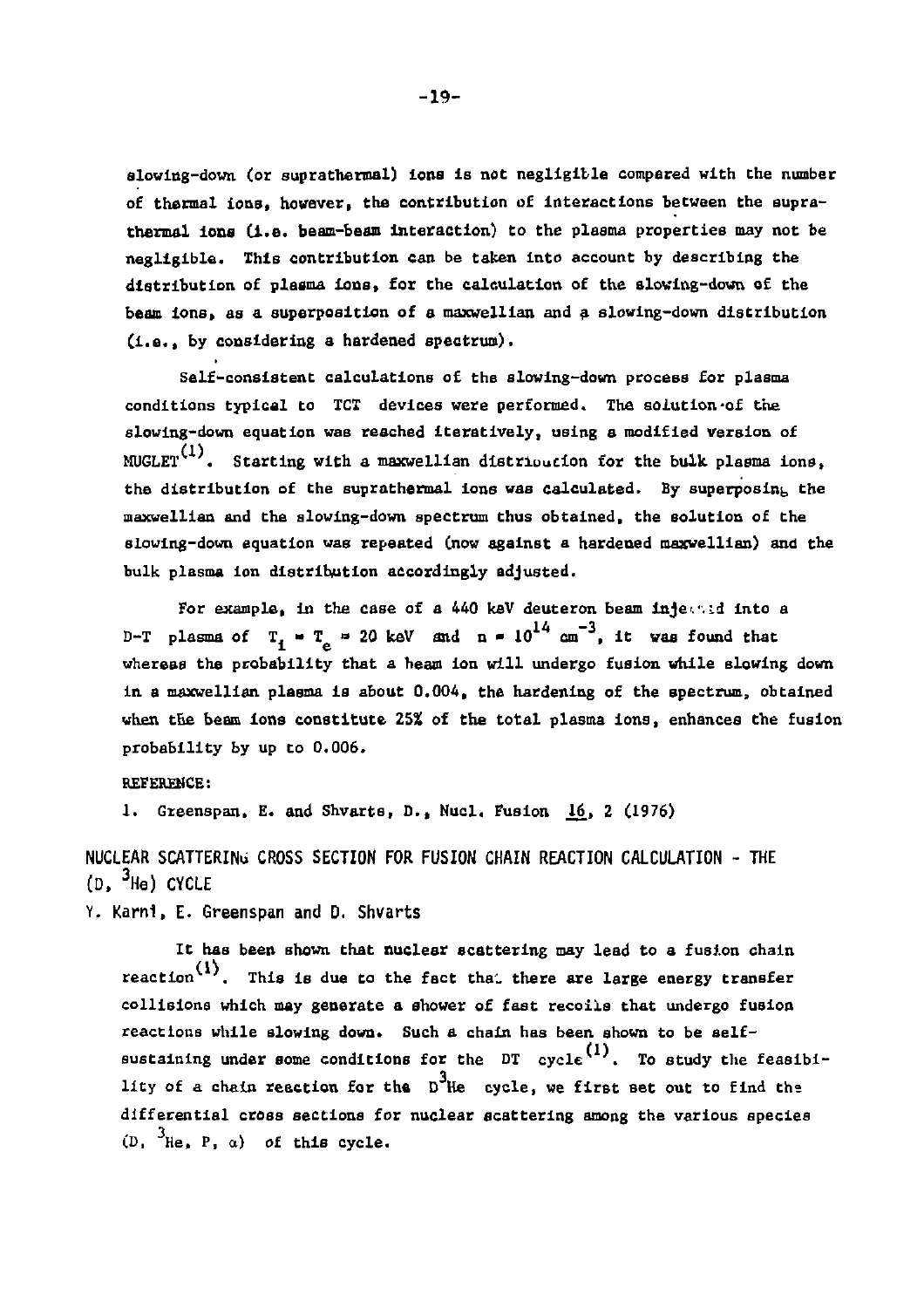slowing-down (or suprathermal) ions is not negligible compared with the number of thermal ions, however, the contribution of interactions between the suprathermal ions (i.e. beam-beam interaction) to the plasma properties may not be negligible. This contribution can be taken into account by describing the distribution of plasma ions, for the calculation of the slowing-down of the beam ions, as a superposition of a maxwellian and a slowing-down distribution (i.e., by considering a hardened spectrum).

Self-consistent calculations of the slowing-down process for plasma conditions typical to TCT devices were performed. The solution of the slowing-down equation was reached iteratively, using a modified version of MUGLET[1]. Starting with a maxwellian distribution for the bulk plasma ions, the distribution of the suprathermal ions was calculated. By superposing the maxwellian and the slowing-down spectrum thus obtained, the solution of the slowing-down equation was repeated (now against a hardened maxwellian) and the bulk plasma ion distribution accordingly adjusted.

For example, in the case of a 440 keV deuteron beam injected into a D-T plasma of $T_i = T_e = 20$ keV and $n = 10^{14}$ $cm^{-3}$, it was found that whereas the probability that a beam ion will undergo fusion while slowing down in a maxwellian plasma is about 0.004, the hardening of the spectrum, obtained when the beam ions constitute 25% of the total plasma ions, enhances the fusion probability by up to 0.006.

REFERENCE:

1. Greenspan, E. and Shvarts, D., Nucl. Fusion 16, 2 (1976)

## NUCLEAR SCATTERING CROSS SECTION FOR FUSION CHAIN REACTION CALCULATION - THE (D, $^3$He) CYCLE

Y. Karni, E. Greenspan and D. Shvarts

It has been shown that nuclear scattering may lead to a fusion chain reaction[1]. This is due to the fact that there are large energy transfer collisions which may generate a shower of fast recoils that undergo fusion reactions while slowing down. Such a chain has been shown to be self-sustaining under some conditions for the DT cycle[1]. To study the feasibility of a chain reaction for the D$^3$He cycle, we first set out to find the differential cross sections for nuclear scattering among the various species (D, $^3$He, P, $\alpha$) of this cycle.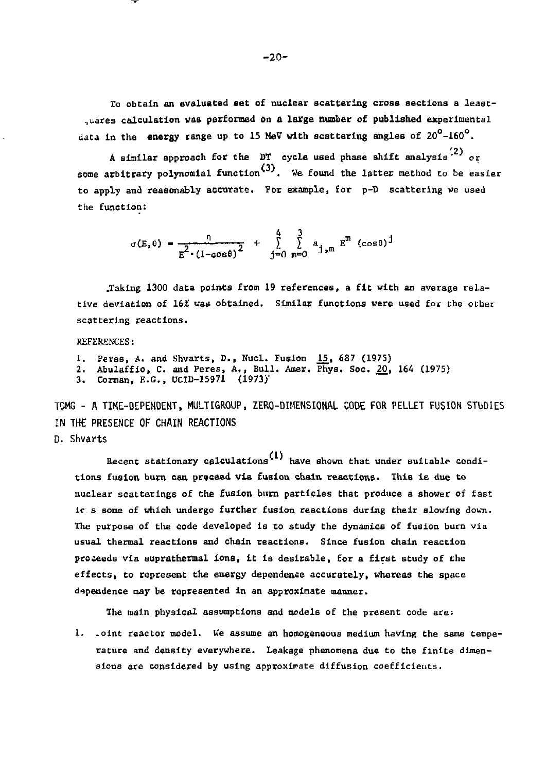To obtain an evaluated set of nuclear scattering cross sections a least-squares calculation was performed on a large number of published experimental data in the energy range up to 15 MeV with scattering angles of $20^{\circ}$-$160^{\circ}$.

A similar approach for the DT cycle used phase shift analysis[2] or some arbitrary polynomial function[3]. We found the latter method to be easier to apply and reasonably accurate. For example, for p-D scattering we used the function:

$$\sigma(E,\theta) = \frac{n}{E^2 \cdot (1-\cos\theta)^2} + \sum_{j=0}^{4} \sum_{m=0}^{3} a_{j,m} E^m (\cos\theta)^j$$

Taking 1300 data points from 19 references, a fit with an average relative deviation of 16% was obtained. Similar functions were used for the other scattering reactions.

REFERENCES:

1. Peres, A. and Shvarts, D., Nucl. Fusion 15, 687 (1975)
2. Abulaffio, C. and Peres, A., Bull. Amer. Phys. Soc. 20, 164 (1975)
3. Corman, E.G., UCID-15971 (1973)

## TDMG - A TIME-DEPENDENT, MULTIGROUP, ZERO-DIMENSIONAL CODE FOR PELLET FUSION STUDIES IN THE PRESENCE OF CHAIN REACTIONS

D. Shvarts

Recent stationary calculations[1] have shown that under suitable conditions fusion burn can proceed via fusion chain reactions. This is due to nuclear scatterings of the fusion burn particles that produce a shower of fast ions some of which undergo further fusion reactions during their slowing down. The purpose of the code developed is to study the dynamics of fusion burn via usual thermal reactions and chain reactions. Since fusion chain reaction proceeds via suprathermal ions, it is desirable, for a first study of the effects, to represent the energy dependence accurately, whereas the space dependence may be represented in an approximate manner.

The main physical assumptions and models of the present code are:

1. Point reactor model. We assume an homogeneous medium having the same temperature and density everywhere. Leakage phenomena due to the finite dimensions are considered by using approximate diffusion coefficients.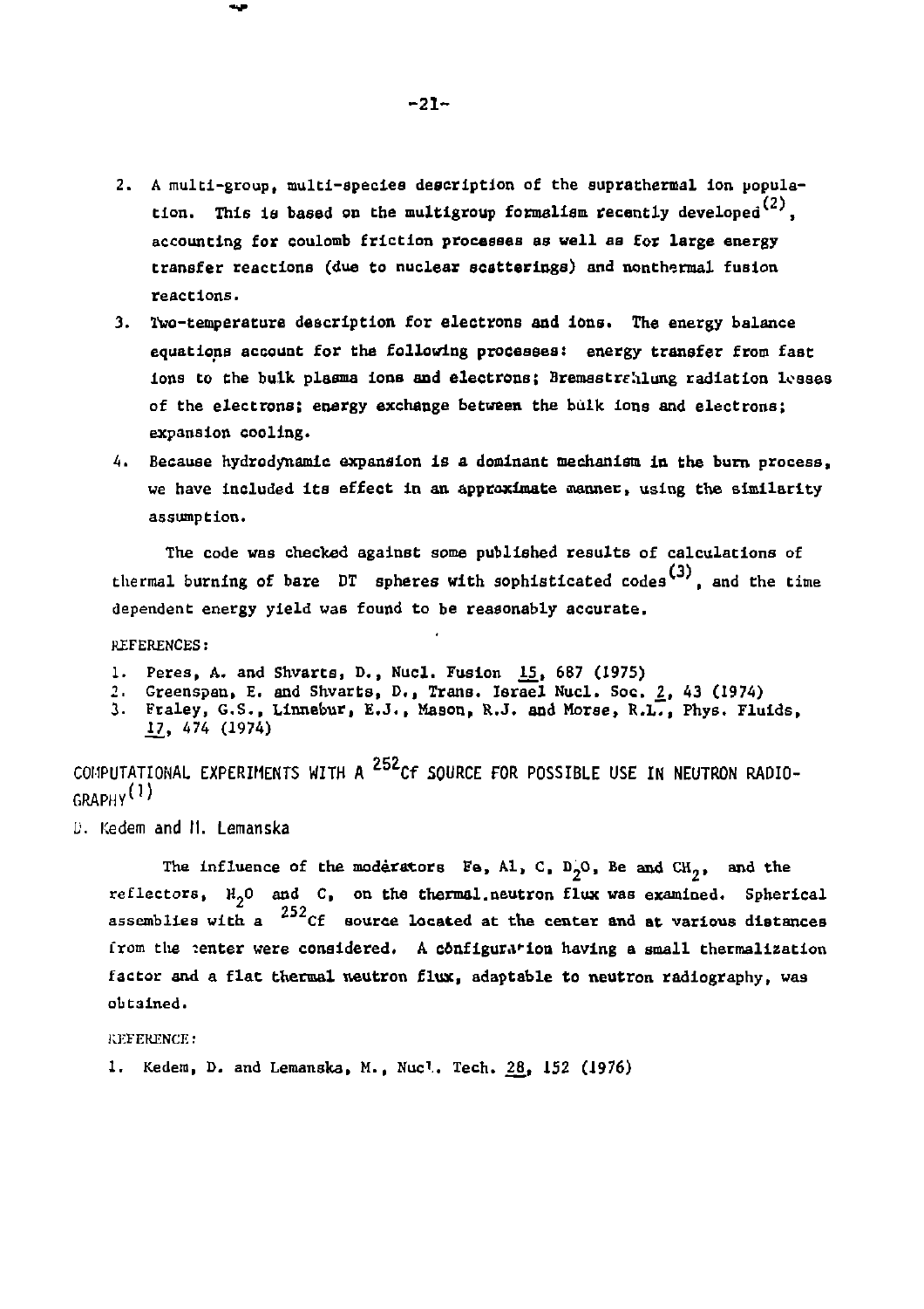2. A multi-group, multi-species description of the suprathermal ion population. This is based on the multigroup formalism recently developed[2], accounting for coulomb friction processes as well as for large energy transfer reactions (due to nuclear scatterings) and nonthermal fusion reactions.
3. Two-temperature description for electrons and ions. The energy balance equations account for the following processes: energy transfer from fast ions to the bulk plasma ions and electrons; Bremsstrahlung radiation losses of the electrons; energy exchange between the bulk ions and electrons; expansion cooling.
4. Because hydrodynamic expansion is a dominant mechanism in the burn process, we have included its effect in an approximate manner, using the similarity assumption.

The code was checked against some published results of calculations of thermal burning of bare DT spheres with sophisticated codes[3], and the time dependent energy yield was found to be reasonably accurate.

REFERENCES:

1. Peres, A. and Shvarts, D., Nucl. Fusion 15, 687 (1975)
2. Greenspan, E. and Shvarts, D., Trans. Israel Nucl. Soc. 2, 43 (1974)
3. Fraley, G.S., Linnebur, E.J., Mason, R.J. and Morse, R.L., Phys. Fluids, 17, 474 (1974)

## COMPUTATIONAL EXPERIMENTS WITH A $^{252}Cf$ SOURCE FOR POSSIBLE USE IN NEUTRON RADIOGRAPHY[1]

D. Kedem and M. Lemanska

The influence of the moderators Fe, Al, C, $D_2O$, Be and $CH_2$, and the reflectors, $H_2O$ and C, on the thermal neutron flux was examined. Spherical assemblies with a $^{252}Cf$ source located at the center and at various distances from the center were considered. A configuration having a small thermalization factor and a flat thermal neutron flux, adaptable to neutron radiography, was obtained.

REFERENCE:

1. Kedem, D. and Lemanska, M., Nucl. Tech. 28, 152 (1976)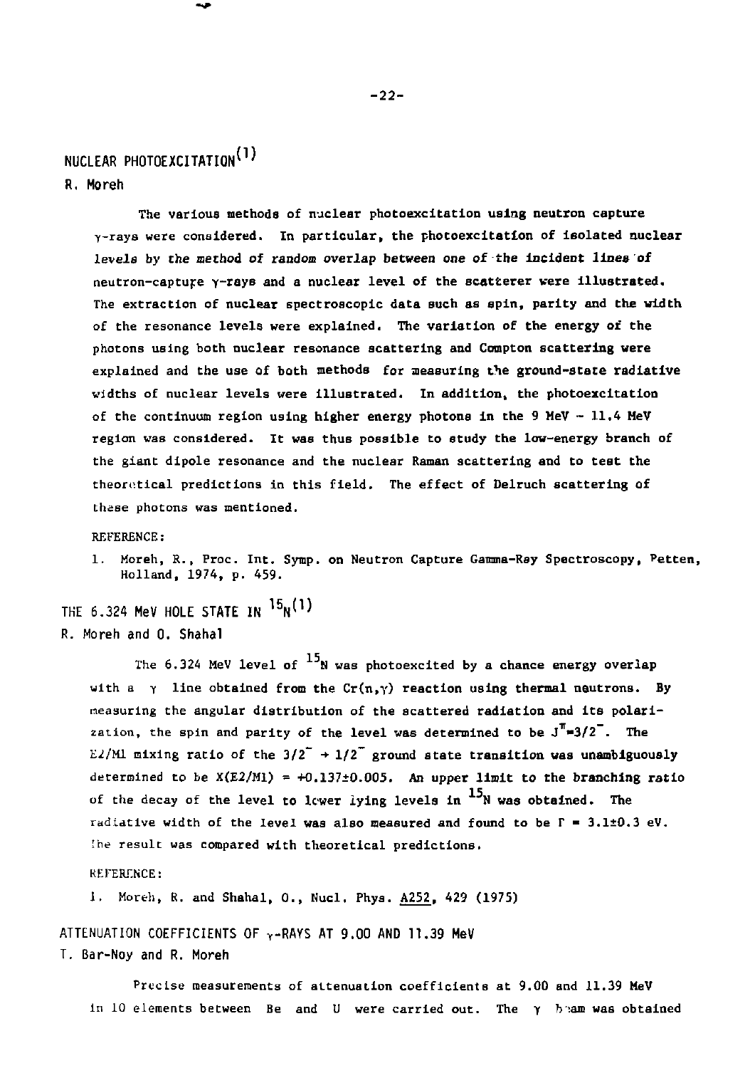## NUCLEAR PHOTOEXCITATION[1]

R. Moreh

The various methods of nuclear photoexcitation using neutron capture γ-rays were considered. In particular, the photoexcitation of isolated nuclear levels by the method of random overlap between one of the incident lines of neutron-capture γ-rays and a nuclear level of the scatterer were illustrated. The extraction of nuclear spectroscopic data such as spin, parity and the width of the resonance levels were explained. The variation of the energy of the photons using both nuclear resonance scattering and Compton scattering were explained and the use of both methods for measuring the ground-state radiative widths of nuclear levels were illustrated. In addition, the photoexcitation of the continuum region using higher energy photons in the 9 MeV – 11.4 MeV region was considered. It was thus possible to study the low-energy branch of the giant dipole resonance and the nuclear Raman scattering and to test the theoretical predictions in this field. The effect of Delruch scattering of these photons was mentioned.

REFERENCE:

1. Moreh, R., Proc. Int. Symp. on Neutron Capture Gamma-Ray Spectroscopy, Petten, Holland, 1974, p. 459.

## THE 6.324 MeV HOLE STATE IN $^{15}N$[1]

R. Moreh and O. Shahal

The 6.324 MeV level of $^{15}N$ was photoexcited by a chance energy overlap with a γ line obtained from the Cr(n,γ) reaction using thermal neutrons. By measuring the angular distribution of the scattered radiation and its polarization, the spin and parity of the level was determined to be $J^{\pi}=3/2^{-}$. The E2/M1 mixing ratio of the $3/2^{-} \rightarrow 1/2^{-}$ ground state transition was unambiguously determined to be $X(E2/M1) = +0.137 \pm 0.005$. An upper limit to the branching ratio of the decay of the level to lower lying levels in $^{15}N$ was obtained. The radiative width of the level was also measured and found to be $\Gamma = 3.1 \pm 0.3$ eV. The result was compared with theoretical predictions.

REFERENCE:

1. Moreh, R. and Shahal, O., Nucl. Phys. A252, 429 (1975)

## ATTENUATION COEFFICIENTS OF γ-RAYS AT 9.00 AND 11.39 MeV

T. Bar-Noy and R. Moreh

Precise measurements of attenuation coefficients at 9.00 and 11.39 MeV in 10 elements between Be and U were carried out. The γ beam was obtained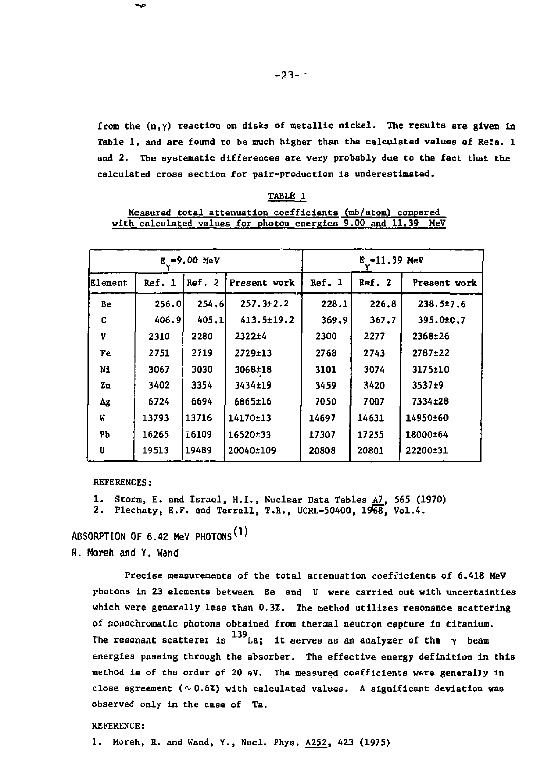from the (n,γ) reaction on disks of metallic nickel. The results are given in Table 1, and are found to be much higher than the calculated values of Refs. 1 and 2. The systematic differences are very probably due to the fact that the calculated cross section for pair-production is underestimated.

TABLE 1

Measured total attenuation coefficients (mb/atom) compared with calculated values for photon energies 9.00 and 11.39 MeV

| $E_\gamma$=9.00 MeV | | | | $E_\gamma$=11.39 MeV | | |
|---|---|---|---|---|---|---|
| Element | Ref. 1 | Ref. 2 | Present work | Ref. 1 | Ref. 2 | Present work |
| Be | 256.0 | 254.6 | 257.3±2.2 | 228.1 | 226.8 | 238.5±7.6 |
| C | 406.9 | 405.1 | 413.5±19.2 | 369.9 | 367.7 | 395.0±0.7 |
| V | 2310 | 2280 | 2322±4 | 2300 | 2277 | 2368±26 |
| Fe | 2751 | 2719 | 2729±13 | 2768 | 2743 | 2787±22 |
| Ni | 3067 | 3030 | 3068±18 | 3101 | 3074 | 3175±10 |
| Zn | 3402 | 3354 | 3434±19 | 3459 | 3420 | 3537±9 |
| Ag | 6724 | 6694 | 6865±16 | 7050 | 7007 | 7334±28 |
| W | 13793 | 13716 | 14170±13 | 14697 | 14631 | 14950±60 |
| Pb | 16265 | 16109 | 16520±33 | 17307 | 17255 | 18000±64 |
| U | 19513 | 19489 | 20040±109 | 20808 | 20801 | 22200±31 |

REFERENCES:

1. Storm, E. and Israel, H.I., Nuclear Data Tables A7, 565 (1970)
2. Plechaty, E.F. and Terrall, T.R., UCRL-50400, 1968, Vol.4.

## ABSORPTION OF 6.42 MeV PHOTONS[1]

R. Moreh and Y. Wand

Precise measurements of the total attenuation coefficients of 6.418 MeV photons in 23 elements between Be and U were carried out with uncertainties which were generally less than 0.3%. The method utilizes resonance scattering of monochromatic photons obtained from thermal neutron capture in titanium. The resonant scatterer is $^{139}$La; it serves as an analyzer of the γ beam energies passing through the absorber. The effective energy definition in this method is of the order of 20 eV. The measured coefficients were generally in close agreement (∿0.6%) with calculated values. A significant deviation was observed only in the case of Ta.

REFERENCE:

1. Moreh, R. and Wand, Y., Nucl. Phys. A252, 423 (1975)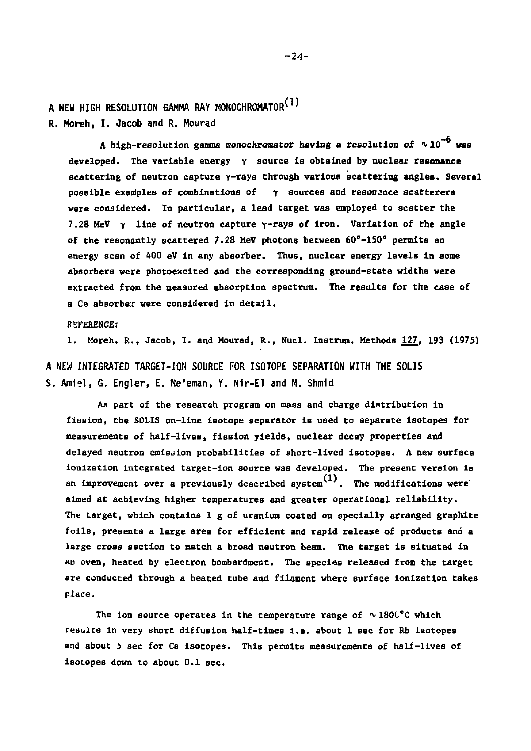## A NEW HIGH RESOLUTION GAMMA RAY MONOCHROMATOR[1]

R. Moreh, I. Jacob and R. Mourad

A high-resolution gamma monochromator having a resolution of $\sim 10^{-6}$ was developed. The variable energy $\gamma$ source is obtained by nuclear resonance scattering of neutron capture $\gamma$-rays through various scattering angles. Several possible examples of combinations of $\gamma$ sources and resonance scatterers were considered. In particular, a lead target was employed to scatter the 7.28 MeV $\gamma$ line of neutron capture $\gamma$-rays of iron. Variation of the angle of the resonantly scattered 7.28 MeV photons between 60°-150° permits an energy scan of 400 eV in any absorber. Thus, nuclear energy levels in some absorbers were photoexcited and the corresponding ground-state widths were extracted from the measured absorption spectrum. The results for the case of a Ce absorber were considered in detail.

*REFERENCE:*

1. Moreh, R., Jacob, I. and Mourad, R., Nucl. Instrum. Methods 127, 193 (1975)

## A NEW INTEGRATED TARGET-ION SOURCE FOR ISOTOPE SEPARATION WITH THE SOLIS

S. Amiel, G. Engler, E. Ne'eman, Y. Nir-El and M. Shmid

As part of the research program on mass and charge distribution in fission, the SOLIS on-line isotope separator is used to separate isotopes for measurements of half-lives, fission yields, nuclear decay properties and delayed neutron emission probabilities of short-lived isotopes. A new surface ionization integrated target-ion source was developed. The present version is an improvement over a previously described system[1]. The modifications were aimed at achieving higher temperatures and greater operational reliability. The target, which contains 1 g of uranium coated on specially arranged graphite foils, presents a large area for efficient and rapid release of products and a large cross section to match a broad neutron beam. The target is situated in an oven, heated by electron bombardment. The species released from the target are conducted through a heated tube and filament where surface ionization takes place.

The ion source operates in the temperature range of $\sim$1800°C which results in very short diffusion half-times i.e. about 1 sec for Rb isotopes and about 5 sec for Cs isotopes. This permits measurements of half-lives of isotopes down to about 0.1 sec.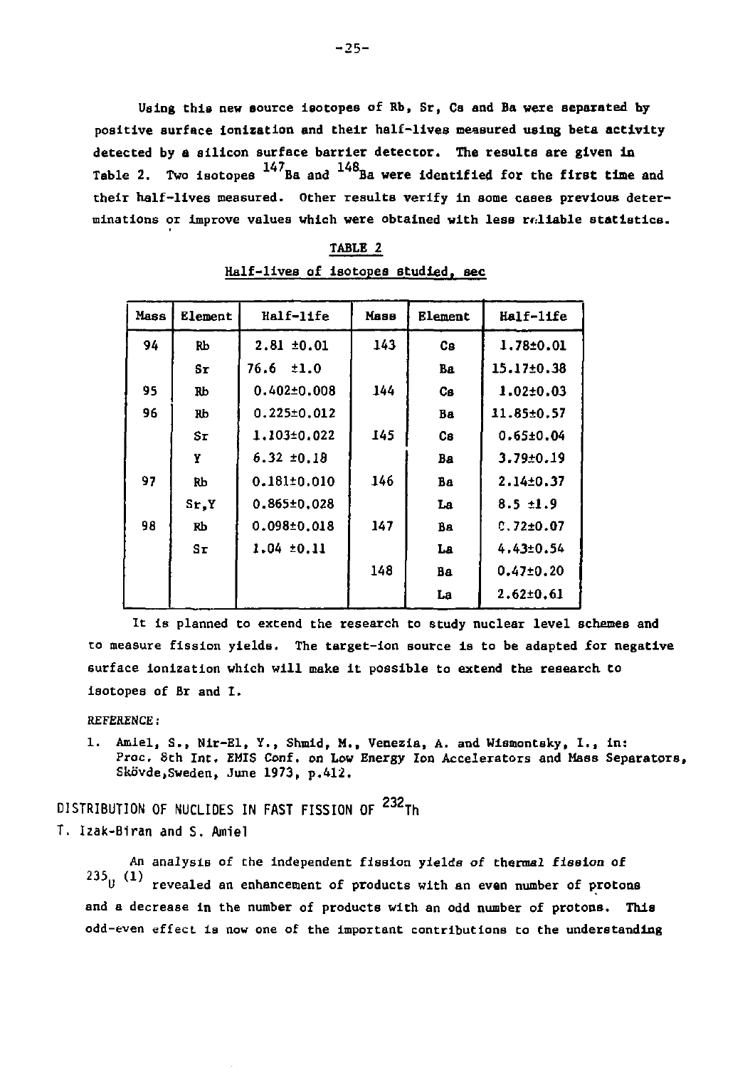Using this new source isotopes of Rb, Sr, Cs and Ba were separated by positive surface ionization and their half-lives measured using beta activity detected by a silicon surface barrier detector. The results are given in Table 2. Two isotopes $^{147}$Ba and $^{148}$Ba were identified for the first time and their half-lives measured. Other results verify in some cases previous determinations or improve values which were obtained with less reliable statistics.

TABLE 2

Half-lives of isotopes studied, sec

| Mass | Element | Half-life | Mass | Element | Half-life |
|---|---|---|---|---|---|
| 94 | Rb | 2.81 ±0.01 | 143 | Cs | 1.78±0.01 |
| | Sr | 76.6 ±1.0 | | Ba | 15.17±0.38 |
| 95 | Rb | 0.402±0.008 | 144 | Cs | 1.02±0.03 |
| 96 | Rb | 0.225±0.012 | | Ba | 11.85±0.57 |
| | Sr | 1.103±0.022 | 145 | Cs | 0.65±0.04 |
| | Y | 6.32 ±0.18 | | Ba | 3.79±0.19 |
| 97 | Rb | 0.181±0.010 | 146 | Ba | 2.14±0.37 |
| | Sr,Y | 0.865±0.028 | | La | 8.5 ±1.9 |
| 98 | Rb | 0.098±0.018 | 147 | Ba | 0.72±0.07 |
| | Sr | 1.04 ±0.11 | | La | 4.43±0.54 |
| | | | 148 | Ba | 0.47±0.20 |
| | | | | La | 2.62±0.61 |

It is planned to extend the research to study nuclear level schemes and to measure fission yields. The target-ion source is to be adapted for negative surface ionization which will make it possible to extend the research to isotopes of Br and I.

*REFERENCE:*

1. Amiel, S., Nir-El, Y., Shmid, M., Venezia, A. and Wismontsky, I., in: Proc. 8th Int. EMIS Conf. on Low Energy Ion Accelerators and Mass Separators, Skövde, Sweden, June 1973, p.412.

## DISTRIBUTION OF NUCLIDES IN FAST FISSION OF $^{232}$Th

T. Izak-Biran and S. Amiel

An analysis of the independent fission yields of thermal fission of $^{235}$U (1) revealed an enhancement of products with an even number of protons and a decrease in the number of products with an odd number of protons. This odd-even effect is now one of the important contributions to the understanding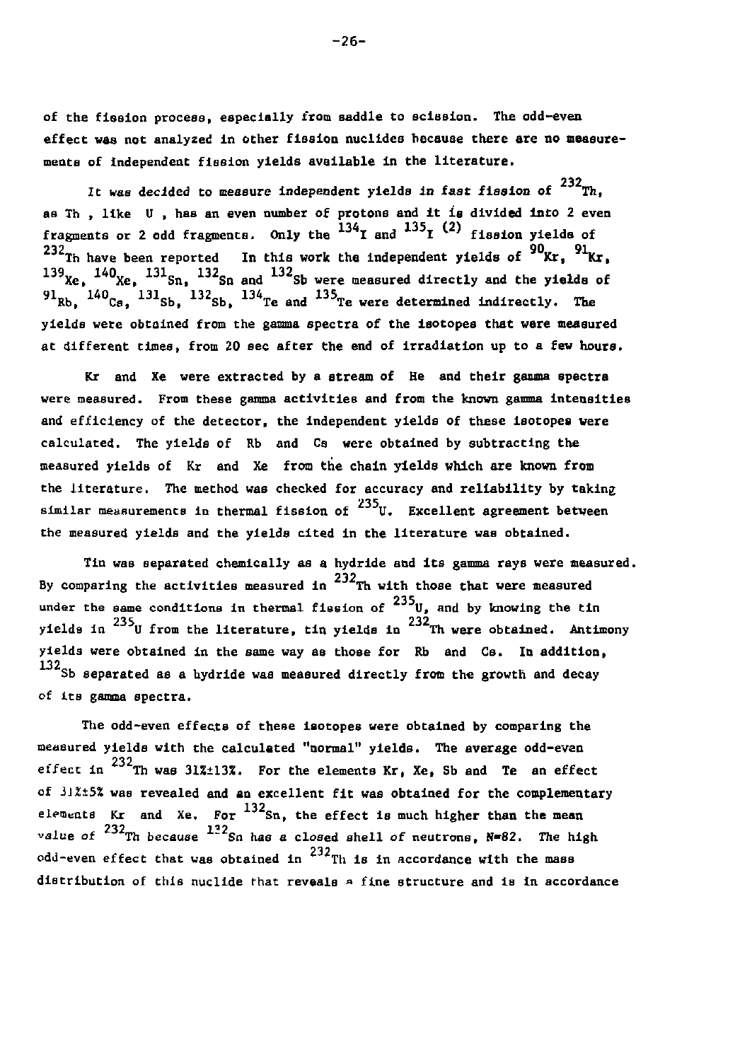of the fission process, especially from saddle to scission. The odd-even effect was not analyzed in other fission nuclides because there are no measurements of independent fission yields available in the literature.

It was decided to measure independent yields in fast fission of $^{232}$Th, as Th , like U , has an even number of protons and it is divided into 2 even fragments or 2 odd fragments. Only the $^{134}$I and $^{135}$I (2) fission yields of $^{232}$Th have been reported In this work the independent yields of $^{90}$Kr, $^{91}$Kr, $^{139}$Xe, $^{140}$Xe, $^{131}$Sn, $^{132}$Sn and $^{132}$Sb were measured directly and the yields of $^{91}$Rb, $^{140}$Cs, $^{131}$Sb, $^{132}$Sb, $^{134}$Te and $^{135}$Te were determined indirectly. The yields were obtained from the gamma spectra of the isotopes that were measured at different times, from 20 sec after the end of irradiation up to a few hours.

Kr and Xe were extracted by a stream of He and their gamma spectra were measured. From these gamma activities and from the known gamma intensities and efficiency of the detector, the independent yields of these isotopes were calculated. The yields of Rb and Cs were obtained by subtracting the measured yields of Kr and Xe from the chain yields which are known from the literature. The method was checked for accuracy and reliability by taking similar measurements in thermal fission of $^{235}$U. Excellent agreement between the measured yields and the yields cited in the literature was obtained.

Tin was separated chemically as a hydride and its gamma rays were measured. By comparing the activities measured in $^{232}$Th with those that were measured under the same conditions in thermal fission of $^{235}$U, and by knowing the tin yields in $^{235}$U from the literature, tin yields in $^{232}$Th were obtained. Antimony yields were obtained in the same way as those for Rb and Cs. In addition, $^{132}$Sb separated as a hydride was measured directly from the growth and decay of its gamma spectra.

The odd-even effects of these isotopes were obtained by comparing the measured yields with the calculated "normal" yields. The average odd-even effect in $^{232}$Th was 31%±13%. For the elements Kr, Xe, Sb and Te an effect of 31%±5% was revealed and an excellent fit was obtained for the complementary elements Kr and Xe. For $^{132}$Sn, the effect is much higher than the mean value of $^{232}$Th because $^{132}$Sn has a closed shell of neutrons, N=82. The high odd-even effect that was obtained in $^{232}$Th is in accordance with the mass distribution of this nuclide that reveals a fine structure and is in accordance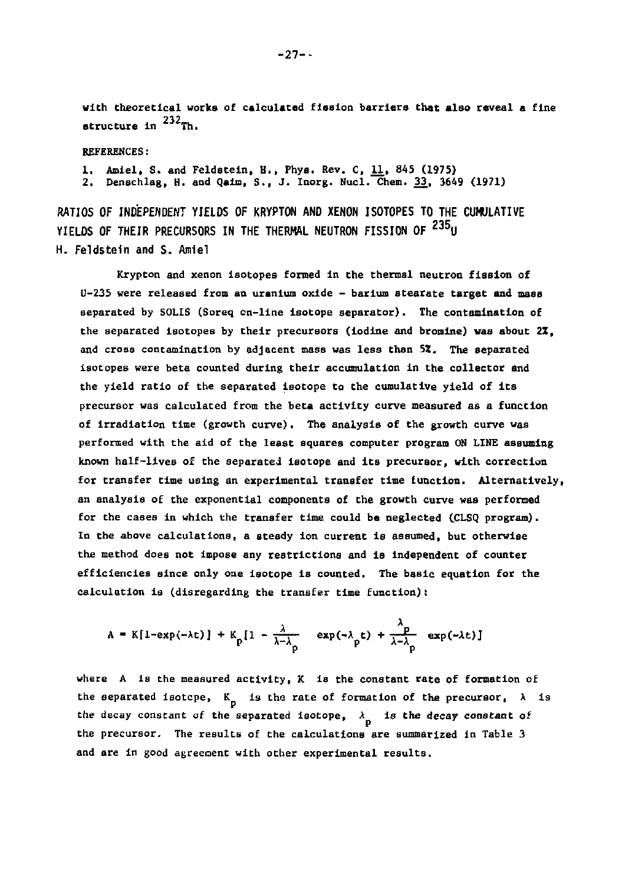with theoretical works of calculated fission barriers that also reveal a fine structure in $^{232}$Th.

REFERENCES:

1. Amiel, S. and Feldstein, H., Phys. Rev. C, 11, 845 (1975)
2. Denschlag, H. and Qaim, S., J. Inorg. Nucl. Chem. 33, 3649 (1971)

## RATIOS OF INDEPENDENT YIELDS OF KRYPTON AND XENON ISOTOPES TO THE CUMULATIVE YIELDS OF THEIR PRECURSORS IN THE THERMAL NEUTRON FISSION OF $^{235}$U

H. Feldstein and S. Amiel

Krypton and xenon isotopes formed in the thermal neutron fission of U-235 were released from an uranium oxide - barium stearate target and mass separated by SOLIS (Soreq on-line isotope separator). The contamination of the separated isotopes by their precursors (iodine and bromine) was about 2%, and cross contamination by adjacent mass was less than 5%. The separated isotopes were beta counted during their accumulation in the collector and the yield ratio of the separated isotope to the cumulative yield of its precursor was calculated from the beta activity curve measured as a function of irradiation time (growth curve). The analysis of the growth curve was performed with the aid of the least squares computer program ON LINE assuming known half-lives of the separated isotope and its precursor, with correction for transfer time using an experimental transfer time function. Alternatively, an analysis of the exponential components of the growth curve was performed for the cases in which the transfer time could be neglected (CLSQ program). In the above calculations, a steady ion current is assumed, but otherwise the method does not impose any restrictions and is independent of counter efficiencies since only one isotope is counted. The basic equation for the calculation is (disregarding the transfer time function):

$$A = K[1-\exp(-\lambda t)] + K_p[1 - \frac{\lambda}{\lambda-\lambda_p} \exp(-\lambda_p t) + \frac{\lambda_p}{\lambda-\lambda_p} \exp(-\lambda t)]$$

where $A$ is the measured activity, $K$ is the constant rate of formation of the separated isotope, $K_p$ is the rate of formation of the precursor, $\lambda$ is the decay constant of the separated isotope, $\lambda_p$ is the decay constant of the precursor. The results of the calculations are summarized in Table 3 and are in good agreement with other experimental results.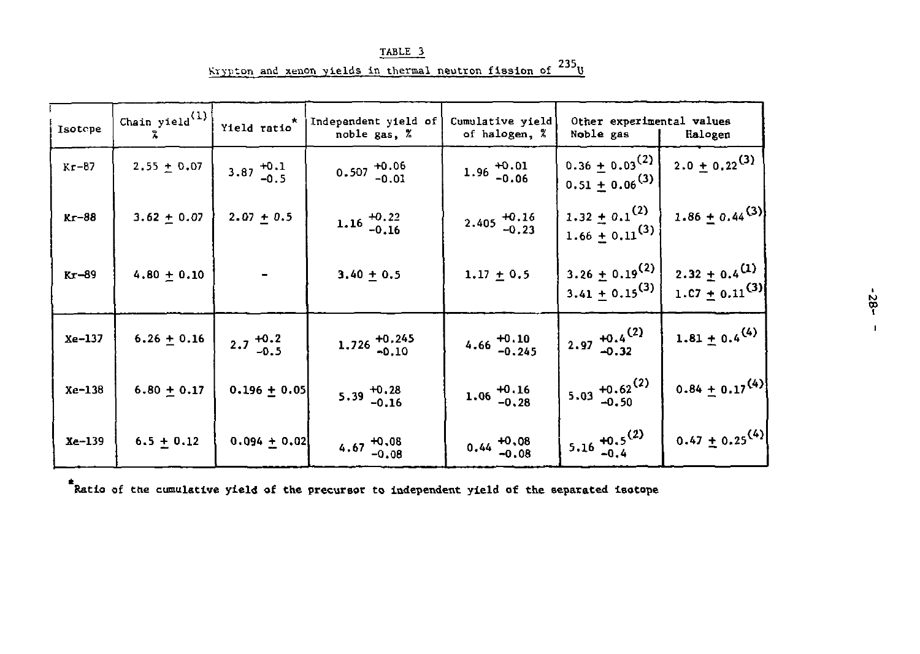TABLE 3

Krypton and xenon yields in thermal neutron fission of $^{235}U$

| Isotope | Chain yield[1] % | Yield ratio* | Independent yield of noble gas, % | Cumulative yield of halogen, % | Other experimental values | |
|---|---|---|---|---|---|---|
| | | | | | Noble gas | Halogen |
| Kr-87 | $2.55 \pm 0.07$ | $3.87^{+0.1}_{-0.5}$ | $0.507^{+0.06}_{-0.01}$ | $1.96^{+0.01}_{-0.06}$ | $0.36 \pm 0.03$[2] $0.51 \pm 0.06$[3] | $2.0 \pm 0.22$[3] |
| Kr-88 | $3.62 \pm 0.07$ | $2.07 \pm 0.5$ | $1.16^{+0.22}_{-0.16}$ | $2.405^{+0.16}_{-0.23}$ | $1.32 \pm 0.1$[2] $1.66 \pm 0.11$[3] | $1.86 \pm 0.44$[3] |
| Kr-89 | $4.80 \pm 0.10$ | - | $3.40 \pm 0.5$ | $1.17 \pm 0.5$ | $3.26 \pm 0.19$[2] $3.41 \pm 0.15$[3] | $2.32 \pm 0.4$[1] $1.07 \pm 0.11$[3] |
| Xe-137 | $6.26 \pm 0.16$ | $2.7^{+0.2}_{-0.5}$ | $1.726^{+0.245}_{-0.10}$ | $4.66^{+0.10}_{-0.245}$ | $2.97^{+0.4}_{-0.32}$[2] | $1.81 \pm 0.4$[4] |
| Xe-138 | $6.80 \pm 0.17$ | $0.196 \pm 0.05$ | $5.39^{+0.28}_{-0.16}$ | $1.06^{+0.16}_{-0.28}$ | $5.03^{+0.62}_{-0.50}$[2] | $0.84 \pm 0.17$[4] |
| Xe-139 | $6.5 \pm 0.12$ | $0.094 \pm 0.02$ | $4.67^{+0.08}_{-0.08}$ | $0.44^{+0.08}_{-0.08}$ | $5.16^{+0.5}_{-0.4}$[2] | $0.47 \pm 0.25$[4] |

*Ratio of the cumulative yield of the precursor to independent yield of the separated isotope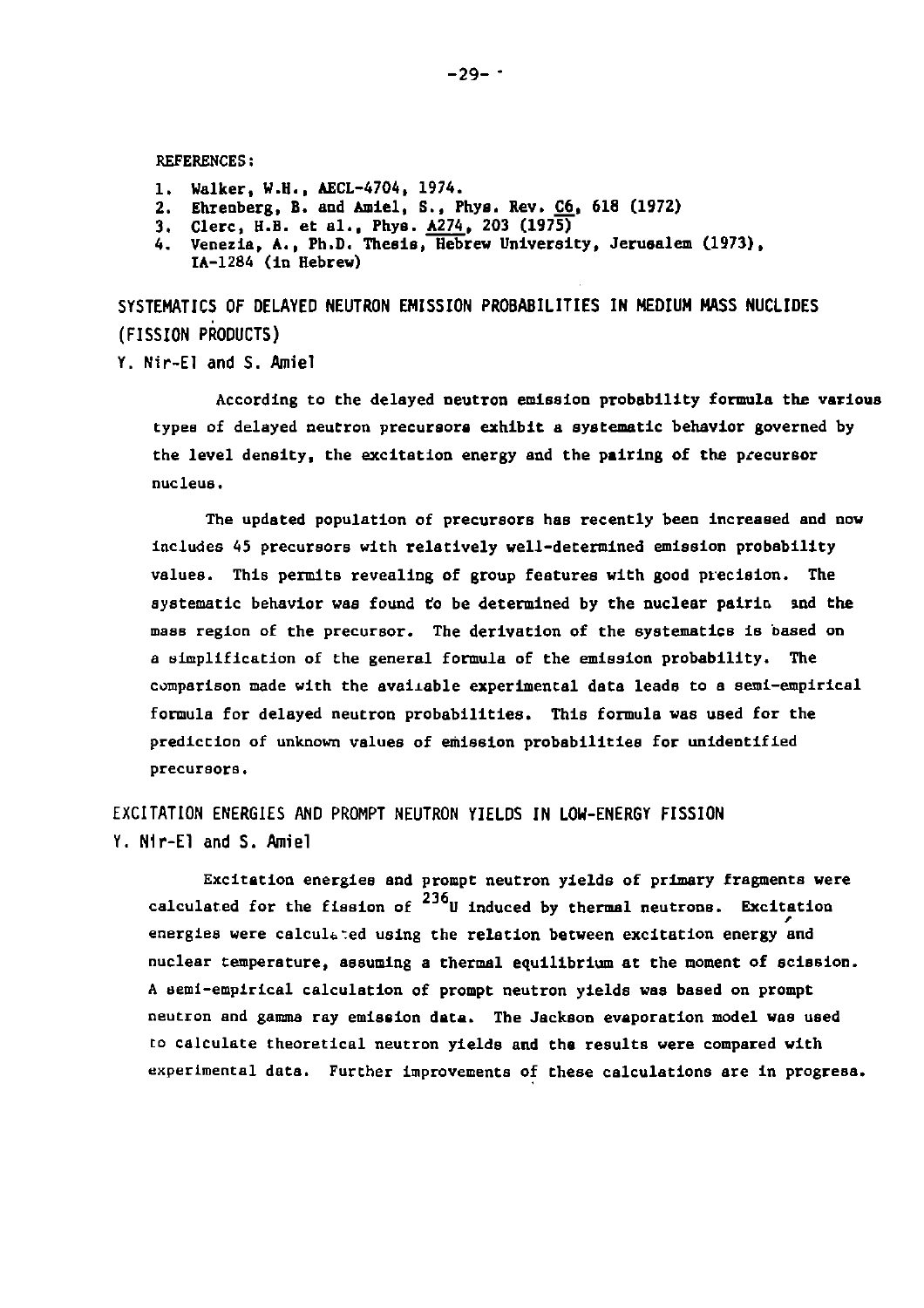REFERENCES:

1. Walker, W.H., AECL-4704, 1974.
2. Ehrenberg, B. and Amiel, S., Phys. Rev. C6, 618 (1972)
3. Clerc, H.B. et al., Phys. A274, 203 (1975)
4. Venezia, A., Ph.D. Thesis, Hebrew University, Jerusalem (1973), IA-1284 (in Hebrew)

## SYSTEMATICS OF DELAYED NEUTRON EMISSION PROBABILITIES IN MEDIUM MASS NUCLIDES (FISSION PRODUCTS)

Y. Nir-El and S. Amiel

According to the delayed neutron emission probability formula the various types of delayed neutron precursors exhibit a systematic behavior governed by the level density, the excitation energy and the pairing of the precursor nucleus.

The updated population of precursors has recently been increased and now includes 45 precursors with relatively well-determined emission probability values. This permits revealing of group features with good precision. The systematic behavior was found to be determined by the nuclear pairing and the mass region of the precursor. The derivation of the systematics is based on a simplification of the general formula of the emission probability. The comparison made with the available experimental data leads to a semi-empirical formula for delayed neutron probabilities. This formula was used for the prediction of unknown values of emission probabilities for unidentified precursors.

## EXCITATION ENERGIES AND PROMPT NEUTRON YIELDS IN LOW-ENERGY FISSION

Y. Nir-El and S. Amiel

Excitation energies and prompt neutron yields of primary fragments were calculated for the fission of $^{236}U$ induced by thermal neutrons. Excitation energies were calculated using the relation between excitation energy and nuclear temperature, assuming a thermal equilibrium at the moment of scission. A semi-empirical calculation of prompt neutron yields was based on prompt neutron and gamma ray emission data. The Jackson evaporation model was used to calculate theoretical neutron yields and the results were compared with experimental data. Further improvements of these calculations are in progress.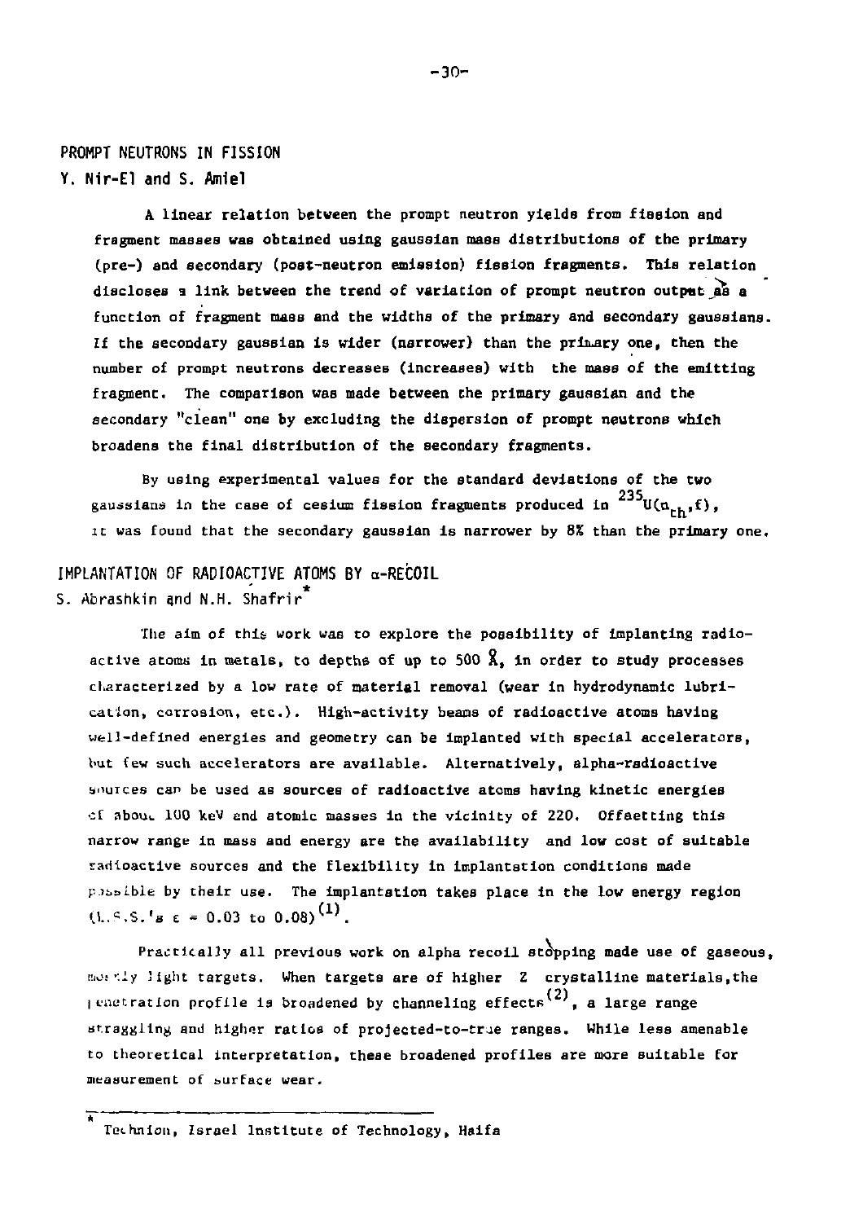## PROMPT NEUTRONS IN FISSION

**Y. Nir-El and S. Amiel**

A linear relation between the prompt neutron yields from fission and fragment masses was obtained using gaussian mass distributions of the primary (pre-) and secondary (post-neutron emission) fission fragments. This relation discloses a link between the trend of variation of prompt neutron output as a function of fragment mass and the widths of the primary and secondary gaussians. If the secondary gaussian is wider (narrower) than the primary one, then the number of prompt neutrons decreases (increases) with the mass of the emitting fragment. The comparison was made between the primary gaussian and the secondary "clean" one by excluding the dispersion of prompt neutrons which broadens the final distribution of the secondary fragments.

By using experimental values for the standard deviations of the two gaussians in the case of cesium fission fragments produced in $^{235}U(n_{th},f)$, it was found that the secondary gaussian is narrower by 8% than the primary one.

## IMPLANTATION OF RADIOACTIVE ATOMS BY α-RECOIL

**S. Abrashkin and N.H. Shafrir***

The aim of this work was to explore the possibility of implanting radioactive atoms in metals, to depths of up to 500 Å, in order to study processes characterized by a low rate of material removal (wear in hydrodynamic lubrication, corrosion, etc.). High-activity beams of radioactive atoms having well-defined energies and geometry can be implanted with special accelerators, but few such accelerators are available. Alternatively, alpha-radioactive sources can be used as sources of radioactive atoms having kinetic energies of about 100 keV and atomic masses in the vicinity of 220. Offsetting this narrow range in mass and energy are the availability and low cost of suitable radioactive sources and the flexibility in implantation conditions made possible by their use. The implantation takes place in the low energy region (L.S.S.'s $\varepsilon$ = 0.03 to 0.08)[1].

Practically all previous work on alpha recoil stopping made use of gaseous, mostly light targets. When targets are of higher Z crystalline materials, the penetration profile is broadened by channeling effects[2], a large range straggling and higher ratios of projected-to-true ranges. While less amenable to theoretical interpretation, these broadened profiles are more suitable for measurement of surface wear.

\* Technion, Israel Institute of Technology, Haifa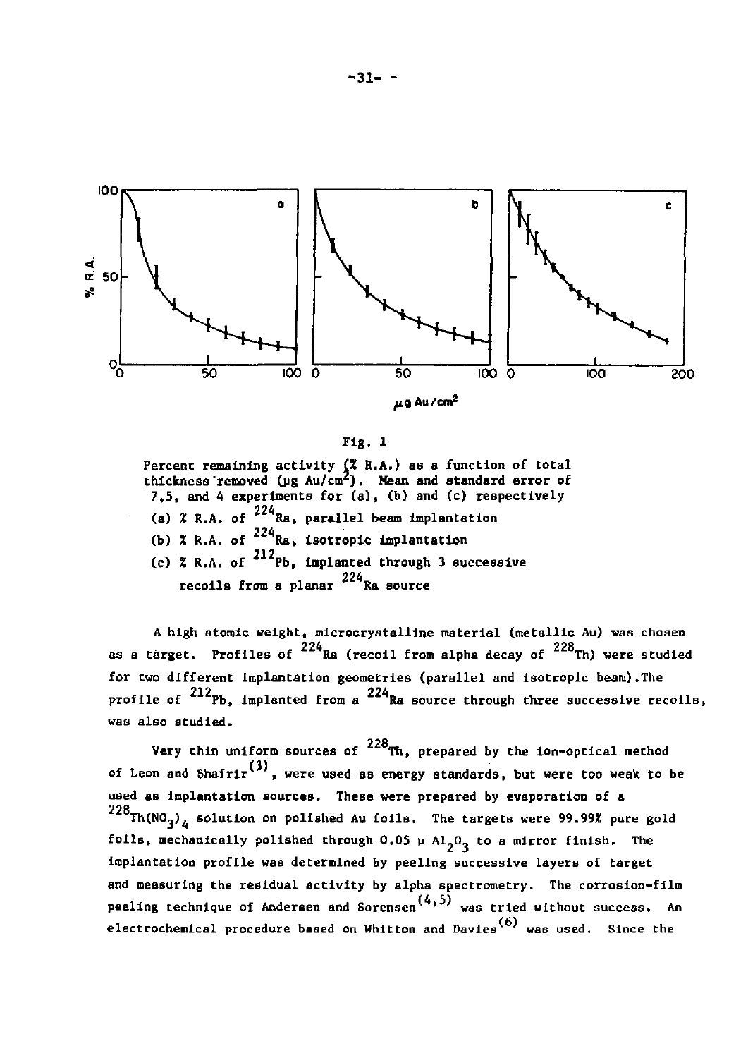Fig. 1

Percent remaining activity (% R.A.) as a function of total thickness removed (μg Au/cm$^2$). Mean and standard error of 7,5, and 4 experiments for (a), (b) and (c) respectively

(a) % R.A. of $^{224}$Ra, parallel beam implantation

(b) % R.A. of $^{224}$Ra, isotropic implantation

(c) % R.A. of $^{212}$Pb, implanted through 3 successive recoils from a planar $^{224}$Ra source

A high atomic weight, microcrystalline material (metallic Au) was chosen as a target. Profiles of $^{224}$Ra (recoil from alpha decay of $^{228}$Th) were studied for two different implantation geometries (parallel and isotropic beam). The profile of $^{212}$Pb, implanted from a $^{224}$Ra source through three successive recoils, was also studied.

Very thin uniform sources of $^{228}$Th, prepared by the ion-optical method of Leon and Shafrir[3], were used as energy standards, but were too weak to be used as implantation sources. These were prepared by evaporation of a $^{228}Th(NO_3)_4$ solution on polished Au foils. The targets were 99.99% pure gold foils, mechanically polished through 0.05 μ $Al_2O_3$ to a mirror finish. The implantation profile was determined by peeling successive layers of target and measuring the residual activity by alpha spectrometry. The corrosion-film peeling technique of Andersen and Sorensen[4,5] was tried without success. An electrochemical procedure based on Whitton and Davies[6] was used. Since the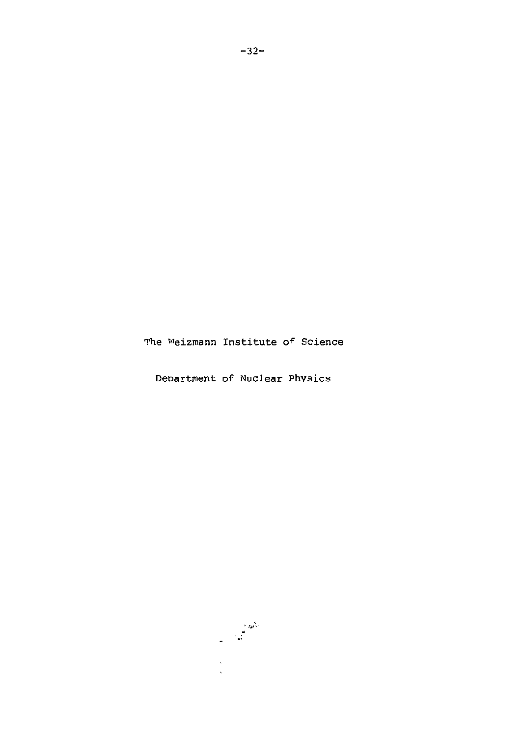The Weizmann Institute of Science

Department of Nuclear Physics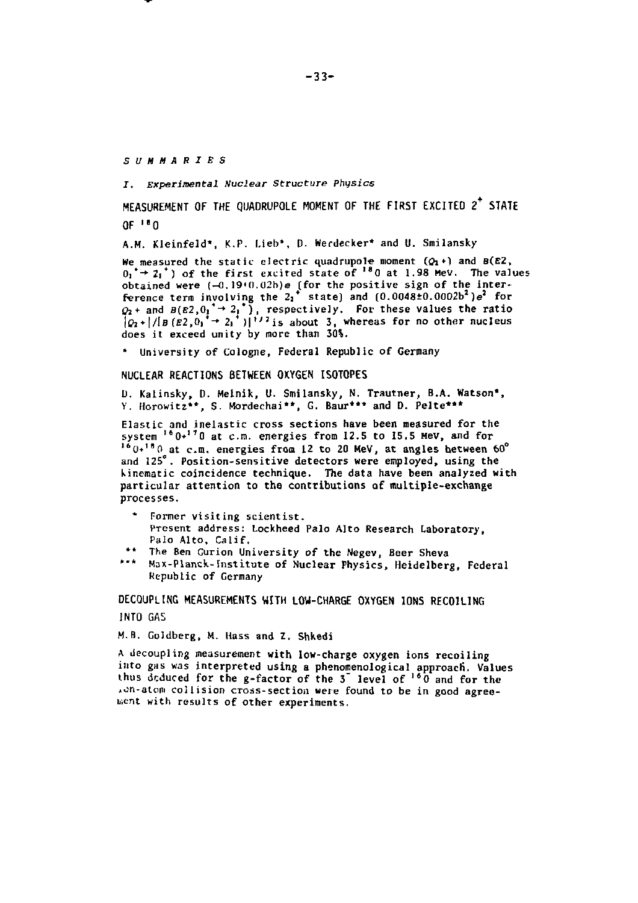*SUMMARIES*

*I. Experimental Nuclear Structure Physics*

## MEASUREMENT OF THE QUADRUPOLE MOMENT OF THE FIRST EXCITED $2^+$ STATE OF $^{18}O$

A.M. Kleinfeld*, K.P. Lieb*, D. Werdecker* and U. Smilansky

We measured the static electric quadrupole moment ($Q_{2^+}$) and $B(E2, 0_1^+ \rightarrow 2_1^+)$ of the first excited state of $^{18}O$ at 1.98 MeV. The values obtained were $(-0.19 \pm 0.02b)e$ (for the positive sign of the interference term involving the $2_2^+$ state) and $(0.0048 \pm 0.0002b^2)e^2$ for $Q_{2^+}$ and $B(E2, 0_1^+ \rightarrow 2_1^+)$, respectively. For these values the ratio $|Q_{2^+}|/[B(E2, 0_1^+ \rightarrow 2_1^+)]^{1/2}$ is about 3, whereas for no other nucleus does it exceed unity by more than 30%.

\* University of Cologne, Federal Republic of Germany

## NUCLEAR REACTIONS BETWEEN OXYGEN ISOTOPES

D. Kalinsky, D. Melnik, U. Smilansky, N. Trautner, B.A. Watson*, Y. Horowitz**, S. Mordechai**, G. Baur*** and D. Pelte***

Elastic and inelastic cross sections have been measured for the system $^{16}O+^{17}O$ at c.m. energies from 12.5 to 15.5 MeV, and for $^{16}O+^{18}O$ at c.m. energies from 12 to 20 MeV, at angles between 60° and 125°. Position-sensitive detectors were employed, using the kinematic coincidence technique. The data have been analyzed with particular attention to the contributions of multiple-exchange processes.

\* Former visiting scientist. Present address: Lockheed Palo Alto Research Laboratory, Palo Alto, Calif.

\** The Ben Gurion University of the Negev, Beer Sheva

\*** Max-Planck-Institute of Nuclear Physics, Heidelberg, Federal Republic of Germany

## DECOUPLING MEASUREMENTS WITH LOW-CHARGE OXYGEN IONS RECOILING INTO GAS

M.B. Goldberg, M. Hass and Z. Shkedi

A decoupling measurement with low-charge oxygen ions recoiling into gas was interpreted using a phenomenological approach. Values thus deduced for the g-factor of the $3^-$ level of $^{16}O$ and for the ion-atom collision cross-section were found to be in good agreement with results of other experiments.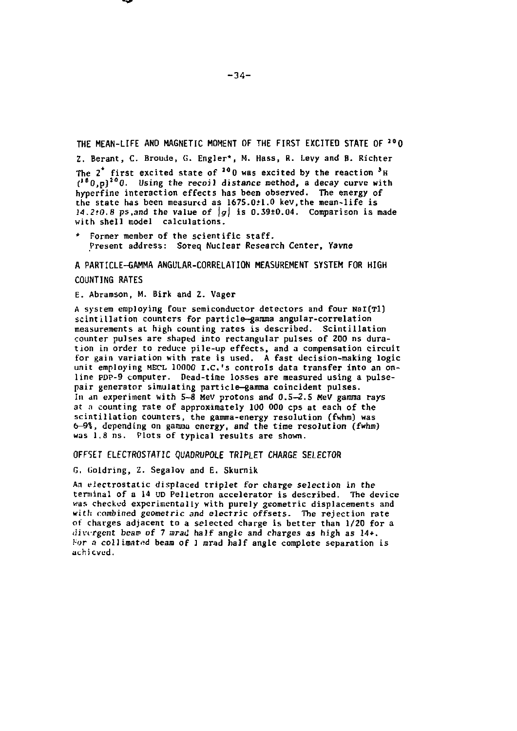## THE MEAN-LIFE AND MAGNETIC MOMENT OF THE FIRST EXCITED STATE OF $^{20}$O

Z. Berant, C. Broude, G. Engler*, M. Hass, R. Levy and B. Richter

The $2^+$ first excited state of $^{20}$O was excited by the reaction $^3$H ($^{18}$O,p)$^{20}$O. Using the recoil distance method, a decay curve with hyperfine interaction effects has been observed. The energy of the state has been measured as 1675.0±1.0 keV, the mean-life is 14.2±0.8 ps, and the value of $|g|$ is 0.39±0.04. Comparison is made with shell model calculations.

\* Former member of the scientific staff.
Present address: Soreq Nuclear Research Center, Yavne

## A PARTICLE–GAMMA ANGULAR-CORRELATION MEASUREMENT SYSTEM FOR HIGH COUNTING RATES

E. Abramson, M. Birk and Z. Vager

A system employing four semiconductor detectors and four NaI(Tl) scintillation counters for particle–gamma angular-correlation measurements at high counting rates is described. Scintillation counter pulses are shaped into rectangular pulses of 200 ns duration in order to reduce pile-up effects, and a compensation circuit for gain variation with rate is used. A fast decision-making logic unit employing MECL 10000 I.C.'s controls data transfer into an on-line PDP-9 computer. Dead-time losses are measured using a pulse-pair generator simulating particle–gamma coincident pulses. In an experiment with 5–8 MeV protons and 0.5–2.5 MeV gamma rays at a counting rate of approximately 100 000 cps at each of the scintillation counters, the gamma-energy resolution (fwhm) was 6–9%, depending on gamma energy, and the time resolution (fwhm) was 1.8 ns. Plots of typical results are shown.

## OFFSET ELECTROSTATIC QUADRUPOLE TRIPLET CHARGE SELECTOR

G. Goldring, Z. Segalov and E. Skurnik

An electrostatic displaced triplet for charge selection in the terminal of a 14 UD Pelletron accelerator is described. The device was checked experimentally with purely geometric displacements and with combined geometric and electric offsets. The rejection rate of charges adjacent to a selected charge is better than 1/20 for a divergent beam of 7 mrad half angle and charges as high as 14+. For a collimated beam of 1 mrad half angle complete separation is achieved.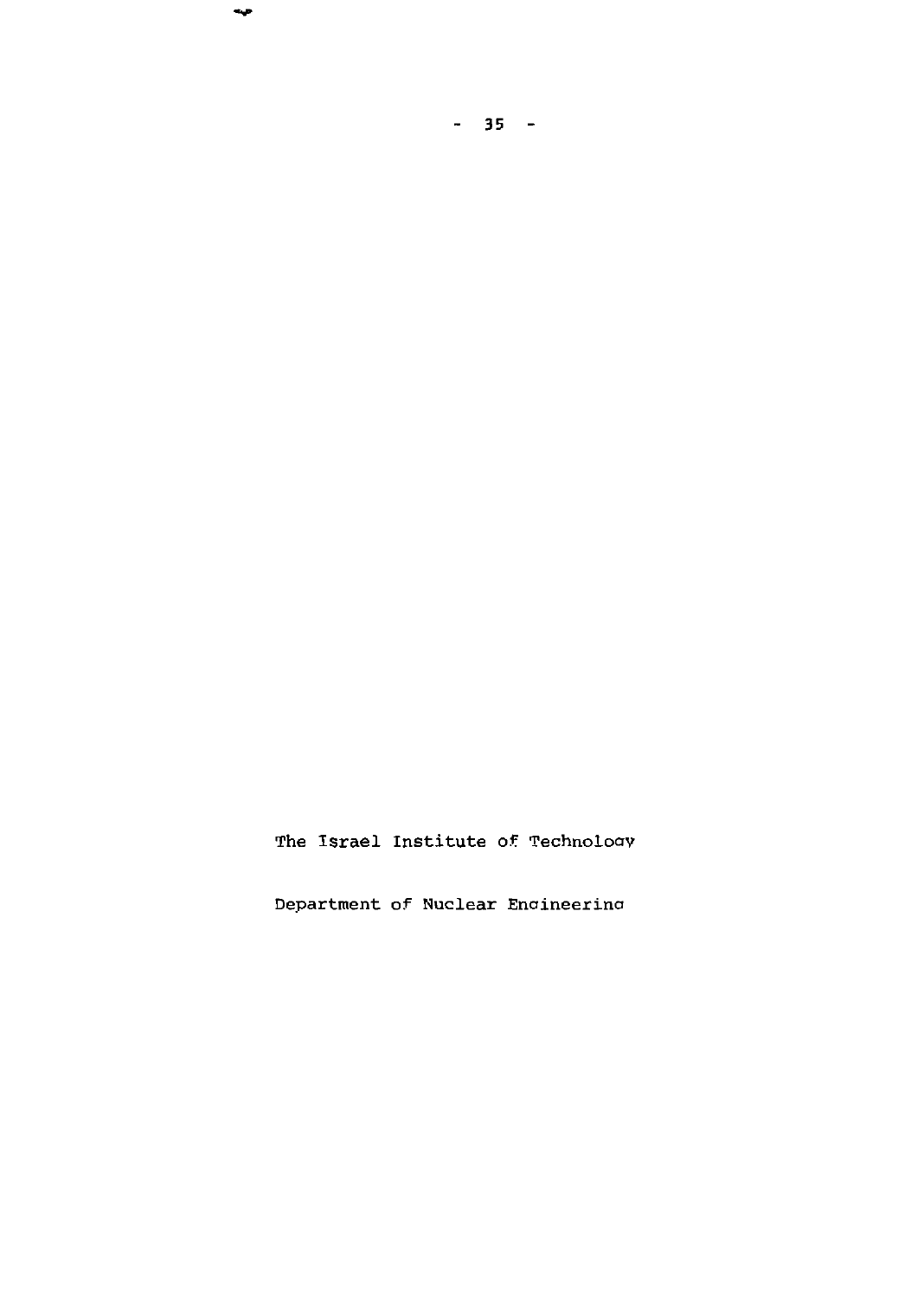The Israel Institute of Technology

Department of Nuclear Engineering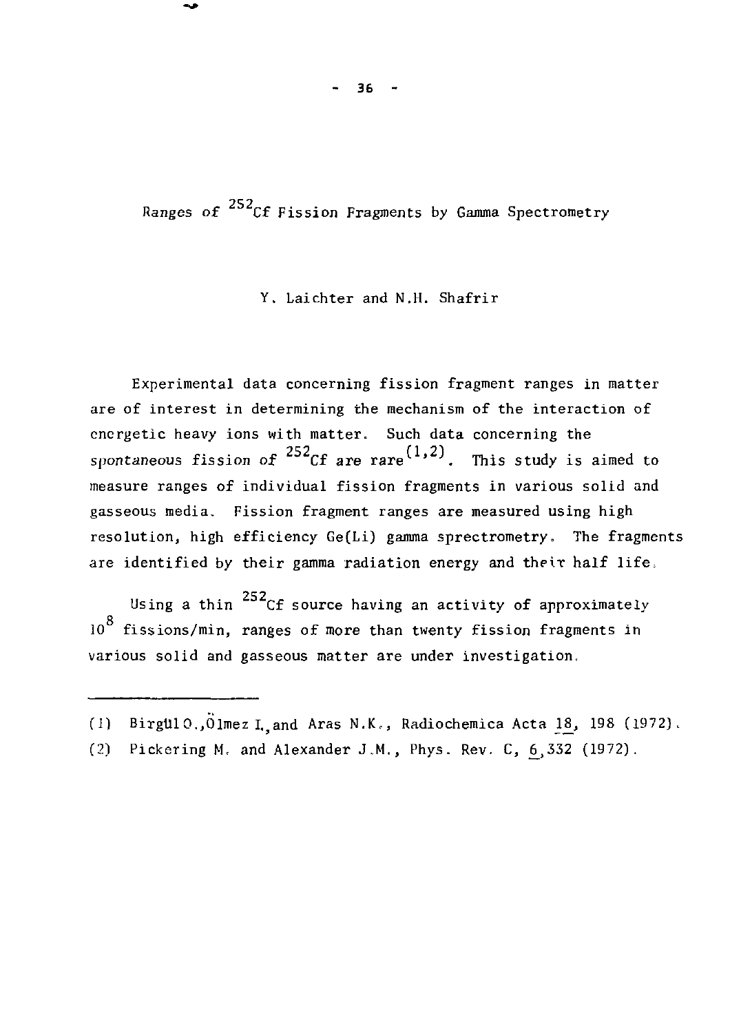# Ranges of $^{252}$Cf Fission Fragments by Gamma Spectrometry

Y. Laichter and N.H. Shafrir

Experimental data concerning fission fragment ranges in matter are of interest in determining the mechanism of the interaction of energetic heavy ions with matter. Such data concerning the spontaneous fission of $^{252}$Cf are rare[1,2]. This study is aimed to measure ranges of individual fission fragments in various solid and gasseous media. Fission fragment ranges are measured using high resolution, high efficiency Ge(Li) gamma sprectrometry. The fragments are identified by their gamma radiation energy and their half life.

Using a thin $^{252}$Cf source having an activity of approximately $10^8$ fissions/min, ranges of more than twenty fission fragments in various solid and gasseous matter are under investigation.

---

(1) Birgül O., Ölmez I., and Aras N.K., Radiochemica Acta 18, 198 (1972).

(2) Pickering M. and Alexander J.M., Phys. Rev. C, 6, 332 (1972).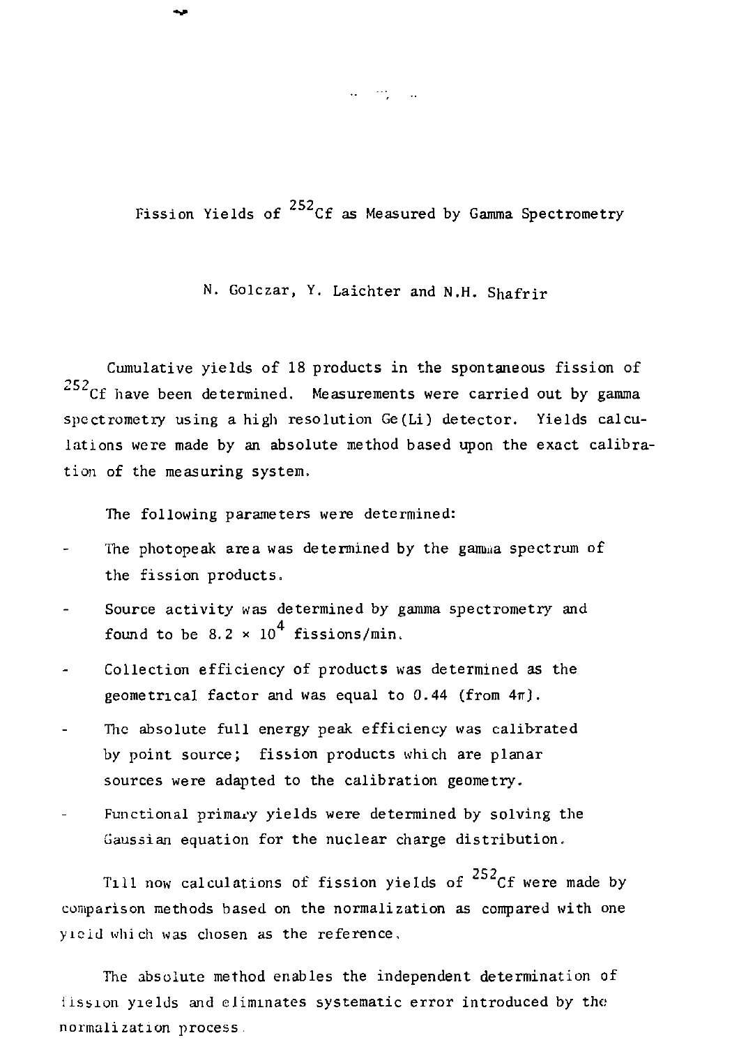# Fission Yields of $^{252}Cf$ as Measured by Gamma Spectrometry

N. Golczar, Y. Laichter and N.H. Shafrir

Cumulative yields of 18 products in the spontaneous fission of $^{252}Cf$ have been determined. Measurements were carried out by gamma spectrometry using a high resolution Ge(Li) detector. Yields calculations were made by an absolute method based upon the exact calibration of the measuring system.

The following parameters were determined:

- The photopeak area was determined by the gamma spectrum of the fission products.
- Source activity was determined by gamma spectrometry and found to be $8.2 \times 10^4$ fissions/min.
- Collection efficiency of products was determined as the geometrical factor and was equal to 0.44 (from $4\pi$).
- The absolute full energy peak efficiency was calibrated by point source; fission products which are planar sources were adapted to the calibration geometry.
- Functional primary yields were determined by solving the Gaussian equation for the nuclear charge distribution.

Till now calculations of fission yields of $^{252}Cf$ were made by comparison methods based on the normalization as compared with one yield which was chosen as the reference.

The absolute method enables the independent determination of fission yields and eliminates systematic error introduced by the normalization process.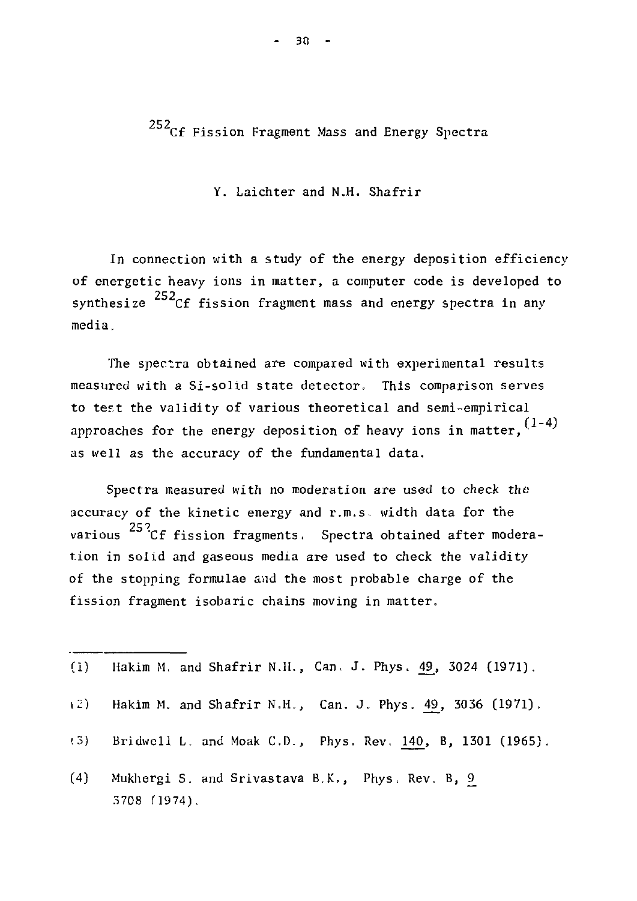# $^{252}Cf$ Fission Fragment Mass and Energy Spectra

Y. Laichter and N.H. Shafrir

In connection with a study of the energy deposition efficiency of energetic heavy ions in matter, a computer code is developed to synthesize $^{252}Cf$ fission fragment mass and energy spectra in any media.

The spectra obtained are compared with experimental results measured with a Si-solid state detector. This comparison serves to test the validity of various theoretical and semi-empirical approaches for the energy deposition of heavy ions in matter,[1-4] as well as the accuracy of the fundamental data.

Spectra measured with no moderation are used to check the accuracy of the kinetic energy and r.m.s. width data for the various $^{252}Cf$ fission fragments. Spectra obtained after moderation in solid and gaseous media are used to check the validity of the stopping formulae and the most probable charge of the fission fragment isobaric chains moving in matter.

---

(1) Hakim M. and Shafrir N.H., Can. J. Phys. 49, 3024 (1971).

(2) Hakim M. and Shafrir N.H., Can. J. Phys. 49, 3036 (1971).

(3) Bridwell L. and Moak C.D., Phys. Rev. 140, B, 1301 (1965).

(4) Mukhergi S. and Srivastava B.K., Phys. Rev. B, 9 3708 (1974).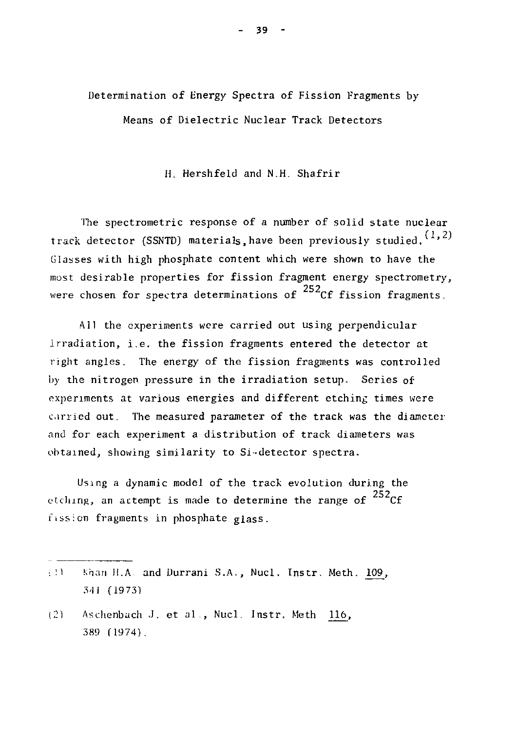# Determination of Energy Spectra of Fission Fragments by Means of Dielectric Nuclear Track Detectors

H. Hershfeld and N.H. Shafrir

The spectrometric response of a number of solid state nuclear track detector (SSNTD) materials, have been previously studied.[1,2] Glasses with high phosphate content which were shown to have the most desirable properties for fission fragment energy spectrometry, were chosen for spectra determinations of $^{252}$Cf fission fragments.

All the experiments were carried out using perpendicular irradiation, i.e. the fission fragments entered the detector at right angles. The energy of the fission fragments was controlled by the nitrogen pressure in the irradiation setup. Series of experiments at various energies and different etching times were carried out. The measured parameter of the track was the diameter and for each experiment a distribution of track diameters was obtained, showing similarity to Si-detector spectra.

Using a dynamic model of the track evolution during the etching, an attempt is made to determine the range of $^{252}$Cf fission fragments in phosphate glass.

---

(1) Khan H.A. and Durrani S.A., Nucl. Instr. Meth. 109, 341 (1973)

(2) Aschenbach J. et al., Nucl. Instr. Meth 116, 389 (1974).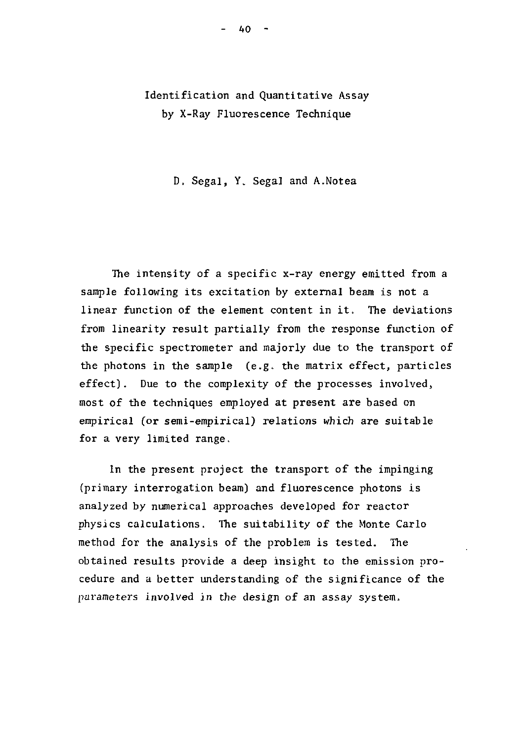# Identification and Quantitative Assay by X-Ray Fluorescence Technique

D. Segal, Y. Segal and A.Notea

The intensity of a specific x-ray energy emitted from a sample following its excitation by external beam is not a linear function of the element content in it. The deviations from linearity result partially from the response function of the specific spectrometer and majorly due to the transport of the photons in the sample (e.g. the matrix effect, particles effect). Due to the complexity of the processes involved, most of the techniques employed at present are based on empirical (or semi-empirical) relations which are suitable for a very limited range.

In the present project the transport of the impinging (primary interrogation beam) and fluorescence photons is analyzed by numerical approaches developed for reactor physics calculations. The suitability of the Monte Carlo method for the analysis of the problem is tested. The obtained results provide a deep insight to the emission procedure and a better understanding of the significance of the parameters involved in the design of an assay system.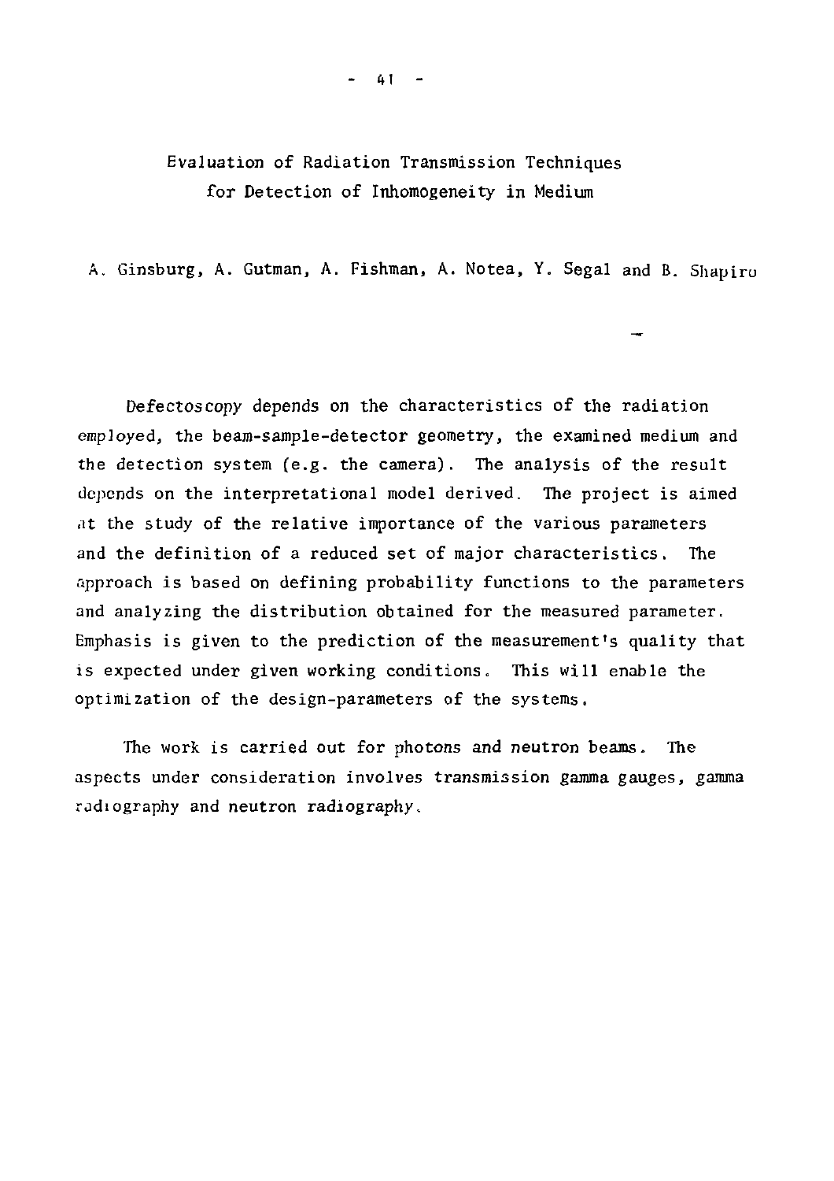# Evaluation of Radiation Transmission Techniques for Detection of Inhomogeneity in Medium

A. Ginsburg, A. Gutman, A. Fishman, A. Notea, Y. Segal and B. Shapiro

Defectoscopy depends on the characteristics of the radiation employed, the beam-sample-detector geometry, the examined medium and the detection system (e.g. the camera). The analysis of the result depends on the interpretational model derived. The project is aimed at the study of the relative importance of the various parameters and the definition of a reduced set of major characteristics. The approach is based on defining probability functions to the parameters and analyzing the distribution obtained for the measured parameter. Emphasis is given to the prediction of the measurement's quality that is expected under given working conditions. This will enable the optimization of the design-parameters of the systems.

The work is carried out for photons and neutron beams. The aspects under consideration involves transmission gamma gauges, gamma radiography and neutron radiography.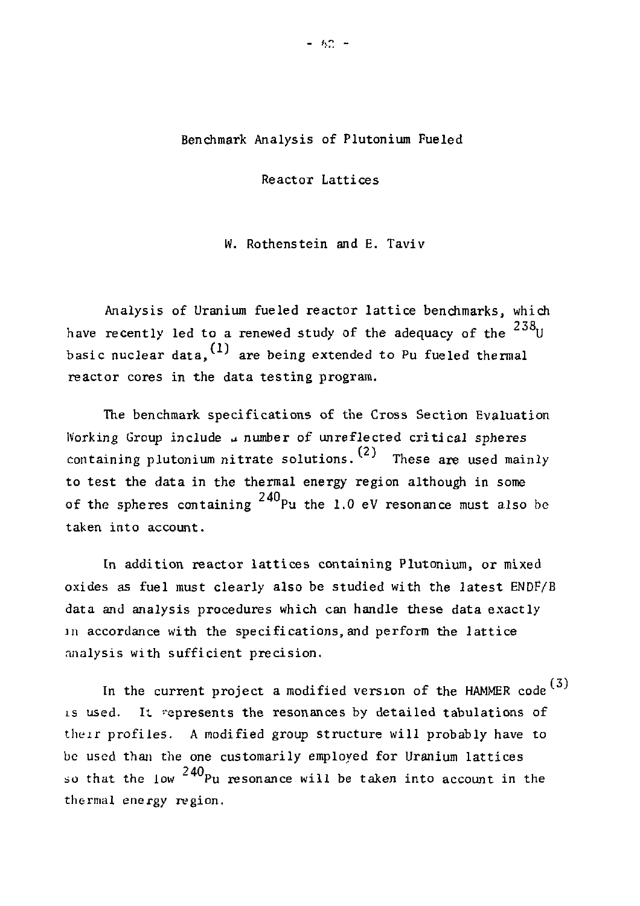# Benchmark Analysis of Plutonium Fueled Reactor Lattices

W. Rothenstein and E. Taviv

Analysis of Uranium fueled reactor lattice benchmarks, which have recently led to a renewed study of the adequacy of the $^{238}$U basic nuclear data,[1] are being extended to Pu fueled thermal reactor cores in the data testing program.

The benchmark specifications of the Cross Section Evaluation Working Group include a number of unreflected critical spheres containing plutonium nitrate solutions.[2] These are used mainly to test the data in the thermal energy region although in some of the spheres containing $^{240}$Pu the 1.0 eV resonance must also be taken into account.

In addition reactor lattices containing Plutonium, or mixed oxides as fuel must clearly also be studied with the latest ENDF/B data and analysis procedures which can handle these data exactly in accordance with the specifications, and perform the lattice analysis with sufficient precision.

In the current project a modified version of the HAMMER code[3] is used. It represents the resonances by detailed tabulations of their profiles. A modified group structure will probably have to be used than the one customarily employed for Uranium lattices so that the low $^{240}$Pu resonance will be taken into account in the thermal energy region.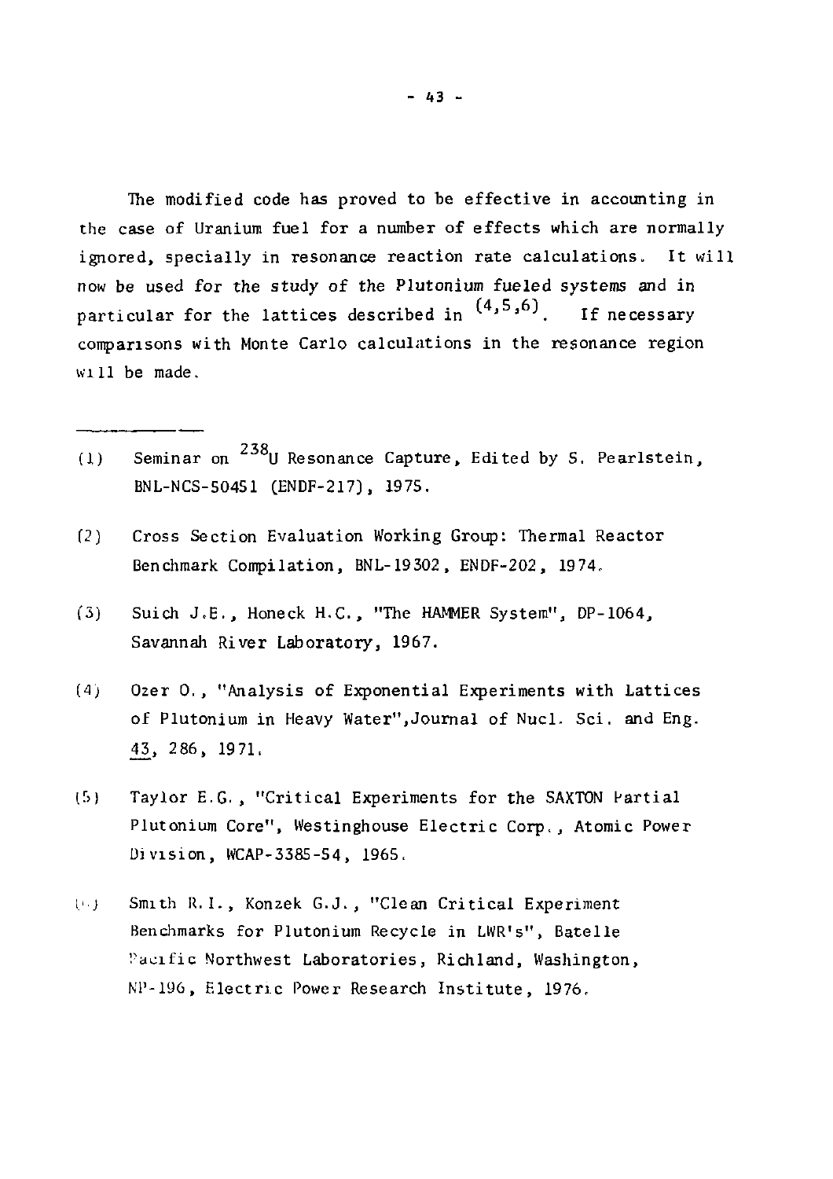The modified code has proved to be effective in accounting in the case of Uranium fuel for a number of effects which are normally ignored, specially in resonance reaction rate calculations. It will now be used for the study of the Plutonium fueled systems and in particular for the lattices described in [4,5,6]. If necessary comparisons with Monte Carlo calculations in the resonance region will be made.

---

(1) Seminar on $^{238}U$ Resonance Capture, Edited by S. Pearlstein, BNL-NCS-50451 (ENDF-217), 1975.

(2) Cross Section Evaluation Working Group: Thermal Reactor Benchmark Compilation, BNL-19302, ENDF-202, 1974.

(3) Suich J.E., Honeck H.C., "The HAMMER System", DP-1064, Savannah River Laboratory, 1967.

(4) Ozer O., "Analysis of Exponential Experiments with Lattices of Plutonium in Heavy Water", Journal of Nucl. Sci. and Eng. 43, 286, 1971.

(5) Taylor E.G., "Critical Experiments for the SAXTON Partial Plutonium Core", Westinghouse Electric Corp., Atomic Power Division, WCAP-3385-54, 1965.

(6) Smith R.I., Konzek G.J., "Clean Critical Experiment Benchmarks for Plutonium Recycle in LWR's", Batelle Pacific Northwest Laboratories, Richland, Washington, NP-196, Electric Power Research Institute, 1976.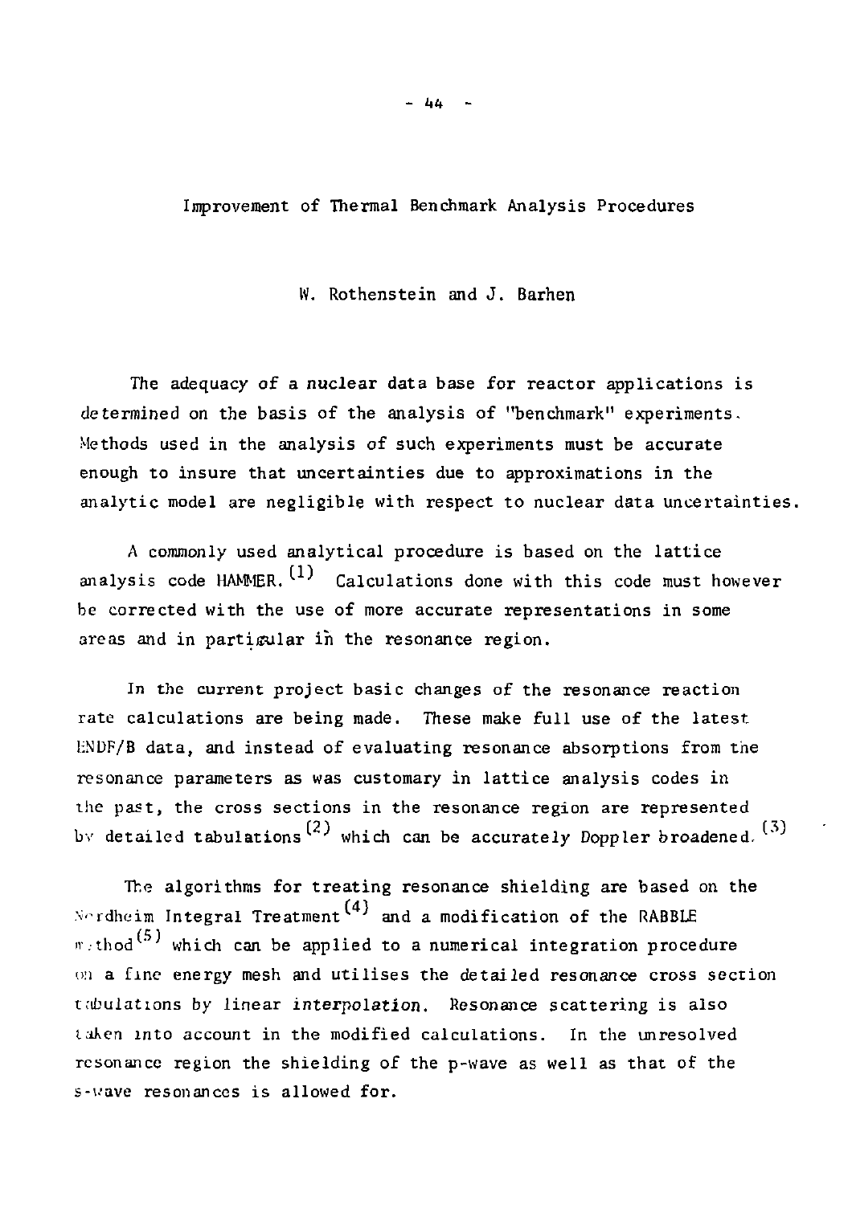## Improvement of Thermal Benchmark Analysis Procedures

W. Rothenstein and J. Barhen

The adequacy of a nuclear data base for reactor applications is determined on the basis of the analysis of "benchmark" experiments. Methods used in the analysis of such experiments must be accurate enough to insure that uncertainties due to approximations in the analytic model are negligible with respect to nuclear data uncertainties.

A commonly used analytical procedure is based on the lattice analysis code HAMMER.[1] Calculations done with this code must however be corrected with the use of more accurate representations in some areas and in particular in the resonance region.

In the current project basic changes of the resonance reaction rate calculations are being made. These make full use of the latest ENDF/B data, and instead of evaluating resonance absorptions from the resonance parameters as was customary in lattice analysis codes in the past, the cross sections in the resonance region are represented by detailed tabulations[2] which can be accurately Doppler broadened.[3]

The algorithms for treating resonance shielding are based on the Nordheim Integral Treatment[4] and a modification of the RABBLE method[5] which can be applied to a numerical integration procedure on a fine energy mesh and utilises the detailed resonance cross section tabulations by linear interpolation. Resonance scattering is also taken into account in the modified calculations. In the unresolved resonance region the shielding of the p-wave as well as that of the s-wave resonances is allowed for.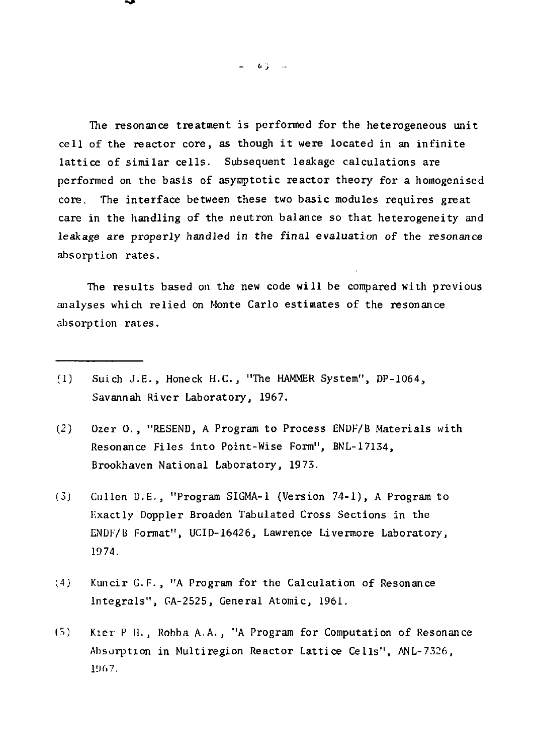The resonance treatment is performed for the heterogeneous unit cell of the reactor core, as though it were located in an infinite lattice of similar cells. Subsequent leakage calculations are performed on the basis of asymptotic reactor theory for a homogenised core. The interface between these two basic modules requires great care in the handling of the neutron balance so that heterogeneity and leakage are properly handled in the final evaluation of the resonance absorption rates.

The results based on the new code will be compared with previous analyses which relied on Monte Carlo estimates of the resonance absorption rates.

---

(1) Suich J.E., Honeck H.C., "The HAMMER System", DP-1064, Savannah River Laboratory, 1967.

(2) Ozer O., "RESEND, A Program to Process ENDF/B Materials with Resonance Files into Point-Wise Form", BNL-17134, Brookhaven National Laboratory, 1973.

(3) Cullen D.E., "Program SIGMA-1 (Version 74-1), A Program to Exactly Doppler Broaden Tabulated Cross Sections in the ENDF/B Format", UCID-16426, Lawrence Livermore Laboratory, 1974.

(4) Kuncir G.F., "A Program for the Calculation of Resonance Integrals", GA-2525, General Atomic, 1961.

(5) Kier P.H., Robba A.A., "A Program for Computation of Resonance Absorption in Multiregion Reactor Lattice Cells", ANL-7326, 1967.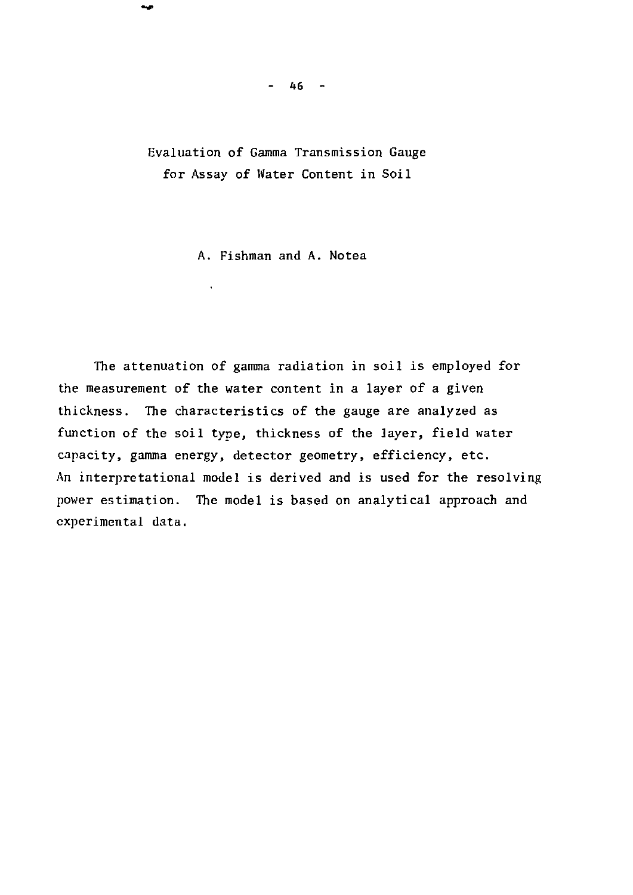# Evaluation of Gamma Transmission Gauge for Assay of Water Content in Soil

A. Fishman and A. Notea

The attenuation of gamma radiation in soil is employed for the measurement of the water content in a layer of a given thickness. The characteristics of the gauge are analyzed as function of the soil type, thickness of the layer, field water capacity, gamma energy, detector geometry, efficiency, etc. An interpretational model is derived and is used for the resolving power estimation. The model is based on analytical approach and experimental data.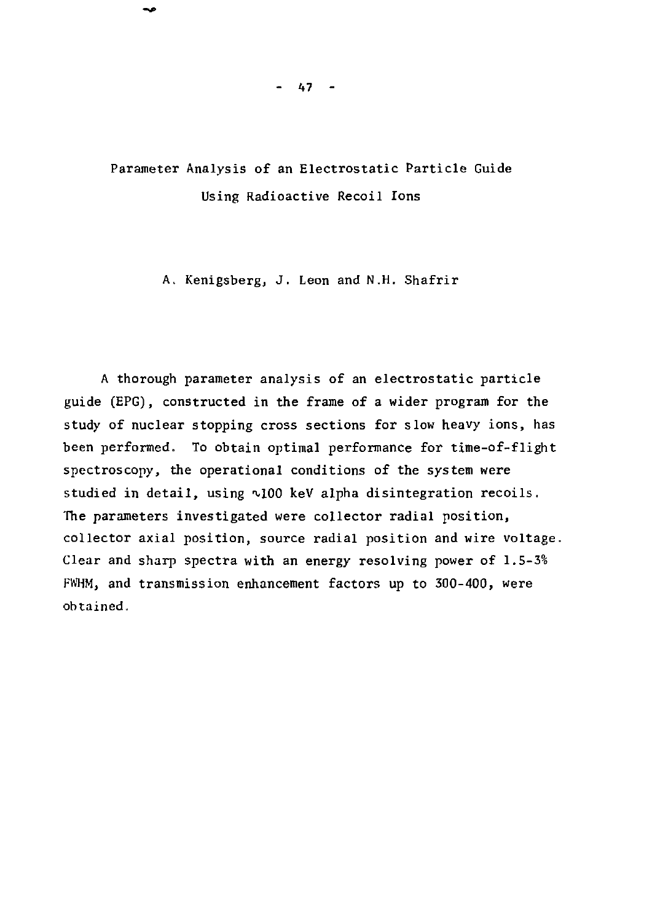# Parameter Analysis of an Electrostatic Particle Guide Using Radioactive Recoil Ions

A. Kenigsberg, J. Leon and N.H. Shafrir

A thorough parameter analysis of an electrostatic particle guide (EPG), constructed in the frame of a wider program for the study of nuclear stopping cross sections for slow heavy ions, has been performed. To obtain optimal performance for time-of-flight spectroscopy, the operational conditions of the system were studied in detail, using $\sim$100 keV alpha disintegration recoils. The parameters investigated were collector radial position, collector axial position, source radial position and wire voltage. Clear and sharp spectra with an energy resolving power of 1.5-3% FWHM, and transmission enhancement factors up to 300-400, were obtained.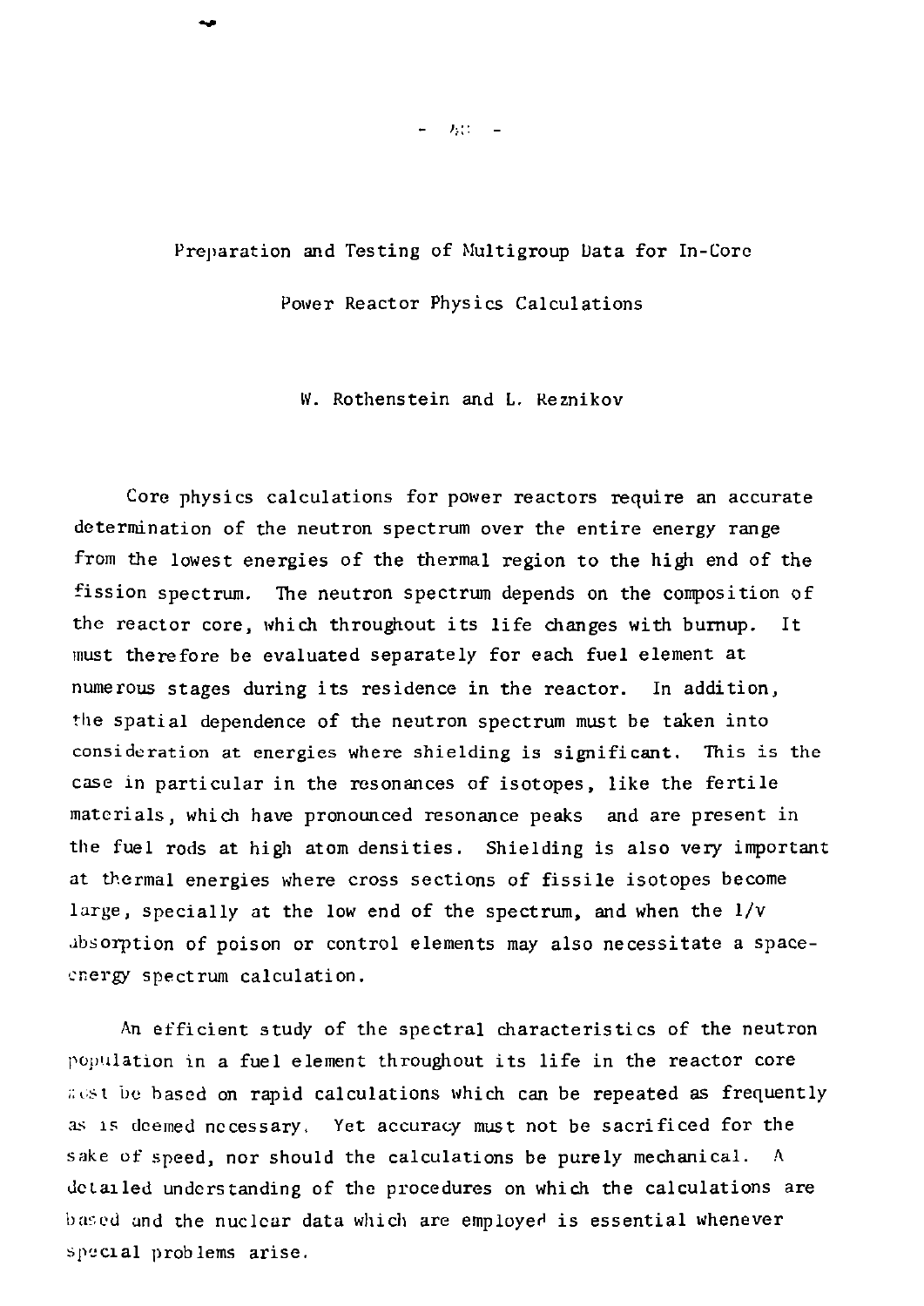## Preparation and Testing of Multigroup Data for In-Core Power Reactor Physics Calculations

W. Rothenstein and L. Reznikov

Core physics calculations for power reactors require an accurate determination of the neutron spectrum over the entire energy range from the lowest energies of the thermal region to the high end of the fission spectrum. The neutron spectrum depends on the composition of the reactor core, which throughout its life changes with burnup. It must therefore be evaluated separately for each fuel element at numerous stages during its residence in the reactor. In addition, the spatial dependence of the neutron spectrum must be taken into consideration at energies where shielding is significant. This is the case in particular in the resonances of isotopes, like the fertile materials, which have pronounced resonance peaks and are present in the fuel rods at high atom densities. Shielding is also very important at thermal energies where cross sections of fissile isotopes become large, specially at the low end of the spectrum, and when the $1/v$ absorption of poison or control elements may also necessitate a space-energy spectrum calculation.

An efficient study of the spectral characteristics of the neutron population in a fuel element throughout its life in the reactor core must be based on rapid calculations which can be repeated as frequently as is deemed necessary. Yet accuracy must not be sacrificed for the sake of speed, nor should the calculations be purely mechanical. A detailed understanding of the procedures on which the calculations are based and the nuclear data which are employed is essential whenever special problems arise.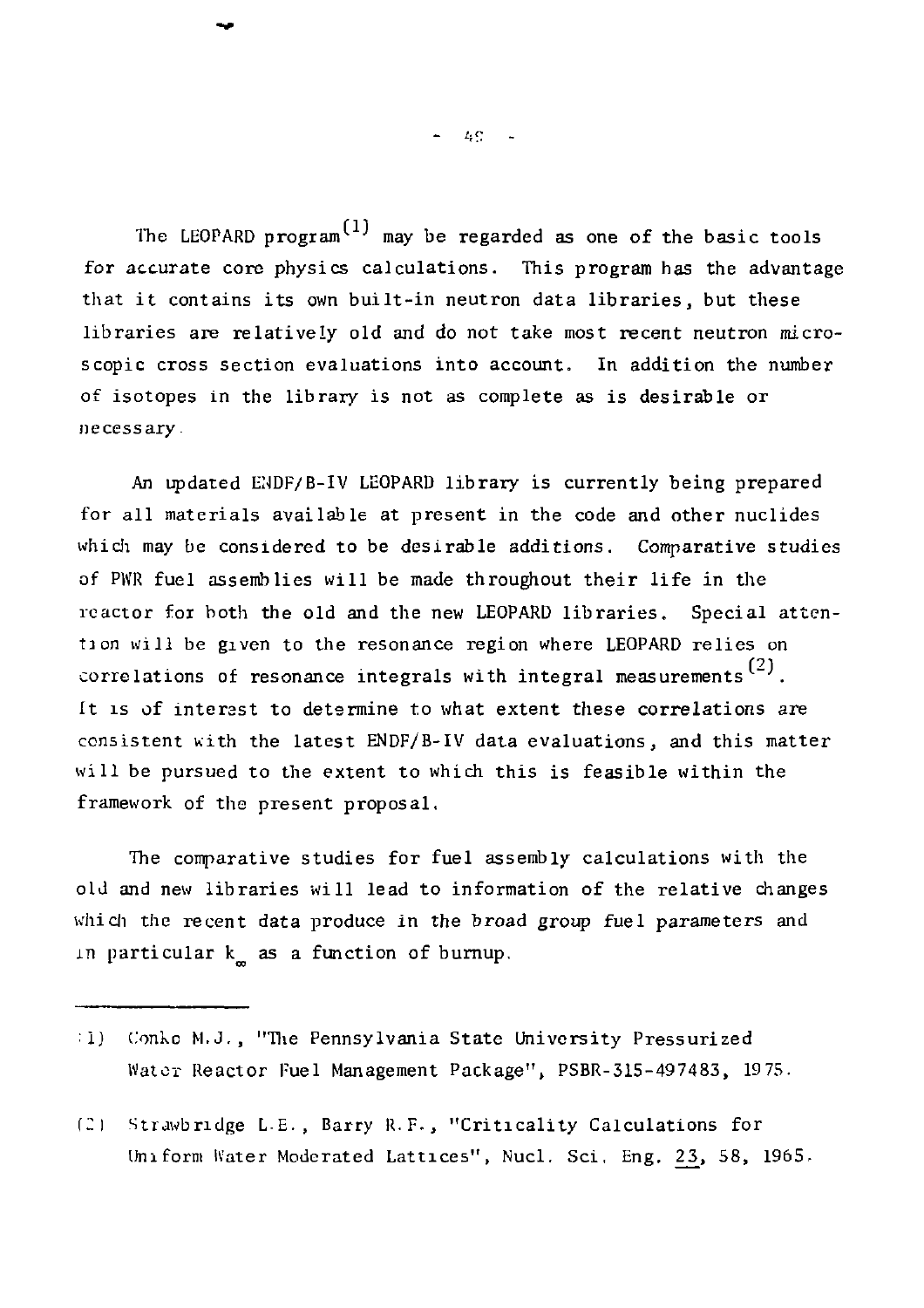The LEOPARD program[1] may be regarded as one of the basic tools for accurate core physics calculations. This program has the advantage that it contains its own built-in neutron data libraries, but these libraries are relatively old and do not take most recent neutron microscopic cross section evaluations into account. In addition the number of isotopes in the library is not as complete as is desirable or necessary.

An updated ENDF/B-IV LEOPARD library is currently being prepared for all materials available at present in the code and other nuclides which may be considered to be desirable additions. Comparative studies of PWR fuel assemblies will be made throughout their life in the reactor for both the old and the new LEOPARD libraries. Special attention will be given to the resonance region where LEOPARD relies on correlations of resonance integrals with integral measurements[2]. It is of interest to determine to what extent these correlations are consistent with the latest ENDF/B-IV data evaluations, and this matter will be pursued to the extent to which this is feasible within the framework of the present proposal.

The comparative studies for fuel assembly calculations with the old and new libraries will lead to information of the relative changes which the recent data produce in the broad group fuel parameters and in particular $k_\infty$ as a function of burnup.

---

(1) Conko M.J., "The Pennsylvania State University Pressurized Water Reactor Fuel Management Package", PSBR-315-497483, 1975.

(2) Strawbridge L.E., Barry R.F., "Criticality Calculations for Uniform Water Moderated Lattices", Nucl. Sci. Eng. 23, 58, 1965.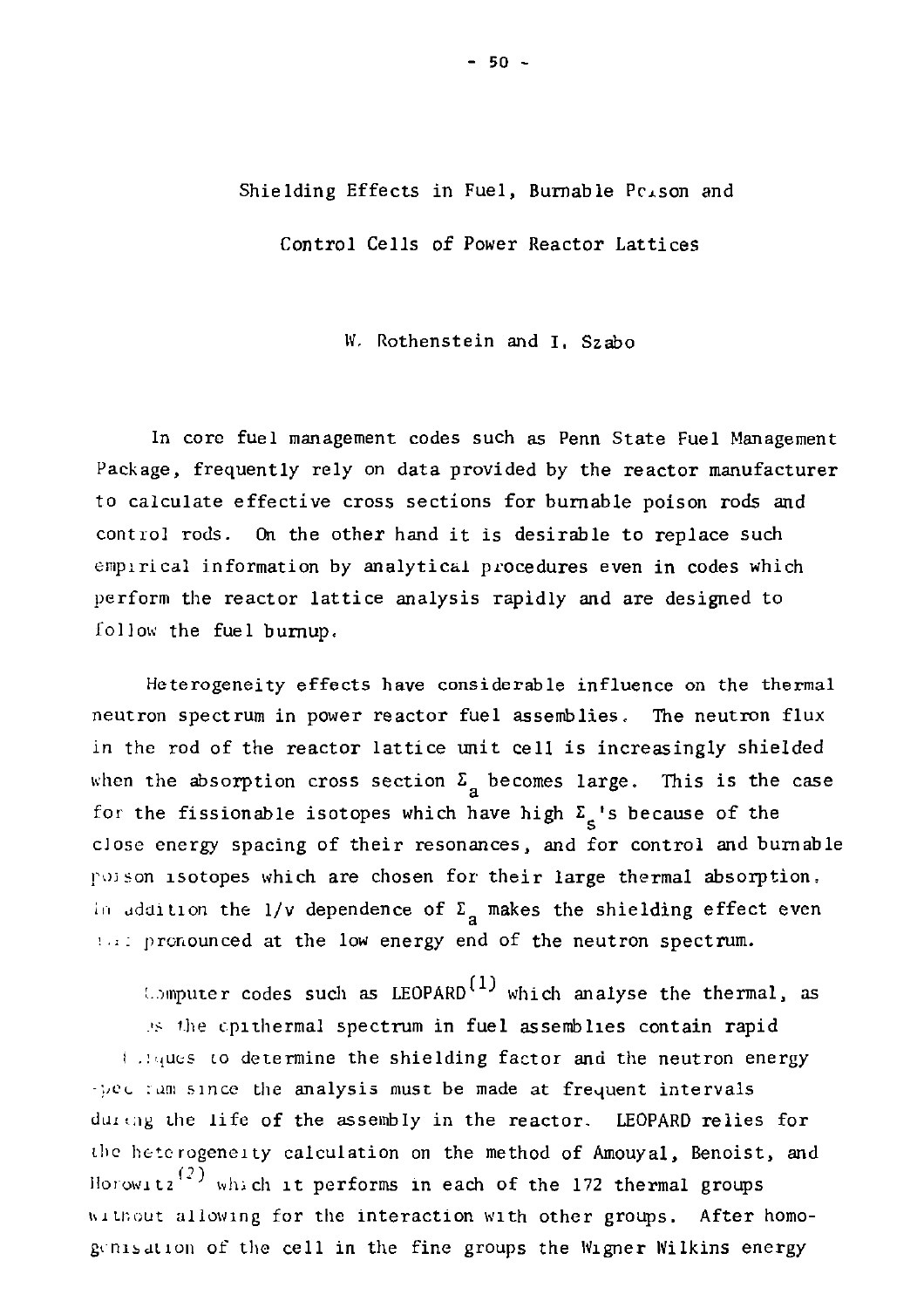# Shielding Effects in Fuel, Burnable Poison and Control Cells of Power Reactor Lattices

W. Rothenstein and I. Szabo

In core fuel management codes such as Penn State Fuel Management Package, frequently rely on data provided by the reactor manufacturer to calculate effective cross sections for burnable poison rods and control rods. On the other hand it is desirable to replace such empirical information by analytical procedures even in codes which perform the reactor lattice analysis rapidly and are designed to follow the fuel burnup.

Heterogeneity effects have considerable influence on the thermal neutron spectrum in power reactor fuel assemblies. The neutron flux in the rod of the reactor lattice unit cell is increasingly shielded when the absorption cross section $\Sigma_a$ becomes large. This is the case for the fissionable isotopes which have high $\Sigma_s$'s because of the close energy spacing of their resonances, and for control and burnable poison isotopes which are chosen for their large thermal absorption. In addition the $1/v$ dependence of $\Sigma_a$ makes the shielding effect even more pronounced at the low energy end of the neutron spectrum.

Computer codes such as LEOPARD[1] which analyse the thermal, as well as the epithermal spectrum in fuel assemblies contain rapid techniques to determine the shielding factor and the neutron energy spectrum since the analysis must be made at frequent intervals during the life of the assembly in the reactor. LEOPARD relies for the heterogeneity calculation on the method of Amouyal, Benoist, and Horowitz[2] which it performs in each of the 172 thermal groups without allowing for the interaction with other groups. After homogenisation of the cell in the fine groups the Wigner Wilkins energy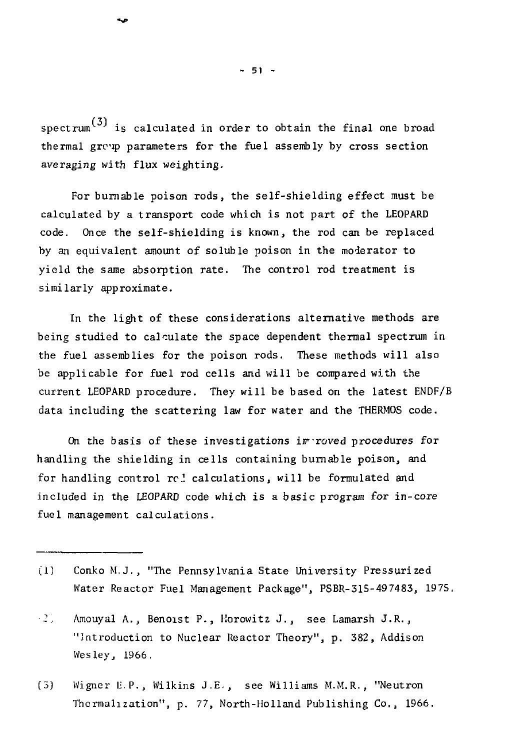spectrum[3] is calculated in order to obtain the final one broad thermal group parameters for the fuel assembly by cross section averaging with flux weighting.

For burnable poison rods, the self-shielding effect must be calculated by a transport code which is not part of the LEOPARD code. Once the self-shielding is known, the rod can be replaced by an equivalent amount of soluble poison in the moderator to yield the same absorption rate. The control rod treatment is similarly approximate.

In the light of these considerations alternative methods are being studied to calculate the space dependent thermal spectrum in the fuel assemblies for the poison rods. These methods will also be applicable for fuel rod cells and will be compared with the current LEOPARD procedure. They will be based on the latest ENDF/B data including the scattering law for water and the THERMOS code.

On the basis of these investigations improved procedures for handling the shielding in cells containing burnable poison, and for handling control rod calculations, will be formulated and included in the LEOPARD code which is a basic program for in-core fuel management calculations.

---

(1) Conko M.J., "The Pennsylvania State University Pressurized Water Reactor Fuel Management Package", PSBR-315-497483, 1975.

(2) Amouyal A., Benoist P., Horowitz J., see Lamarsh J.R., "Introduction to Nuclear Reactor Theory", p. 382, Addison Wesley, 1966.

(3) Wigner E.P., Wilkins J.E., see Williams M.M.R., "Neutron Thermalization", p. 77, North-Holland Publishing Co., 1966.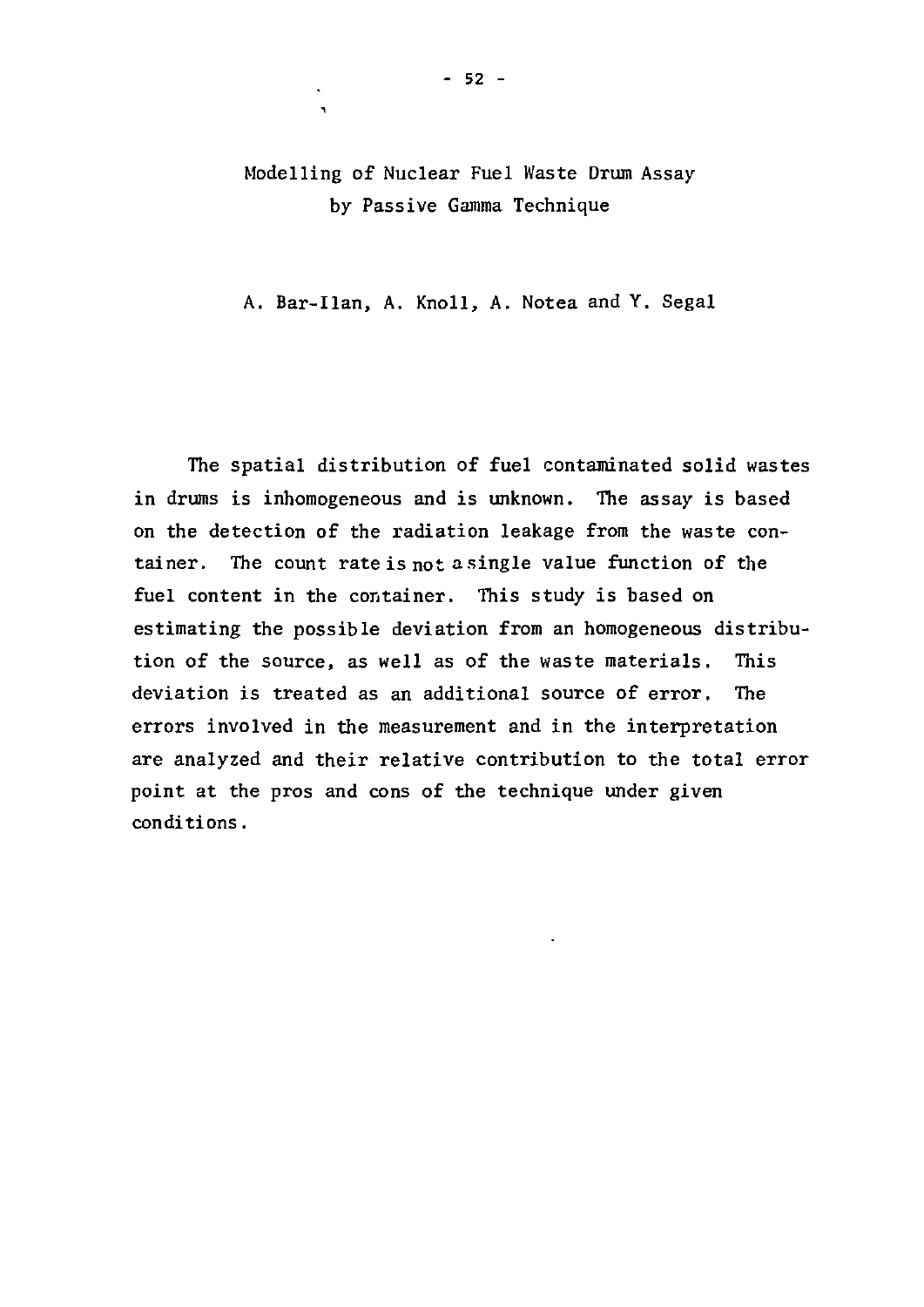# Modelling of Nuclear Fuel Waste Drum Assay by Passive Gamma Technique

A. Bar-Ilan, A. Knoll, A. Notea and Y. Segal

The spatial distribution of fuel contaminated solid wastes in drums is inhomogeneous and is unknown. The assay is based on the detection of the radiation leakage from the waste container. The count rate is not a single value function of the fuel content in the container. This study is based on estimating the possible deviation from an homogeneous distribution of the source, as well as of the waste materials. This deviation is treated as an additional source of error. The errors involved in the measurement and in the interpretation are analyzed and their relative contribution to the total error point at the pros and cons of the technique under given conditions.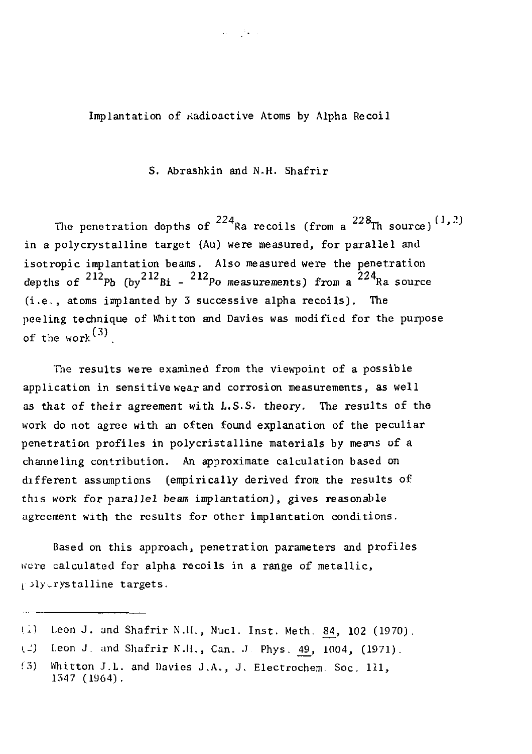# Implantation of Radioactive Atoms by Alpha Recoil

S. Abrashkin and N.H. Shafrir

The penetration depths of $^{224}Ra$ recoils (from a $^{228}Th$ source)[1,2] in a polycrystalline target (Au) were measured, for parallel and isotropic implantation beams. Also measured were the penetration depths of $^{212}Pb$ (by $^{212}Bi$ - $^{212}Po$ measurements) from a $^{224}Ra$ source (i.e., atoms implanted by 3 successive alpha recoils). The peeling technique of Whitton and Davies was modified for the purpose of the work[3].

The results were examined from the viewpoint of a possible application in sensitive wear and corrosion measurements, as well as that of their agreement with L.S.S. theory. The results of the work do not agree with an often found explanation of the peculiar penetration profiles in polycristalline materials by means of a channeling contribution. An approximate calculation based on different assumptions (empirically derived from the results of this work for parallel beam implantation), gives reasonable agreement with the results for other implantation conditions.

Based on this approach, penetration parameters and profiles were calculated for alpha recoils in a range of metallic, polycrystalline targets.

---

(1) Leon J. and Shafrir N.H., Nucl. Inst. Meth. 84, 102 (1970).

(2) Leon J. and Shafrir N.H., Can. J Phys. 49, 1004, (1971).

(3) Whitton J.L. and Davies J.A., J. Electrochem. Soc. 111, 1347 (1964).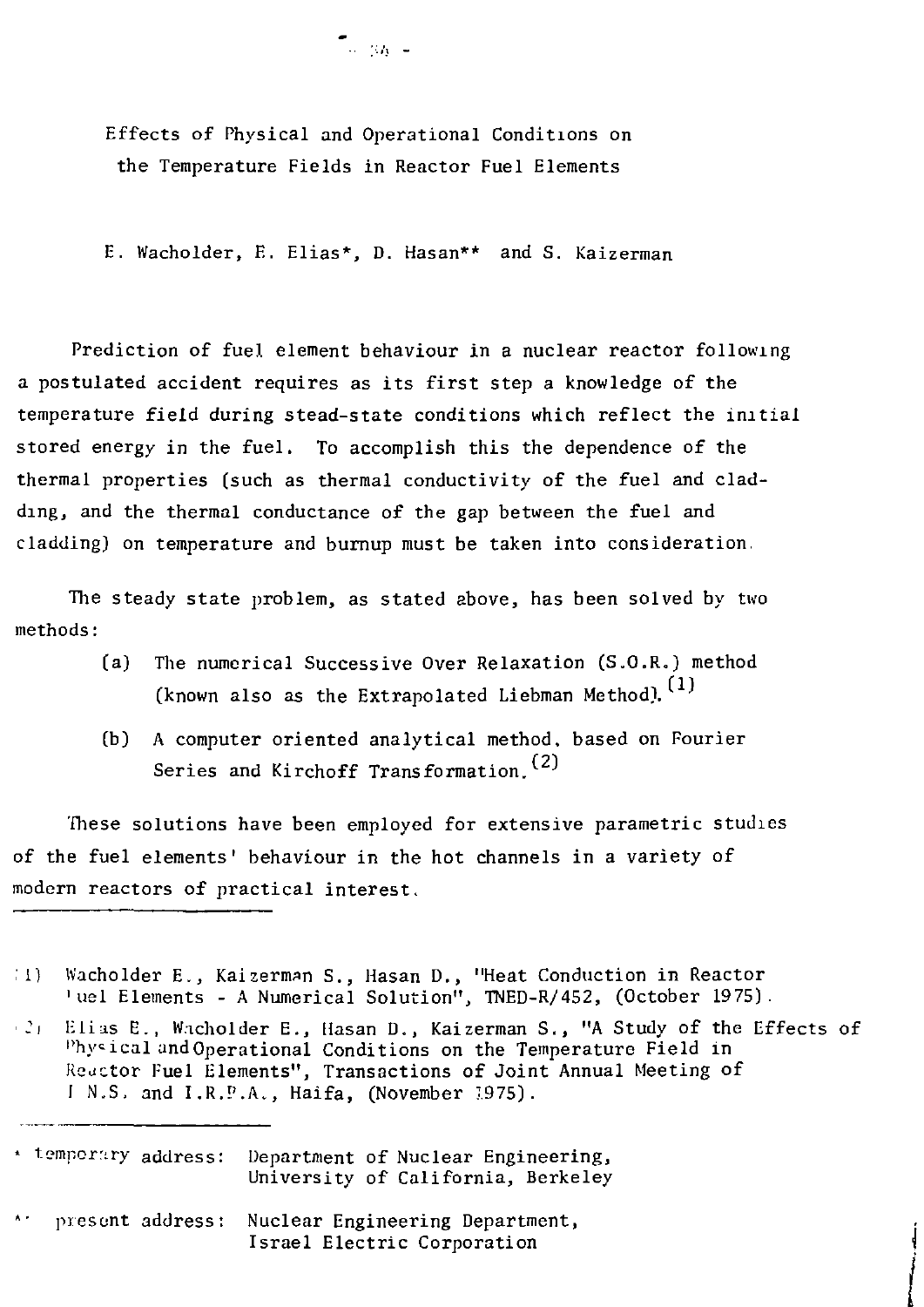# Effects of Physical and Operational Conditions on the Temperature Fields in Reactor Fuel Elements

E. Wacholder, E. Elias*, D. Hasan** and S. Kaizerman

Prediction of fuel element behaviour in a nuclear reactor following a postulated accident requires as its first step a knowledge of the temperature field during stead-state conditions which reflect the initial stored energy in the fuel. To accomplish this the dependence of the thermal properties (such as thermal conductivity of the fuel and cladding, and the thermal conductance of the gap between the fuel and cladding) on temperature and burnup must be taken into consideration.

The steady state problem, as stated above, has been solved by two methods:

(a) The numerical Successive Over Relaxation (S.O.R.) method (known also as the Extrapolated Liebman Method).[1]

(b) A computer oriented analytical method, based on Fourier Series and Kirchoff Transformation.[2]

These solutions have been employed for extensive parametric studies of the fuel elements' behaviour in the hot channels in a variety of modern reactors of practical interest.

---

(1) Wacholder E., Kaizerman S., Hasan D., "Heat Conduction in Reactor Fuel Elements - A Numerical Solution", TNED-R/452, (October 1975).

(2) Elias E., Wacholder E., Hasan D., Kaizerman S., "A Study of the Effects of Physical and Operational Conditions on the Temperature Field in Reactor Fuel Elements", Transactions of Joint Annual Meeting of I.N.S. and I.R.P.A., Haifa, (November 1975).

---

\* temporary address: Department of Nuclear Engineering, University of California, Berkeley

\** present address: Nuclear Engineering Department, Israel Electric Corporation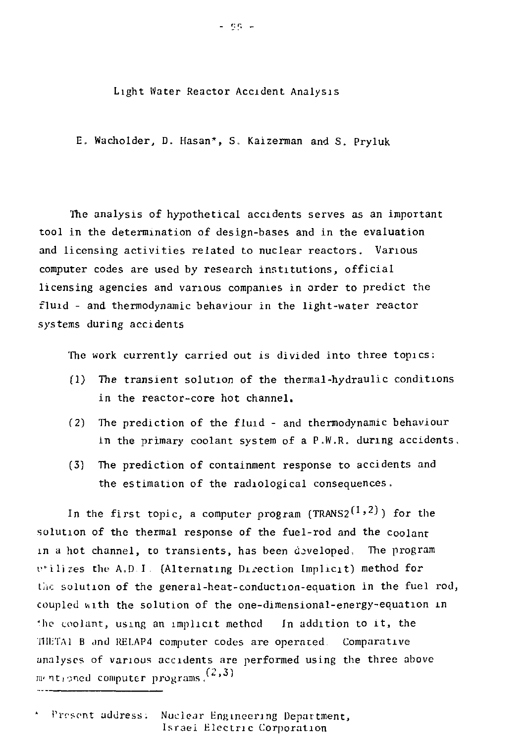# Light Water Reactor Accident Analysis

E. Wacholder, D. Hasan*, S. Kaizerman and S. Pryluk

The analysis of hypothetical accidents serves as an important tool in the determination of design-bases and in the evaluation and licensing activities related to nuclear reactors. Various computer codes are used by research institutions, official licensing agencies and various companies in order to predict the fluid - and thermodynamic behaviour in the light-water reactor systems during accidents

The work currently carried out is divided into three topics:

(1) The transient solution of the thermal-hydraulic conditions in the reactor-core hot channel.

(2) The prediction of the fluid - and thermodynamic behaviour in the primary coolant system of a P.W.R. during accidents.

(3) The prediction of containment response to accidents and the estimation of the radiological consequences.

In the first topic, a computer program (TRANS2[1,2]) for the solution of the thermal response of the fuel-rod and the coolant in a hot channel, to transients, has been developed. The program utilizes the A.D.I. (Alternating Direction Implicit) method for the solution of the general-heat-conduction-equation in the fuel rod, coupled with the solution of the one-dimensional-energy-equation in the coolant, using an implicit method In addition to it, the THETA1 B and RELAP4 computer codes are operated. Comparative analyses of various accidents are performed using the three above mentioned computer programs.[2,3]

\* Present address: Nuclear Engineering Department, Israel Electric Corporation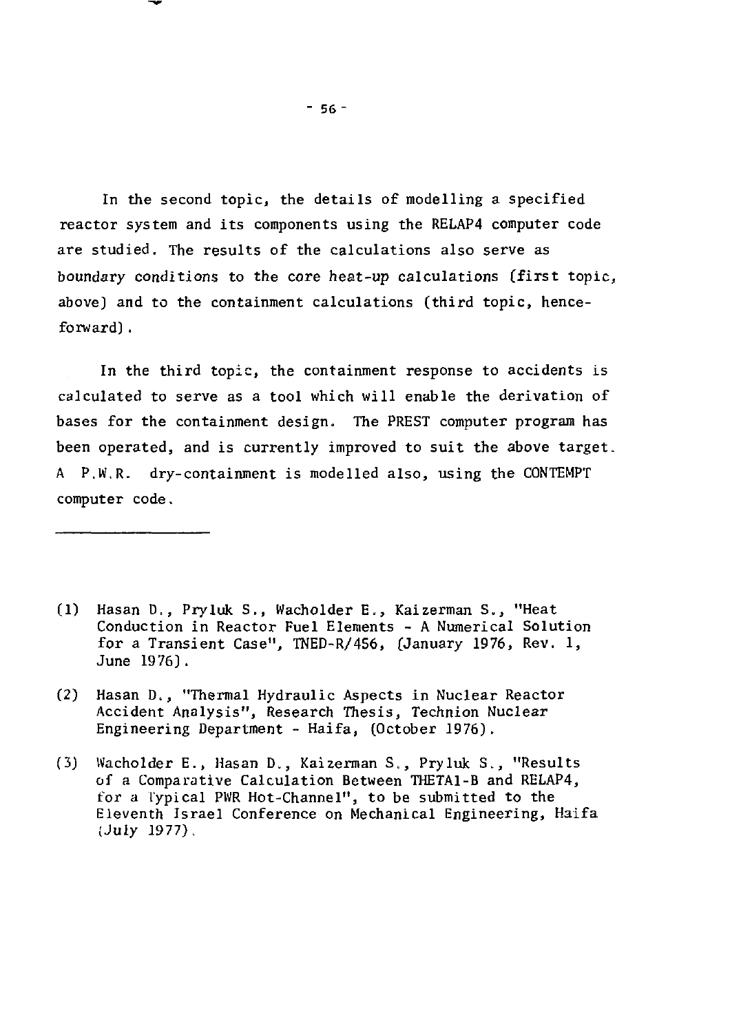In the second topic, the details of modelling a specified reactor system and its components using the RELAP4 computer code are studied. The results of the calculations also serve as boundary conditions to the core heat-up calculations (first topic, above) and to the containment calculations (third topic, henceforward).

In the third topic, the containment response to accidents is calculated to serve as a tool which will enable the derivation of bases for the containment design. The PREST computer program has been operated, and is currently improved to suit the above target. A P.W.R. dry-containment is modelled also, using the CONTEMPT computer code.

---

(1) Hasan D., Pryluk S., Wacholder E., Kaizerman S., "Heat Conduction in Reactor Fuel Elements - A Numerical Solution for a Transient Case", TNED-R/456, (January 1976, Rev. 1, June 1976).

(2) Hasan D., "Thermal Hydraulic Aspects in Nuclear Reactor Accident Analysis", Research Thesis, Technion Nuclear Engineering Department - Haifa, (October 1976).

(3) Wacholder E., Hasan D., Kaizerman S., Pryluk S., "Results of a Comparative Calculation Between THETA1-B and RELAP4, for a Typical PWR Hot-Channel", to be submitted to the Eleventh Israel Conference on Mechanical Engineering, Haifa (July 1977).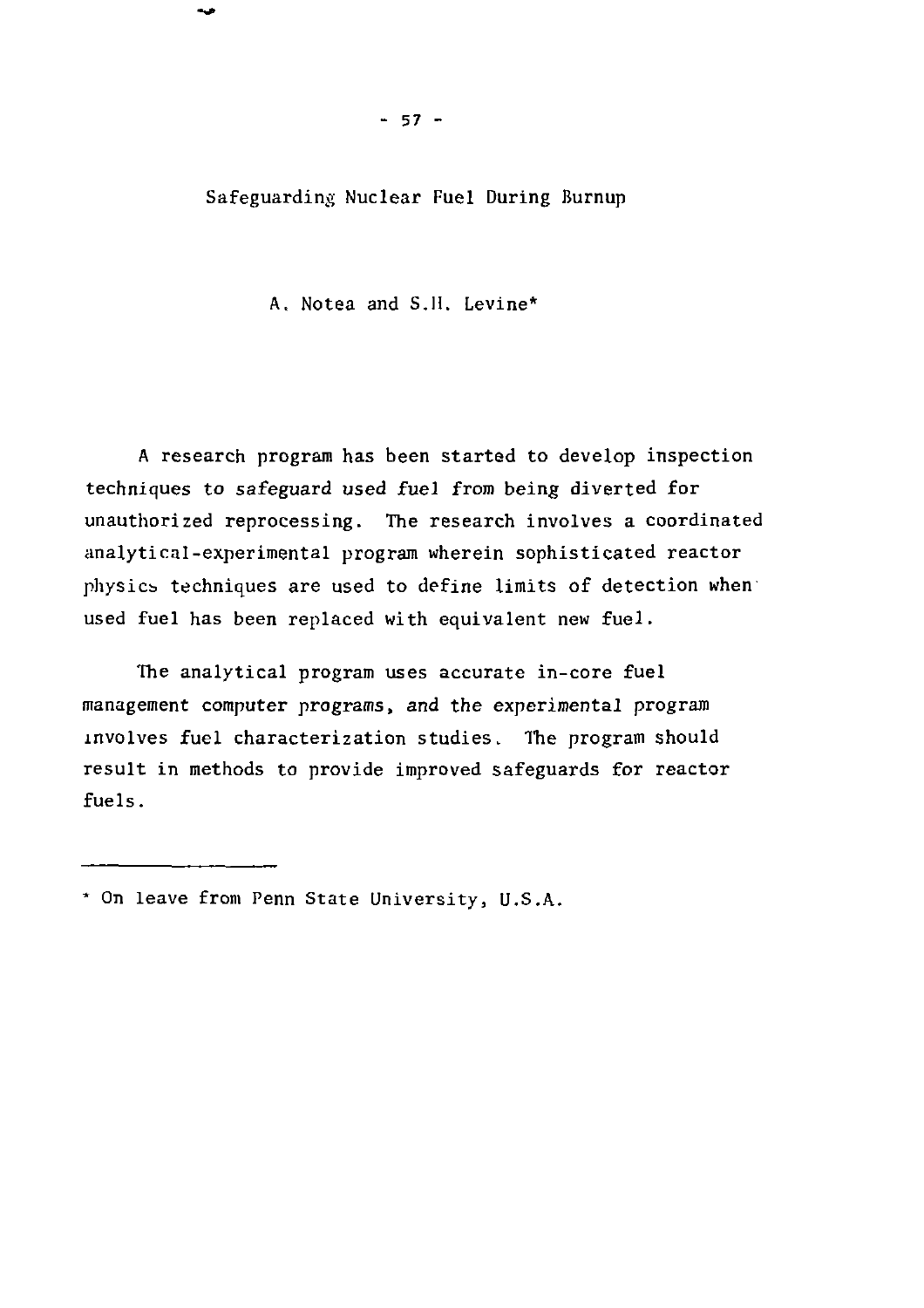# Safeguarding Nuclear Fuel During Burnup

A. Notea and S.H. Levine*

A research program has been started to develop inspection techniques to safeguard used fuel from being diverted for unauthorized reprocessing. The research involves a coordinated analytical-experimental program wherein sophisticated reactor physics techniques are used to define limits of detection when used fuel has been replaced with equivalent new fuel.

The analytical program uses accurate in-core fuel management computer programs, and the experimental program involves fuel characterization studies. The program should result in methods to provide improved safeguards for reactor fuels.

---

* On leave from Penn State University, U.S.A.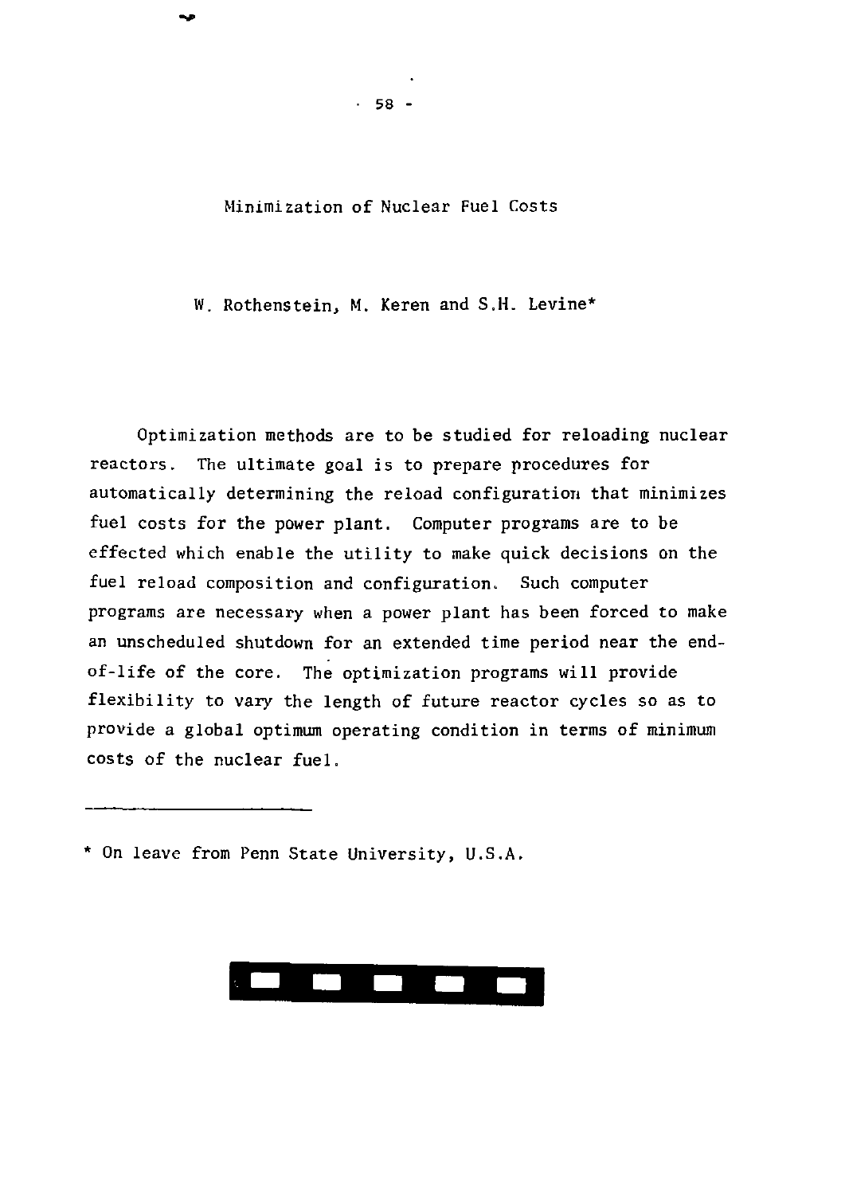# Minimization of Nuclear Fuel Costs

W. Rothenstein, M. Keren and S.H. Levine*

Optimization methods are to be studied for reloading nuclear reactors. The ultimate goal is to prepare procedures for automatically determining the reload configuration that minimizes fuel costs for the power plant. Computer programs are to be effected which enable the utility to make quick decisions on the fuel reload composition and configuration. Such computer programs are necessary when a power plant has been forced to make an unscheduled shutdown for an extended time period near the end-of-life of the core. The optimization programs will provide flexibility to vary the length of future reactor cycles so as to provide a global optimum operating condition in terms of minimum costs of the nuclear fuel.

---

* On leave from Penn State University, U.S.A.